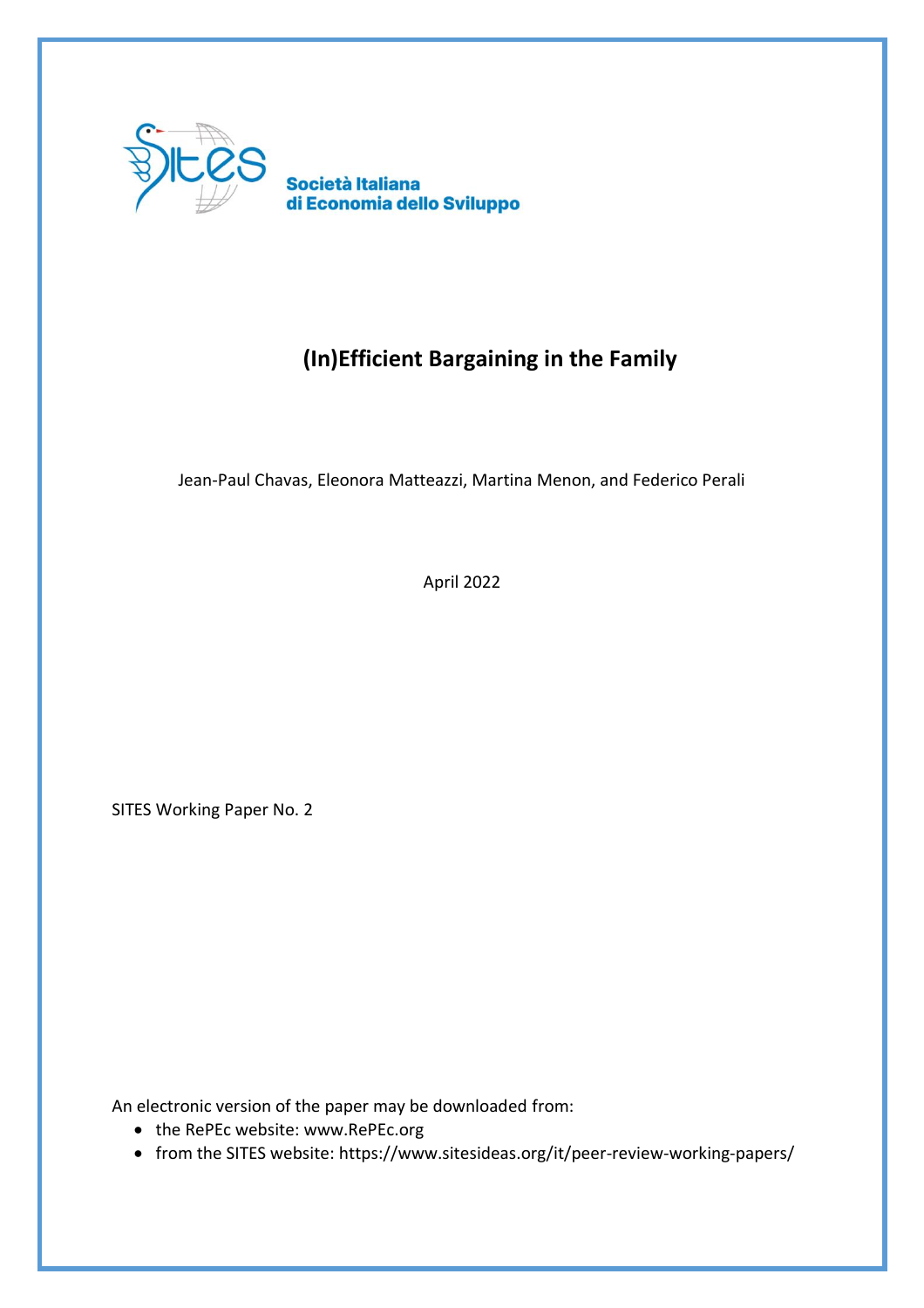Società Italiana di Economia dello Sviluppo

# (In)Efficient Bargaining in the Family

Jean-Paul Chavas, Eleonora Matteazzi, Martina Menon, and Federico Perali

April 2022

SITES Working Paper No. 2

An electronic version of the paper may be downloaded from:

- the RePEc website: www.RePEc.org
- from the SITES website: https://www.sitesideas.org/it/peer-review-working-papers/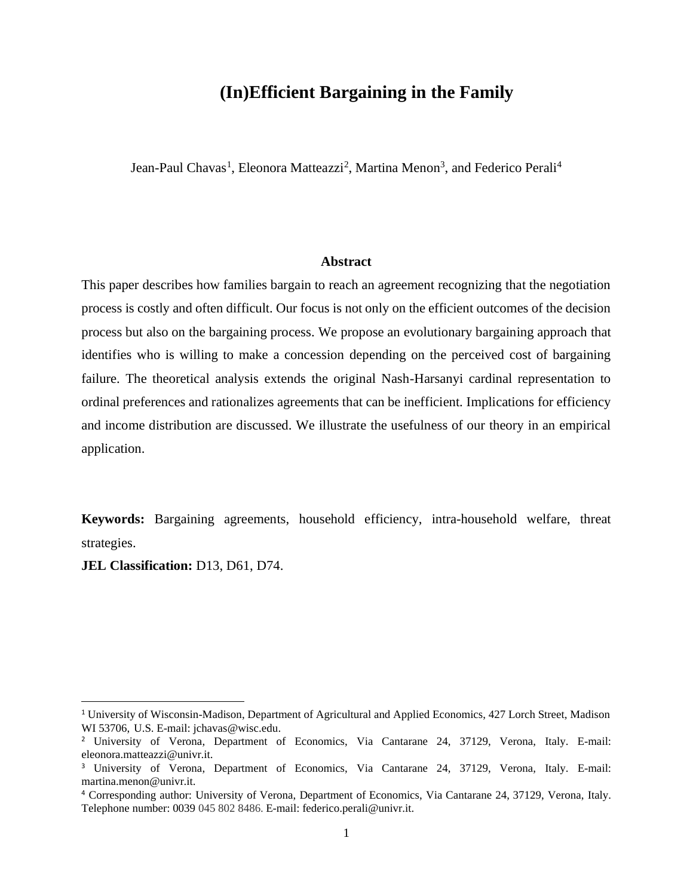# (In)Efficient Bargaining in the Family

Jean-Paul Chavas[1], Eleonora Matteazzi[2], Martina Menon[3], and Federico Perali[4]

**Abstract**

This paper describes how families bargain to reach an agreement recognizing that the negotiation process is costly and often difficult. Our focus is not only on the efficient outcomes of the decision process but also on the bargaining process. We propose an evolutionary bargaining approach that identifies who is willing to make a concession depending on the perceived cost of bargaining failure. The theoretical analysis extends the original Nash-Harsanyi cardinal representation to ordinal preferences and rationalizes agreements that can be inefficient. Implications for efficiency and income distribution are discussed. We illustrate the usefulness of our theory in an empirical application.

**Keywords:** Bargaining agreements, household efficiency, intra-household welfare, threat strategies.

**JEL Classification:** D13, D61, D74.

---

[1] University of Wisconsin-Madison, Department of Agricultural and Applied Economics, 427 Lorch Street, Madison WI 53706, U.S. E-mail: jchavas@wisc.edu.

[2] University of Verona, Department of Economics, Via Cantarane 24, 37129, Verona, Italy. E-mail: eleonora.matteazzi@univr.it.

[3] University of Verona, Department of Economics, Via Cantarane 24, 37129, Verona, Italy. E-mail: martina.menon@univr.it.

[4] Corresponding author: University of Verona, Department of Economics, Via Cantarane 24, 37129, Verona, Italy. Telephone number: 0039 045 802 8486. E-mail: federico.perali@univr.it.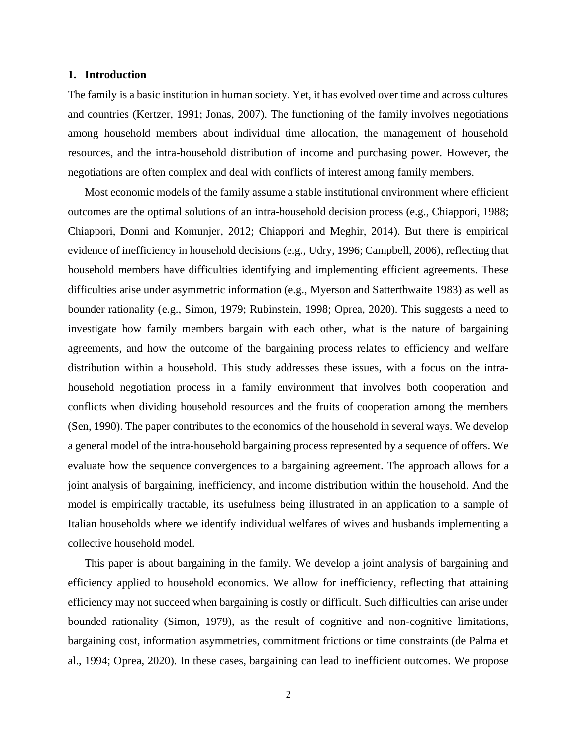## 1. Introduction

The family is a basic institution in human society. Yet, it has evolved over time and across cultures and countries (Kertzer, 1991; Jonas, 2007). The functioning of the family involves negotiations among household members about individual time allocation, the management of household resources, and the intra-household distribution of income and purchasing power. However, the negotiations are often complex and deal with conflicts of interest among family members.

Most economic models of the family assume a stable institutional environment where efficient outcomes are the optimal solutions of an intra-household decision process (e.g., Chiappori, 1988; Chiappori, Donni and Komunjer, 2012; Chiappori and Meghir, 2014). But there is empirical evidence of inefficiency in household decisions (e.g., Udry, 1996; Campbell, 2006), reflecting that household members have difficulties identifying and implementing efficient agreements. These difficulties arise under asymmetric information (e.g., Myerson and Satterthwaite 1983) as well as bounder rationality (e.g., Simon, 1979; Rubinstein, 1998; Oprea, 2020). This suggests a need to investigate how family members bargain with each other, what is the nature of bargaining agreements, and how the outcome of the bargaining process relates to efficiency and welfare distribution within a household. This study addresses these issues, with a focus on the intra-household negotiation process in a family environment that involves both cooperation and conflicts when dividing household resources and the fruits of cooperation among the members (Sen, 1990). The paper contributes to the economics of the household in several ways. We develop a general model of the intra-household bargaining process represented by a sequence of offers. We evaluate how the sequence convergences to a bargaining agreement. The approach allows for a joint analysis of bargaining, inefficiency, and income distribution within the household. And the model is empirically tractable, its usefulness being illustrated in an application to a sample of Italian households where we identify individual welfares of wives and husbands implementing a collective household model.

This paper is about bargaining in the family. We develop a joint analysis of bargaining and efficiency applied to household economics. We allow for inefficiency, reflecting that attaining efficiency may not succeed when bargaining is costly or difficult. Such difficulties can arise under bounded rationality (Simon, 1979), as the result of cognitive and non-cognitive limitations, bargaining cost, information asymmetries, commitment frictions or time constraints (de Palma et al., 1994; Oprea, 2020). In these cases, bargaining can lead to inefficient outcomes. We propose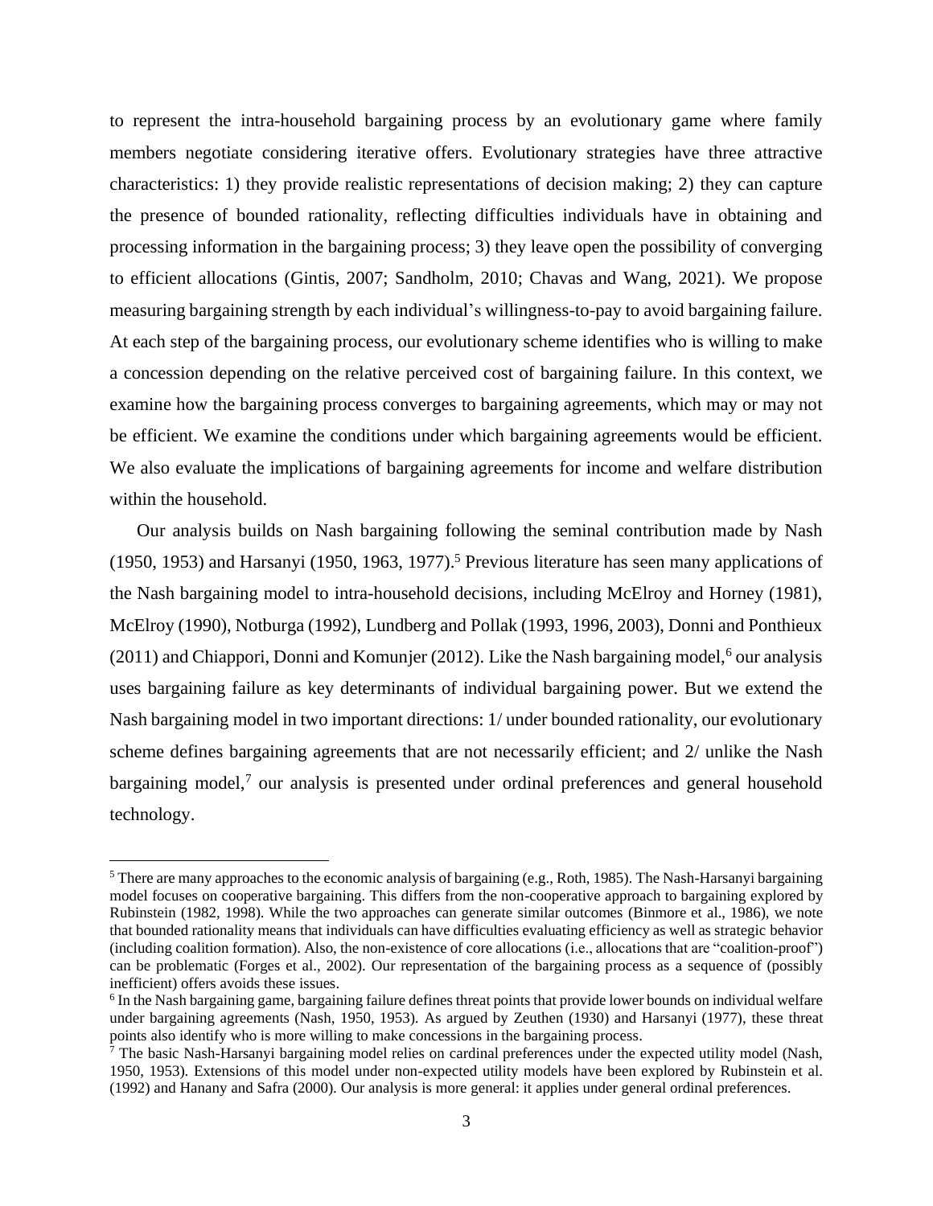to represent the intra-household bargaining process by an evolutionary game where family members negotiate considering iterative offers. Evolutionary strategies have three attractive characteristics: 1) they provide realistic representations of decision making; 2) they can capture the presence of bounded rationality, reflecting difficulties individuals have in obtaining and processing information in the bargaining process; 3) they leave open the possibility of converging to efficient allocations (Gintis, 2007; Sandholm, 2010; Chavas and Wang, 2021). We propose measuring bargaining strength by each individual's willingness-to-pay to avoid bargaining failure. At each step of the bargaining process, our evolutionary scheme identifies who is willing to make a concession depending on the relative perceived cost of bargaining failure. In this context, we examine how the bargaining process converges to bargaining agreements, which may or may not be efficient. We examine the conditions under which bargaining agreements would be efficient. We also evaluate the implications of bargaining agreements for income and welfare distribution within the household.

Our analysis builds on Nash bargaining following the seminal contribution made by Nash (1950, 1953) and Harsanyi (1950, 1963, 1977).[5] Previous literature has seen many applications of the Nash bargaining model to intra-household decisions, including McElroy and Horney (1981), McElroy (1990), Notburga (1992), Lundberg and Pollak (1993, 1996, 2003), Donni and Ponthieux (2011) and Chiappori, Donni and Komunjer (2012). Like the Nash bargaining model,[6] our analysis uses bargaining failure as key determinants of individual bargaining power. But we extend the Nash bargaining model in two important directions: 1/ under bounded rationality, our evolutionary scheme defines bargaining agreements that are not necessarily efficient; and 2/ unlike the Nash bargaining model,[7] our analysis is presented under ordinal preferences and general household technology.

[5] There are many approaches to the economic analysis of bargaining (e.g., Roth, 1985). The Nash-Harsanyi bargaining model focuses on cooperative bargaining. This differs from the non-cooperative approach to bargaining explored by Rubinstein (1982, 1998). While the two approaches can generate similar outcomes (Binmore et al., 1986), we note that bounded rationality means that individuals can have difficulties evaluating efficiency as well as strategic behavior (including coalition formation). Also, the non-existence of core allocations (i.e., allocations that are "coalition-proof") can be problematic (Forges et al., 2002). Our representation of the bargaining process as a sequence of (possibly inefficient) offers avoids these issues.

[6] In the Nash bargaining game, bargaining failure defines threat points that provide lower bounds on individual welfare under bargaining agreements (Nash, 1950, 1953). As argued by Zeuthen (1930) and Harsanyi (1977), these threat points also identify who is more willing to make concessions in the bargaining process.

[7] The basic Nash-Harsanyi bargaining model relies on cardinal preferences under the expected utility model (Nash, 1950, 1953). Extensions of this model under non-expected utility models have been explored by Rubinstein et al. (1992) and Hanany and Safra (2000). Our analysis is more general: it applies under general ordinal preferences.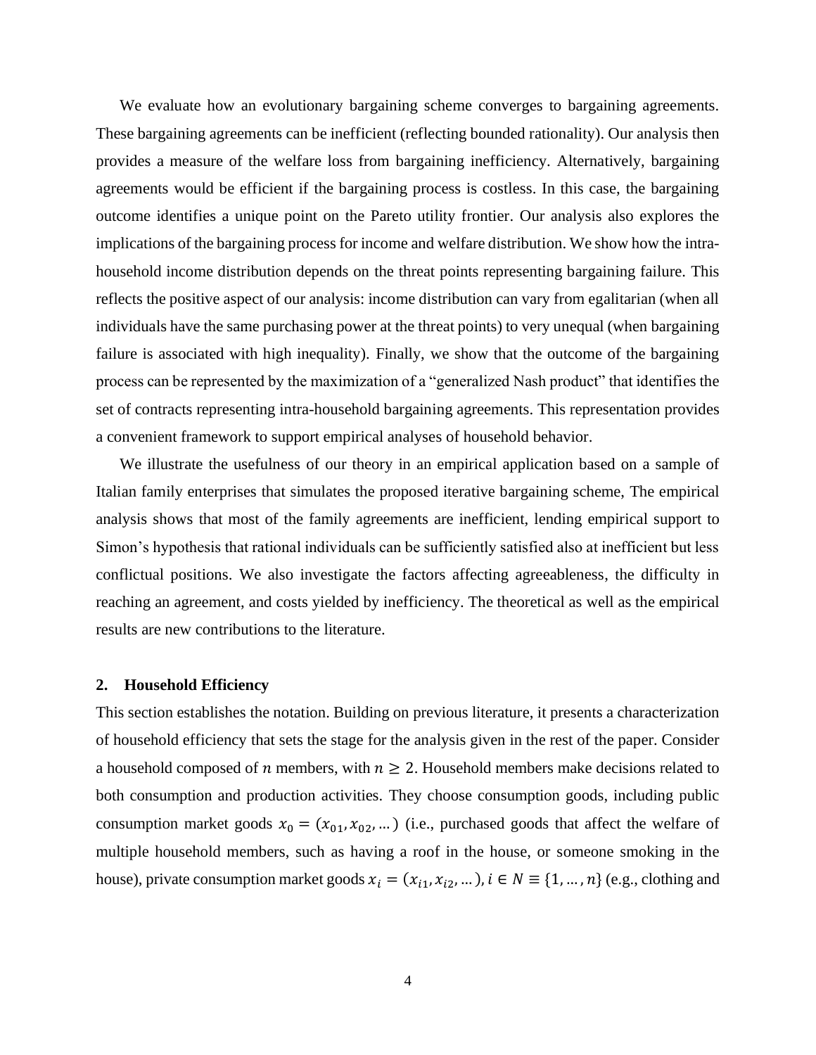We evaluate how an evolutionary bargaining scheme converges to bargaining agreements. These bargaining agreements can be inefficient (reflecting bounded rationality). Our analysis then provides a measure of the welfare loss from bargaining inefficiency. Alternatively, bargaining agreements would be efficient if the bargaining process is costless. In this case, the bargaining outcome identifies a unique point on the Pareto utility frontier. Our analysis also explores the implications of the bargaining process for income and welfare distribution. We show how the intra-household income distribution depends on the threat points representing bargaining failure. This reflects the positive aspect of our analysis: income distribution can vary from egalitarian (when all individuals have the same purchasing power at the threat points) to very unequal (when bargaining failure is associated with high inequality). Finally, we show that the outcome of the bargaining process can be represented by the maximization of a "generalized Nash product" that identifies the set of contracts representing intra-household bargaining agreements. This representation provides a convenient framework to support empirical analyses of household behavior.

We illustrate the usefulness of our theory in an empirical application based on a sample of Italian family enterprises that simulates the proposed iterative bargaining scheme, The empirical analysis shows that most of the family agreements are inefficient, lending empirical support to Simon's hypothesis that rational individuals can be sufficiently satisfied also at inefficient but less conflictual positions. We also investigate the factors affecting agreeableness, the difficulty in reaching an agreement, and costs yielded by inefficiency. The theoretical as well as the empirical results are new contributions to the literature.

## 2. Household Efficiency

This section establishes the notation. Building on previous literature, it presents a characterization of household efficiency that sets the stage for the analysis given in the rest of the paper. Consider a household composed of $n$ members, with $n \geq 2$. Household members make decisions related to both consumption and production activities. They choose consumption goods, including public consumption market goods $x_0 = (x_{01}, x_{02}, \dots)$ (i.e., purchased goods that affect the welfare of multiple household members, such as having a roof in the house, or someone smoking in the house), private consumption market goods $x_i = (x_{i1}, x_{i2}, \dots)$, $i \in N \equiv \{1, \dots, n\}$ (e.g., clothing and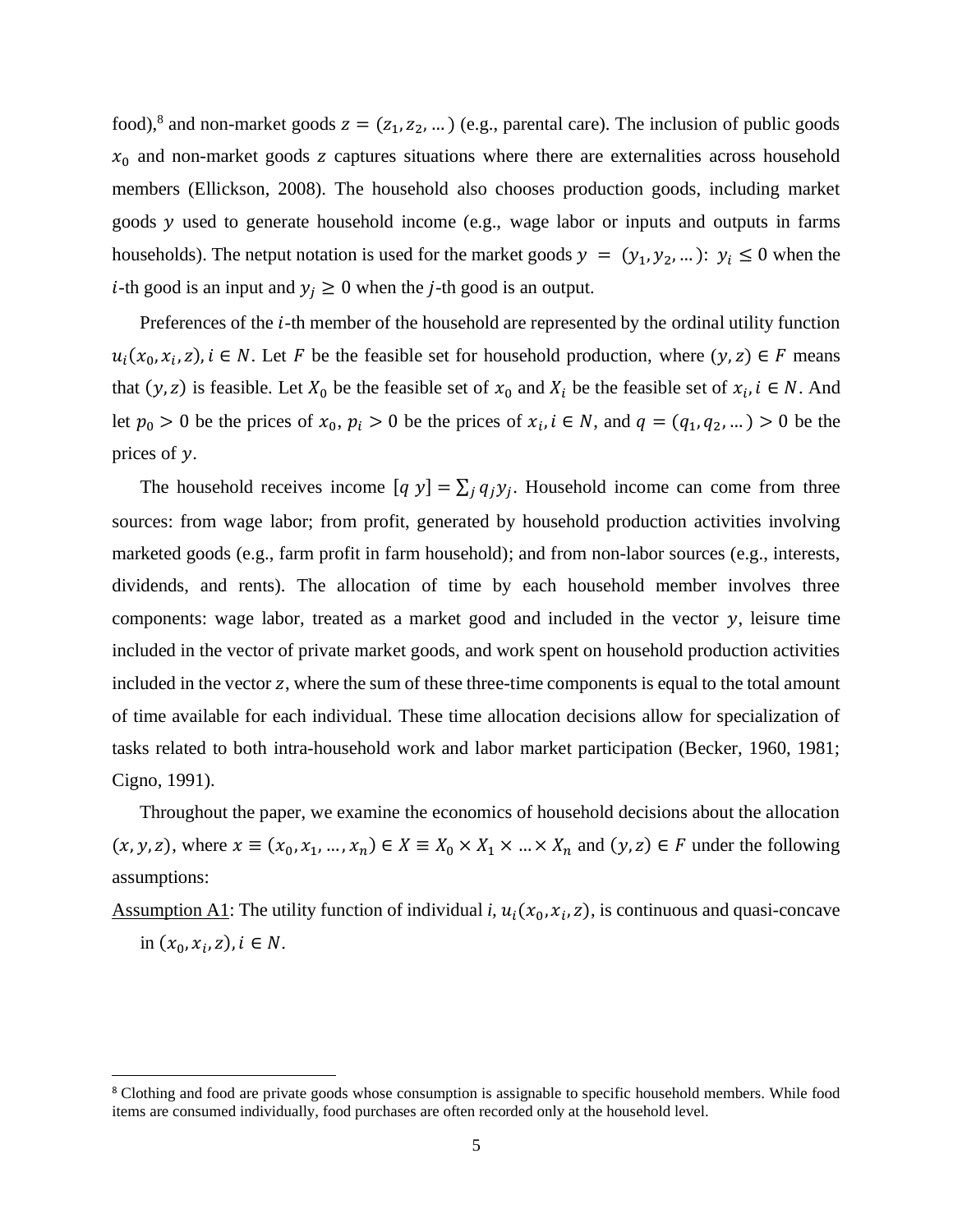food),[8] and non-market goods $z = (z_1, z_2, ...)$ (e.g., parental care). The inclusion of public goods $x_0$ and non-market goods $z$ captures situations where there are externalities across household members (Ellickson, 2008). The household also chooses production goods, including market goods $y$ used to generate household income (e.g., wage labor or inputs and outputs in farms households). The netput notation is used for the market goods $y = (y_1, y_2, ...)$: $y_i \leq 0$ when the $i$-th good is an input and $y_j \geq 0$ when the $j$-th good is an output.

Preferences of the $i$-th member of the household are represented by the ordinal utility function $u_i(x_0, x_i, z), i \in N$. Let $F$ be the feasible set for household production, where $(y, z) \in F$ means that $(y, z)$ is feasible. Let $X_0$ be the feasible set of $x_0$ and $X_i$ be the feasible set of $x_i, i \in N$. And let $p_0 > 0$ be the prices of $x_0$, $p_i > 0$ be the prices of $x_i, i \in N$, and $q = (q_1, q_2, ...) > 0$ be the prices of $y$.

The household receives income $[q\ y] = \sum_j q_j y_j$. Household income can come from three sources: from wage labor; from profit, generated by household production activities involving marketed goods (e.g., farm profit in farm household); and from non-labor sources (e.g., interests, dividends, and rents). The allocation of time by each household member involves three components: wage labor, treated as a market good and included in the vector $y$, leisure time included in the vector of private market goods, and work spent on household production activities included in the vector $z$, where the sum of these three-time components is equal to the total amount of time available for each individual. These time allocation decisions allow for specialization of tasks related to both intra-household work and labor market participation (Becker, 1960, 1981; Cigno, 1991).

Throughout the paper, we examine the economics of household decisions about the allocation $(x, y, z)$, where $x \equiv (x_0, x_1, ..., x_n) \in X \equiv X_0 \times X_1 \times ... \times X_n$ and $(y, z) \in F$ under the following assumptions:

Assumption A1: The utility function of individual $i$, $u_i(x_0, x_i, z)$, is continuous and quasi-concave in $(x_0, x_i, z), i \in N$.

[8] Clothing and food are private goods whose consumption is assignable to specific household members. While food items are consumed individually, food purchases are often recorded only at the household level.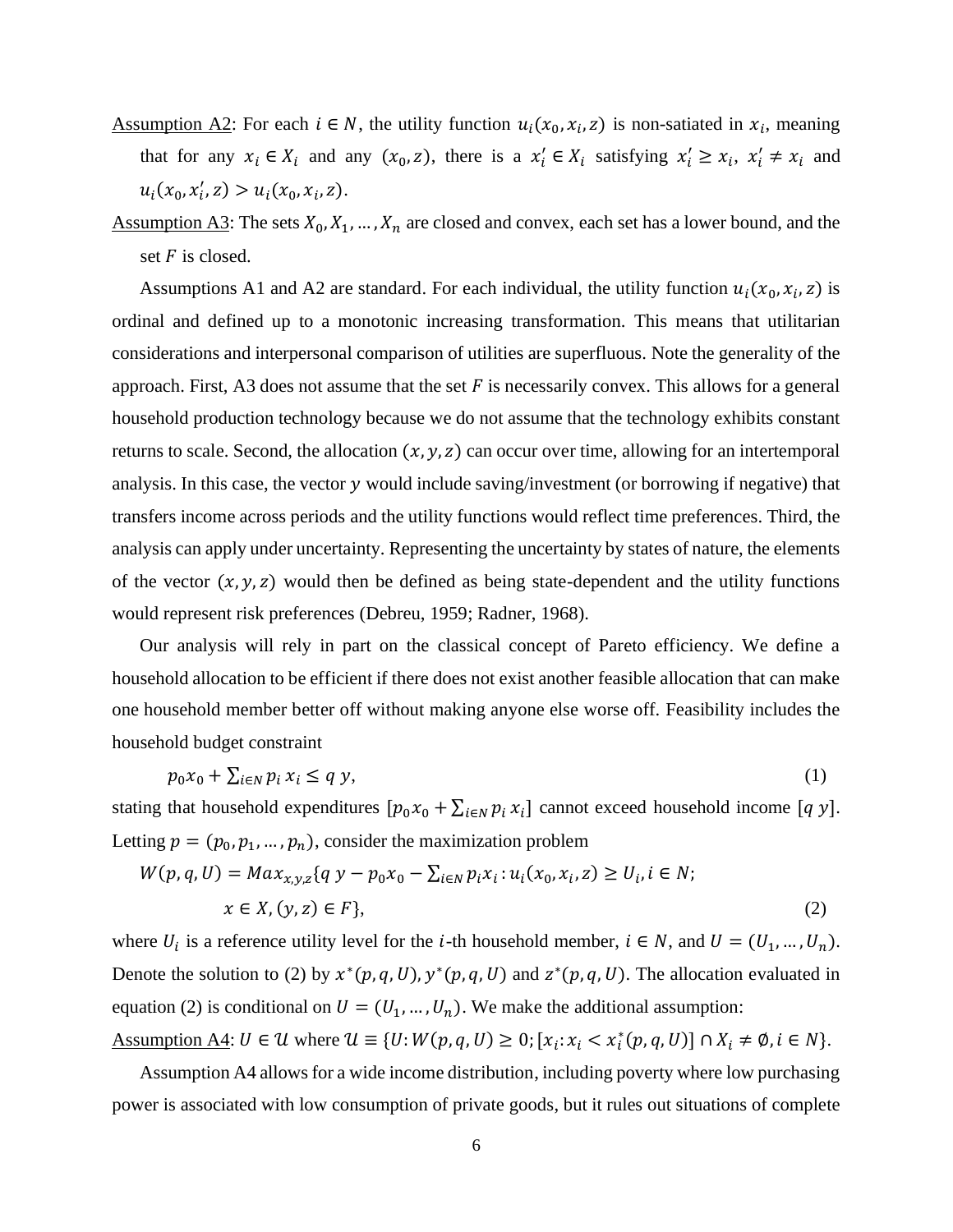<u>Assumption A2</u>: For each $i \in N$, the utility function $u_i(x_0, x_i, z)$ is non-satiated in $x_i$, meaning that for any $x_i \in X_i$ and any $(x_0, z)$, there is a $x_i' \in X_i$ satisfying $x_i' \geq x_i$, $x_i' \neq x_i$ and $u_i(x_0, x_i', z) > u_i(x_0, x_i, z)$.

<u>Assumption A3</u>: The sets $X_0, X_1, \ldots, X_n$ are closed and convex, each set has a lower bound, and the set $F$ is closed.

Assumptions A1 and A2 are standard. For each individual, the utility function $u_i(x_0, x_i, z)$ is ordinal and defined up to a monotonic increasing transformation. This means that utilitarian considerations and interpersonal comparison of utilities are superfluous. Note the generality of the approach. First, A3 does not assume that the set $F$ is necessarily convex. This allows for a general household production technology because we do not assume that the technology exhibits constant returns to scale. Second, the allocation $(x, y, z)$ can occur over time, allowing for an intertemporal analysis. In this case, the vector $y$ would include saving/investment (or borrowing if negative) that transfers income across periods and the utility functions would reflect time preferences. Third, the analysis can apply under uncertainty. Representing the uncertainty by states of nature, the elements of the vector $(x, y, z)$ would then be defined as being state-dependent and the utility functions would represent risk preferences (Debreu, 1959; Radner, 1968).

Our analysis will rely in part on the classical concept of Pareto efficiency. We define a household allocation to be efficient if there does not exist another feasible allocation that can make one household member better off without making anyone else worse off. Feasibility includes the household budget constraint

$$p_0 x_0 + \sum_{i \in N} p_i x_i \leq q\, y, \tag{1}$$

stating that household expenditures $[p_0 x_0 + \sum_{i \in N} p_i x_i]$ cannot exceed household income $[q\, y]$. Letting $p = (p_0, p_1, \ldots, p_n)$, consider the maximization problem

$$W(p, q, U) = Max_{x,y,z}\{q\, y - p_0 x_0 - \sum_{i \in N} p_i x_i : u_i(x_0, x_i, z) \geq U_i, i \in N; \\ x \in X, (y, z) \in F\}, \tag{2}$$

where $U_i$ is a reference utility level for the $i$-th household member, $i \in N$, and $U = (U_1, \ldots, U_n)$. Denote the solution to (2) by $x^*(p, q, U)$, $y^*(p, q, U)$ and $z^*(p, q, U)$. The allocation evaluated in equation (2) is conditional on $U = (U_1, \ldots, U_n)$. We make the additional assumption:

<u>Assumption A4</u>: $U \in \mathcal{U}$ where $\mathcal{U} \equiv \{U: W(p, q, U) \geq 0; [x_i: x_i < x_i^*(p, q, U)] \cap X_i \neq \emptyset, i \in N\}$.

Assumption A4 allows for a wide income distribution, including poverty where low purchasing power is associated with low consumption of private goods, but it rules out situations of complete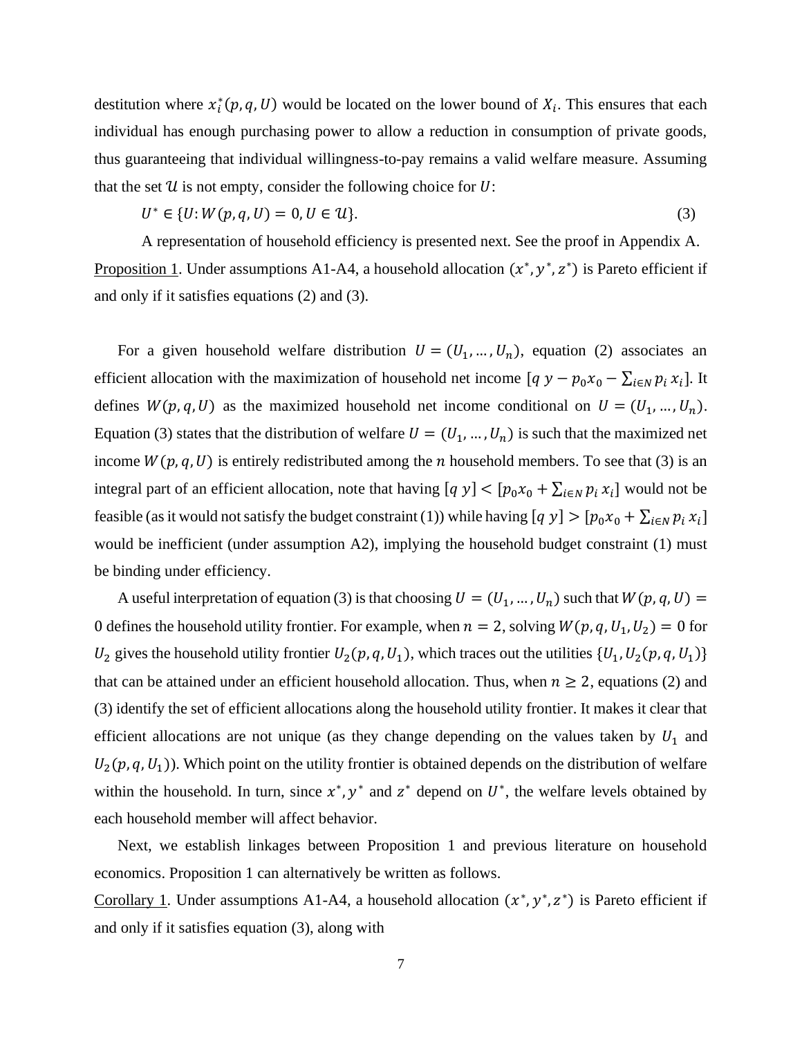destitution where $x_i^*(p, q, U)$ would be located on the lower bound of $X_i$. This ensures that each individual has enough purchasing power to allow a reduction in consumption of private goods, thus guaranteeing that individual willingness-to-pay remains a valid welfare measure. Assuming that the set $\mathcal{U}$ is not empty, consider the following choice for $U$:

$$U^* \in \{U: W(p, q, U) = 0, U \in \mathcal{U}\}. \tag{3}$$

A representation of household efficiency is presented next. See the proof in Appendix A.

Proposition 1. Under assumptions A1-A4, a household allocation $(x^*, y^*, z^*)$ is Pareto efficient if and only if it satisfies equations (2) and (3).

For a given household welfare distribution $U = (U_1, \ldots, U_n)$, equation (2) associates an efficient allocation with the maximization of household net income $[q\, y - p_0 x_0 - \sum_{i \in N} p_i\, x_i]$. It defines $W(p, q, U)$ as the maximized household net income conditional on $U = (U_1, \ldots, U_n)$. Equation (3) states that the distribution of welfare $U = (U_1, \ldots, U_n)$ is such that the maximized net income $W(p, q, U)$ is entirely redistributed among the $n$ household members. To see that (3) is an integral part of an efficient allocation, note that having $[q\, y] < [p_0 x_0 + \sum_{i \in N} p_i\, x_i]$ would not be feasible (as it would not satisfy the budget constraint (1)) while having $[q\, y] > [p_0 x_0 + \sum_{i \in N} p_i\, x_i]$ would be inefficient (under assumption A2), implying the household budget constraint (1) must be binding under efficiency.

A useful interpretation of equation (3) is that choosing $U = (U_1, \ldots, U_n)$ such that $W(p, q, U) = 0$ defines the household utility frontier. For example, when $n = 2$, solving $W(p, q, U_1, U_2) = 0$ for $U_2$ gives the household utility frontier $U_2(p, q, U_1)$, which traces out the utilities $\{U_1, U_2(p, q, U_1)\}$ that can be attained under an efficient household allocation. Thus, when $n \geq 2$, equations (2) and (3) identify the set of efficient allocations along the household utility frontier. It makes it clear that efficient allocations are not unique (as they change depending on the values taken by $U_1$ and $U_2(p, q, U_1)$). Which point on the utility frontier is obtained depends on the distribution of welfare within the household. In turn, since $x^*, y^*$ and $z^*$ depend on $U^*$, the welfare levels obtained by each household member will affect behavior.

Next, we establish linkages between Proposition 1 and previous literature on household economics. Proposition 1 can alternatively be written as follows.

Corollary 1. Under assumptions A1-A4, a household allocation $(x^*, y^*, z^*)$ is Pareto efficient if and only if it satisfies equation (3), along with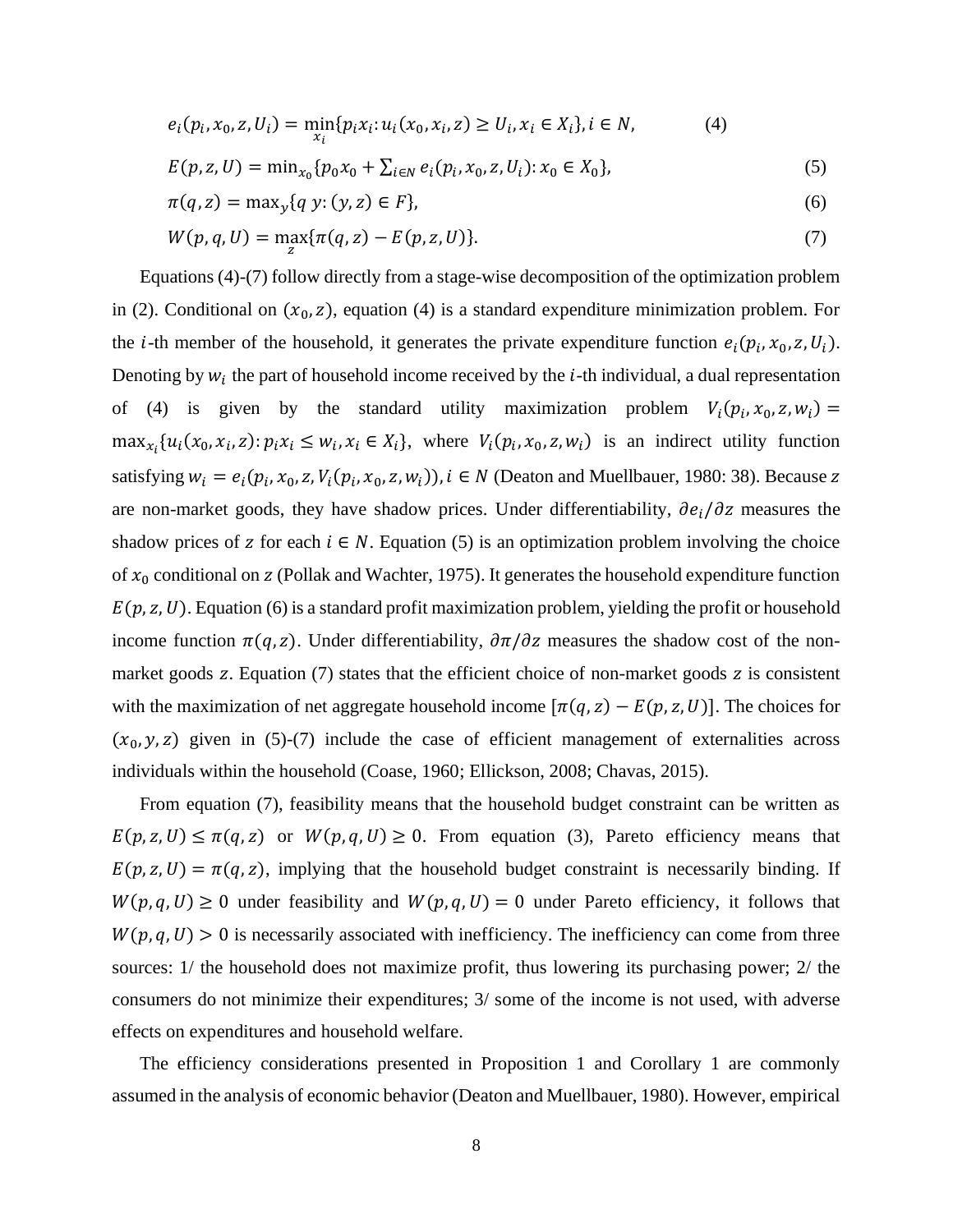$$e_i(p_i, x_0, z, U_i) = \min_{x_i}\{p_i x_i : u_i(x_0, x_i, z) \geq U_i, x_i \in X_i\}, i \in N, \tag{4}$$

$$E(p, z, U) = \min_{x_0}\{p_0 x_0 + \textstyle\sum_{i \in N} e_i(p_i, x_0, z, U_i) : x_0 \in X_0\}, \tag{5}$$

$$\pi(q, z) = \max_y\{q\, y : (y, z) \in F\}, \tag{6}$$

$$W(p, q, U) = \max_z\{\pi(q, z) - E(p, z, U)\}. \tag{7}$$

Equations (4)-(7) follow directly from a stage-wise decomposition of the optimization problem in (2). Conditional on $(x_0, z)$, equation (4) is a standard expenditure minimization problem. For the $i$-th member of the household, it generates the private expenditure function $e_i(p_i, x_0, z, U_i)$. Denoting by $w_i$ the part of household income received by the $i$-th individual, a dual representation of (4) is given by the standard utility maximization problem $V_i(p_i, x_0, z, w_i) = \max_{x_i}\{u_i(x_0, x_i, z) : p_i x_i \leq w_i, x_i \in X_i\}$, where $V_i(p_i, x_0, z, w_i)$ is an indirect utility function satisfying $w_i = e_i(p_i, x_0, z, V_i(p_i, x_0, z, w_i)), i \in N$ (Deaton and Muellbauer, 1980: 38). Because $z$ are non-market goods, they have shadow prices. Under differentiability, $\partial e_i / \partial z$ measures the shadow prices of $z$ for each $i \in N$. Equation (5) is an optimization problem involving the choice of $x_0$ conditional on $z$ (Pollak and Wachter, 1975). It generates the household expenditure function $E(p, z, U)$. Equation (6) is a standard profit maximization problem, yielding the profit or household income function $\pi(q, z)$. Under differentiability, $\partial \pi / \partial z$ measures the shadow cost of the non-market goods $z$. Equation (7) states that the efficient choice of non-market goods $z$ is consistent with the maximization of net aggregate household income $[\pi(q, z) - E(p, z, U)]$. The choices for $(x_0, y, z)$ given in (5)-(7) include the case of efficient management of externalities across individuals within the household (Coase, 1960; Ellickson, 2008; Chavas, 2015).

From equation (7), feasibility means that the household budget constraint can be written as $E(p, z, U) \leq \pi(q, z)$ or $W(p, q, U) \geq 0$. From equation (3), Pareto efficiency means that $E(p, z, U) = \pi(q, z)$, implying that the household budget constraint is necessarily binding. If $W(p, q, U) \geq 0$ under feasibility and $W(p, q, U) = 0$ under Pareto efficiency, it follows that $W(p, q, U) > 0$ is necessarily associated with inefficiency. The inefficiency can come from three sources: 1/ the household does not maximize profit, thus lowering its purchasing power; 2/ the consumers do not minimize their expenditures; 3/ some of the income is not used, with adverse effects on expenditures and household welfare.

The efficiency considerations presented in Proposition 1 and Corollary 1 are commonly assumed in the analysis of economic behavior (Deaton and Muellbauer, 1980). However, empirical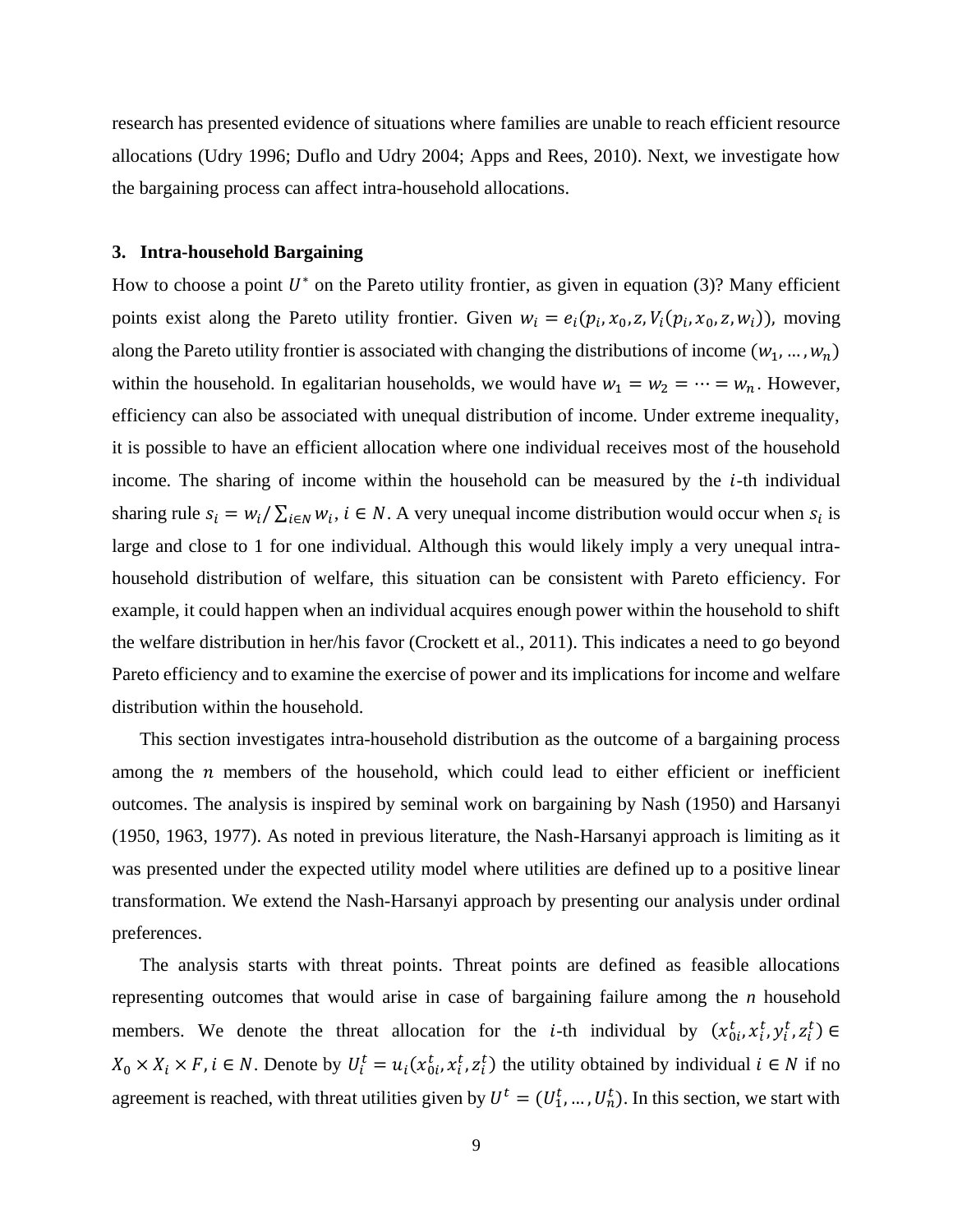research has presented evidence of situations where families are unable to reach efficient resource allocations (Udry 1996; Duflo and Udry 2004; Apps and Rees, 2010). Next, we investigate how the bargaining process can affect intra-household allocations.

## 3. Intra-household Bargaining

How to choose a point $U^*$ on the Pareto utility frontier, as given in equation (3)? Many efficient points exist along the Pareto utility frontier. Given $w_i = e_i(p_i, x_0, z, V_i(p_i, x_0, z, w_i))$, moving along the Pareto utility frontier is associated with changing the distributions of income $(w_1, \ldots, w_n)$ within the household. In egalitarian households, we would have $w_1 = w_2 = \cdots = w_n$. However, efficiency can also be associated with unequal distribution of income. Under extreme inequality, it is possible to have an efficient allocation where one individual receives most of the household income. The sharing of income within the household can be measured by the $i$-th individual sharing rule $s_i = w_i / \sum_{i \in N} w_i$, $i \in N$. A very unequal income distribution would occur when $s_i$ is large and close to 1 for one individual. Although this would likely imply a very unequal intra-household distribution of welfare, this situation can be consistent with Pareto efficiency. For example, it could happen when an individual acquires enough power within the household to shift the welfare distribution in her/his favor (Crockett et al., 2011). This indicates a need to go beyond Pareto efficiency and to examine the exercise of power and its implications for income and welfare distribution within the household.

This section investigates intra-household distribution as the outcome of a bargaining process among the $n$ members of the household, which could lead to either efficient or inefficient outcomes. The analysis is inspired by seminal work on bargaining by Nash (1950) and Harsanyi (1950, 1963, 1977). As noted in previous literature, the Nash-Harsanyi approach is limiting as it was presented under the expected utility model where utilities are defined up to a positive linear transformation. We extend the Nash-Harsanyi approach by presenting our analysis under ordinal preferences.

The analysis starts with threat points. Threat points are defined as feasible allocations representing outcomes that would arise in case of bargaining failure among the $n$ household members. We denote the threat allocation for the $i$-th individual by $(x_{0i}^t, x_i^t, y_i^t, z_i^t) \in X_0 \times X_i \times F$, $i \in N$. Denote by $U_i^t = u_i(x_{0i}^t, x_i^t, z_i^t)$ the utility obtained by individual $i \in N$ if no agreement is reached, with threat utilities given by $U^t = (U_1^t, \ldots, U_n^t)$. In this section, we start with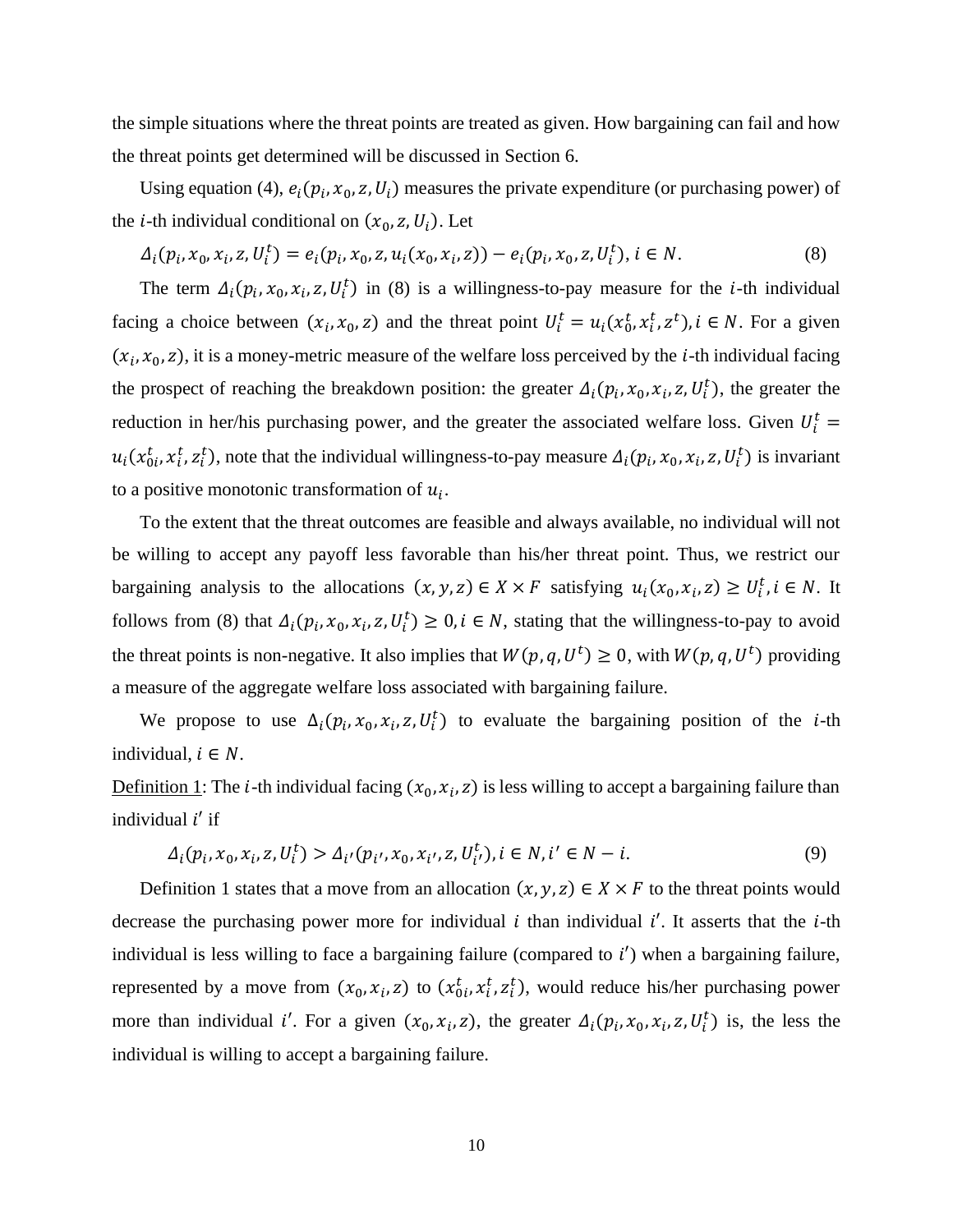the simple situations where the threat points are treated as given. How bargaining can fail and how the threat points get determined will be discussed in Section 6.

Using equation (4), $e_i(p_i, x_0, z, U_i)$ measures the private expenditure (or purchasing power) of the $i$-th individual conditional on $(x_0, z, U_i)$. Let

$$\Delta_i(p_i, x_0, x_i, z, U_i^t) = e_i(p_i, x_0, z, u_i(x_0, x_i, z)) - e_i(p_i, x_0, z, U_i^t), i \in N. \tag{8}$$

The term $\Delta_i(p_i, x_0, x_i, z, U_i^t)$ in (8) is a willingness-to-pay measure for the $i$-th individual facing a choice between $(x_i, x_0, z)$ and the threat point $U_i^t = u_i(x_0^t, x_i^t, z^t), i \in N$. For a given $(x_i, x_0, z)$, it is a money-metric measure of the welfare loss perceived by the $i$-th individual facing the prospect of reaching the breakdown position: the greater $\Delta_i(p_i, x_0, x_i, z, U_i^t)$, the greater the reduction in her/his purchasing power, and the greater the associated welfare loss. Given $U_i^t = u_i(x_{0i}^t, x_i^t, z_i^t)$, note that the individual willingness-to-pay measure $\Delta_i(p_i, x_0, x_i, z, U_i^t)$ is invariant to a positive monotonic transformation of $u_i$.

To the extent that the threat outcomes are feasible and always available, no individual will not be willing to accept any payoff less favorable than his/her threat point. Thus, we restrict our bargaining analysis to the allocations $(x, y, z) \in X \times F$ satisfying $u_i(x_0, x_i, z) \geq U_i^t, i \in N$. It follows from (8) that $\Delta_i(p_i, x_0, x_i, z, U_i^t) \geq 0, i \in N$, stating that the willingness-to-pay to avoid the threat points is non-negative. It also implies that $W(p, q, U^t) \geq 0$, with $W(p, q, U^t)$ providing a measure of the aggregate welfare loss associated with bargaining failure.

We propose to use $\Delta_i(p_i, x_0, x_i, z, U_i^t)$ to evaluate the bargaining position of the $i$-th individual, $i \in N$.

Definition 1: The $i$-th individual facing $(x_0, x_i, z)$ is less willing to accept a bargaining failure than individual $i'$ if

$$\Delta_i(p_i, x_0, x_i, z, U_i^t) > \Delta_{i'}(p_{i'}, x_0, x_{i'}, z, U_{i'}^t), i \in N, i' \in N - i. \tag{9}$$

Definition 1 states that a move from an allocation $(x, y, z) \in X \times F$ to the threat points would decrease the purchasing power more for individual $i$ than individual $i'$. It asserts that the $i$-th individual is less willing to face a bargaining failure (compared to $i'$) when a bargaining failure, represented by a move from $(x_0, x_i, z)$ to $(x_{0i}^t, x_i^t, z_i^t)$, would reduce his/her purchasing power more than individual $i'$. For a given $(x_0, x_i, z)$, the greater $\Delta_i(p_i, x_0, x_i, z, U_i^t)$ is, the less the individual is willing to accept a bargaining failure.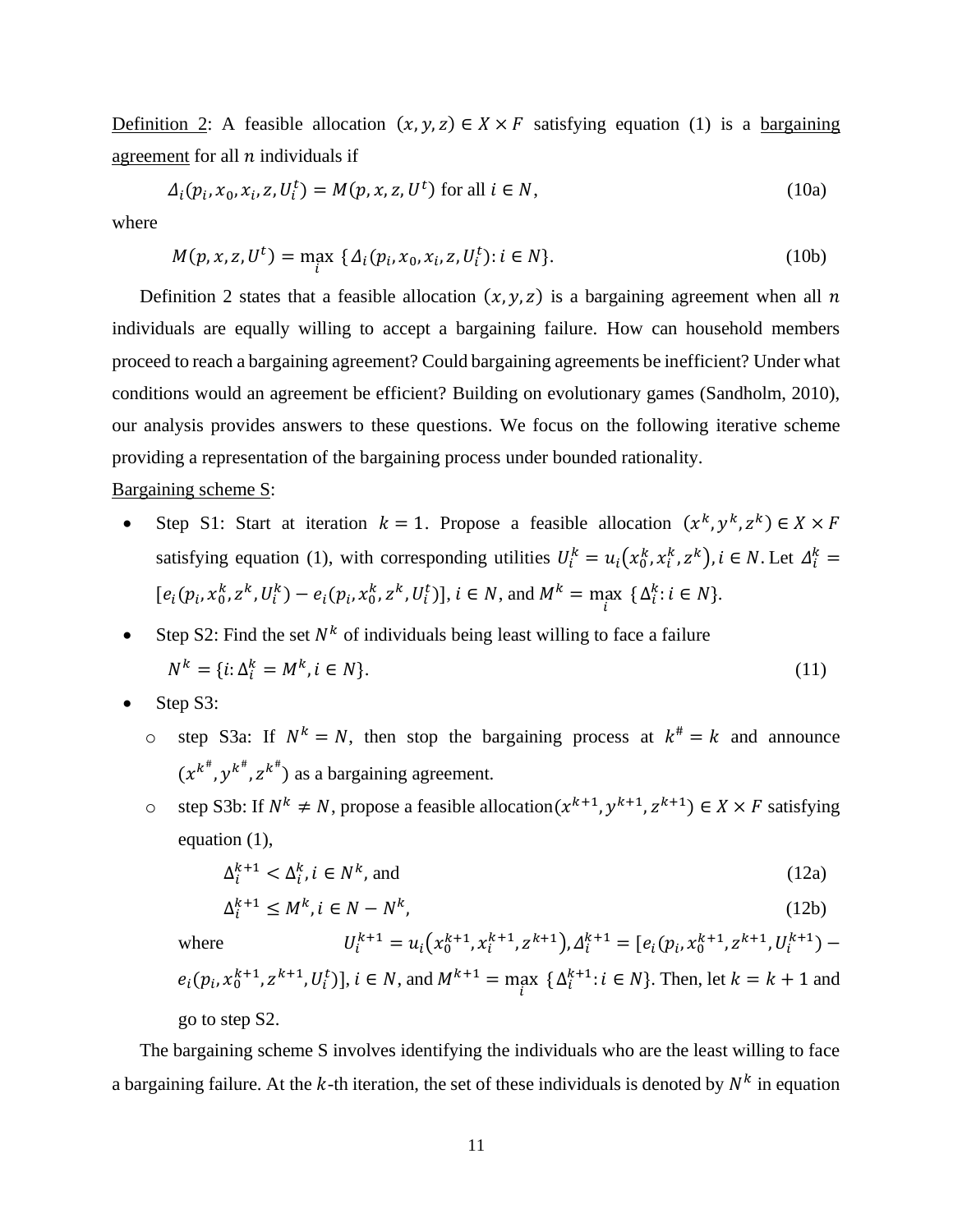Definition 2: A feasible allocation $(x, y, z) \in X \times F$ satisfying equation (1) is a bargaining agreement for all $n$ individuals if

$$\Delta_i(p_i, x_0, x_i, z, U_i^t) = M(p, x, z, U^t) \text{ for all } i \in N, \tag{10a}$$

where

$$M(p, x, z, U^t) = \max_i \{\Delta_i(p_i, x_0, x_i, z, U_i^t) : i \in N\}. \tag{10b}$$

Definition 2 states that a feasible allocation $(x, y, z)$ is a bargaining agreement when all $n$ individuals are equally willing to accept a bargaining failure. How can household members proceed to reach a bargaining agreement? Could bargaining agreements be inefficient? Under what conditions would an agreement be efficient? Building on evolutionary games (Sandholm, 2010), our analysis provides answers to these questions. We focus on the following iterative scheme providing a representation of the bargaining process under bounded rationality.

Bargaining scheme S:

- Step S1: Start at iteration $k = 1$. Propose a feasible allocation $(x^k, y^k, z^k) \in X \times F$ satisfying equation (1), with corresponding utilities $U_i^k = u_i(x_0^k, x_i^k, z^k), i \in N$. Let $\Delta_i^k = [e_i(p_i, x_0^k, z^k, U_i^k) - e_i(p_i, x_0^k, z^k, U_i^t)], i \in N$, and $M^k = \max_i \{\Delta_i^k : i \in N\}$.
- Step S2: Find the set $N^k$ of individuals being least willing to face a failure

$$N^k = \{i : \Delta_i^k = M^k, i \in N\}. \tag{11}$$

- Step S3:
  - step S3a: If $N^k = N$, then stop the bargaining process at $k^\# = k$ and announce $(x^{k^\#}, y^{k^\#}, z^{k^\#})$ as a bargaining agreement.
  - step S3b: If $N^k \neq N$, propose a feasible allocation $(x^{k+1}, y^{k+1}, z^{k+1}) \in X \times F$ satisfying equation (1),

$$\Delta_i^{k+1} < \Delta_i^k, i \in N^k, \text{ and} \tag{12a}$$

$$\Delta_i^{k+1} \leq M^k, i \in N - N^k, \tag{12b}$$

where $U_i^{k+1} = u_i(x_0^{k+1}, x_i^{k+1}, z^{k+1}), \Delta_i^{k+1} = [e_i(p_i, x_0^{k+1}, z^{k+1}, U_i^{k+1}) - e_i(p_i, x_0^{k+1}, z^{k+1}, U_i^t)], i \in N$, and $M^{k+1} = \max_i \{\Delta_i^{k+1} : i \in N\}$. Then, let $k = k + 1$ and go to step S2.

The bargaining scheme S involves identifying the individuals who are the least willing to face a bargaining failure. At the $k$-th iteration, the set of these individuals is denoted by $N^k$ in equation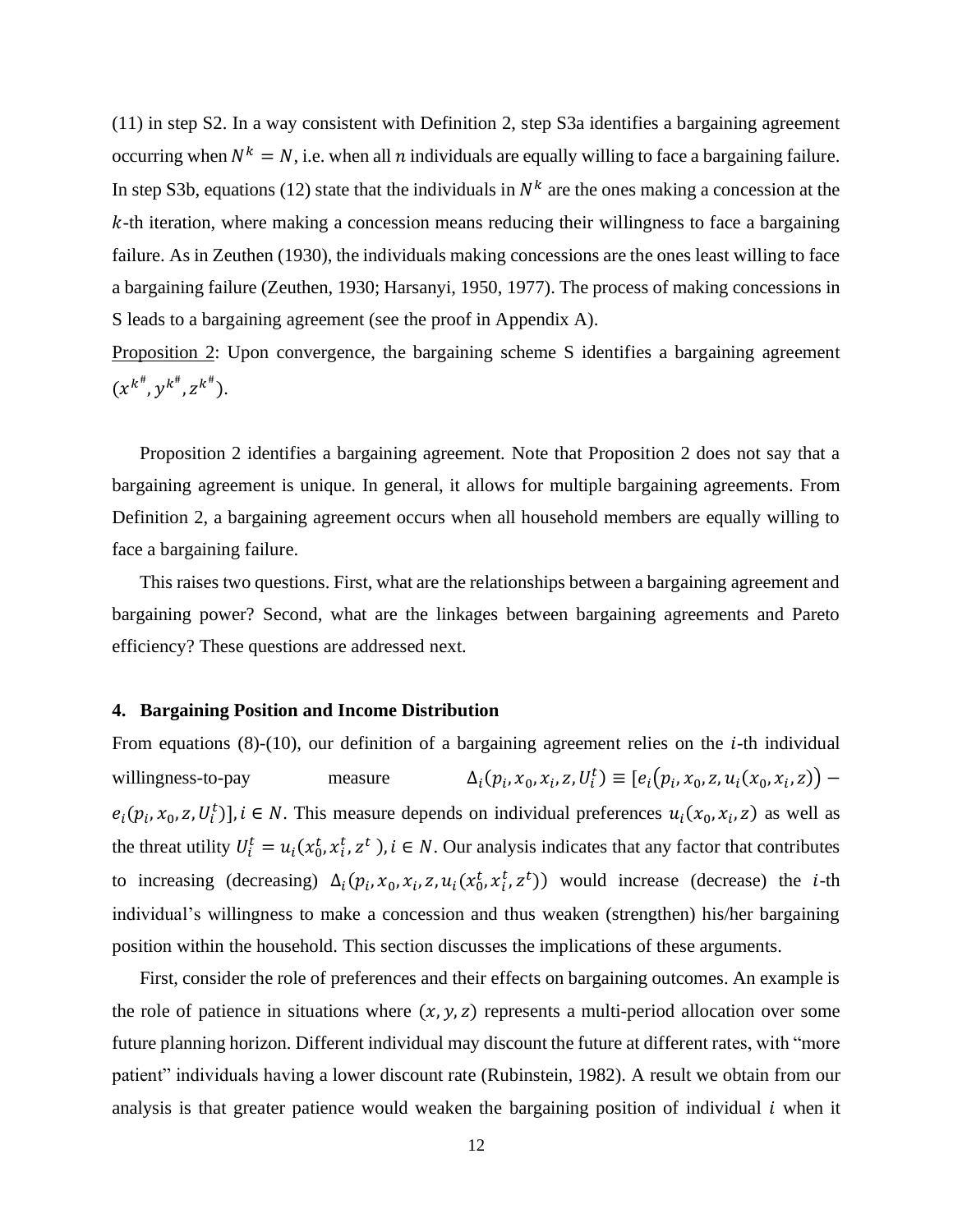(11) in step S2. In a way consistent with Definition 2, step S3a identifies a bargaining agreement occurring when $N^k = N$, i.e. when all $n$ individuals are equally willing to face a bargaining failure. In step S3b, equations (12) state that the individuals in $N^k$ are the ones making a concession at the $k$-th iteration, where making a concession means reducing their willingness to face a bargaining failure. As in Zeuthen (1930), the individuals making concessions are the ones least willing to face a bargaining failure (Zeuthen, 1930; Harsanyi, 1950, 1977). The process of making concessions in S leads to a bargaining agreement (see the proof in Appendix A).

Proposition 2: Upon convergence, the bargaining scheme S identifies a bargaining agreement $(x^{k^\#}, y^{k^\#}, z^{k^\#})$.

Proposition 2 identifies a bargaining agreement. Note that Proposition 2 does not say that a bargaining agreement is unique. In general, it allows for multiple bargaining agreements. From Definition 2, a bargaining agreement occurs when all household members are equally willing to face a bargaining failure.

This raises two questions. First, what are the relationships between a bargaining agreement and bargaining power? Second, what are the linkages between bargaining agreements and Pareto efficiency? These questions are addressed next.

## 4. Bargaining Position and Income Distribution

From equations (8)-(10), our definition of a bargaining agreement relies on the $i$-th individual willingness-to-pay measure $\Delta_i(p_i, x_0, x_i, z, U_i^t) \equiv [e_i(p_i, x_0, z, u_i(x_0, x_i, z)) - e_i(p_i, x_0, z, U_i^t)], i \in N$. This measure depends on individual preferences $u_i(x_0, x_i, z)$ as well as the threat utility $U_i^t = u_i(x_0^t, x_i^t, z^t), i \in N$. Our analysis indicates that any factor that contributes to increasing (decreasing) $\Delta_i(p_i, x_0, x_i, z, u_i(x_0^t, x_i^t, z^t))$ would increase (decrease) the $i$-th individual's willingness to make a concession and thus weaken (strengthen) his/her bargaining position within the household. This section discusses the implications of these arguments.

First, consider the role of preferences and their effects on bargaining outcomes. An example is the role of patience in situations where $(x, y, z)$ represents a multi-period allocation over some future planning horizon. Different individual may discount the future at different rates, with "more patient" individuals having a lower discount rate (Rubinstein, 1982). A result we obtain from our analysis is that greater patience would weaken the bargaining position of individual $i$ when it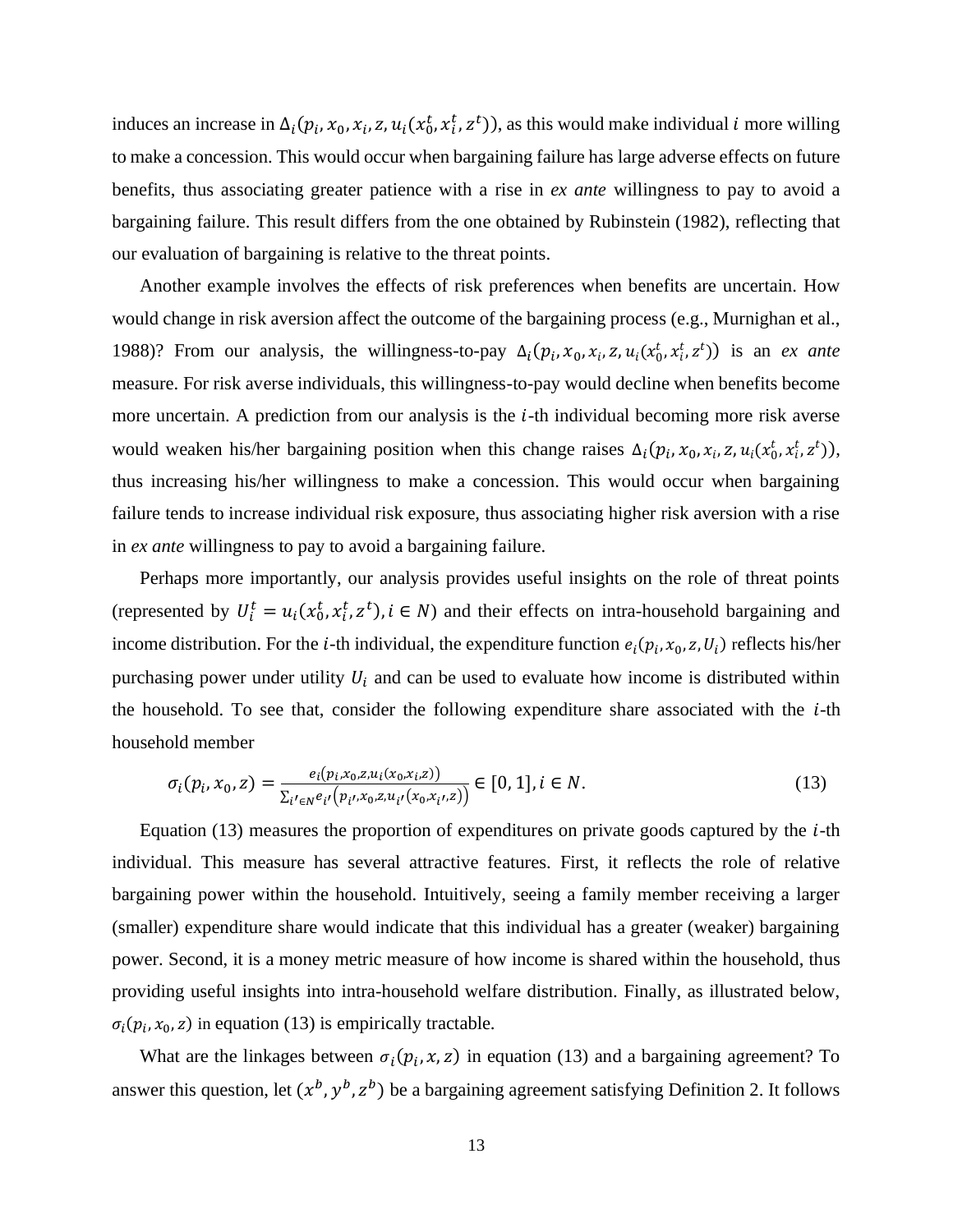induces an increase in $\Delta_i(p_i, x_0, x_i, z, u_i(x_0^t, x_i^t, z^t))$, as this would make individual $i$ more willing to make a concession. This would occur when bargaining failure has large adverse effects on future benefits, thus associating greater patience with a rise in *ex ante* willingness to pay to avoid a bargaining failure. This result differs from the one obtained by Rubinstein (1982), reflecting that our evaluation of bargaining is relative to the threat points.

Another example involves the effects of risk preferences when benefits are uncertain. How would change in risk aversion affect the outcome of the bargaining process (e.g., Murnighan et al., 1988)? From our analysis, the willingness-to-pay $\Delta_i(p_i, x_0, x_i, z, u_i(x_0^t, x_i^t, z^t))$ is an *ex ante* measure. For risk averse individuals, this willingness-to-pay would decline when benefits become more uncertain. A prediction from our analysis is the $i$-th individual becoming more risk averse would weaken his/her bargaining position when this change raises $\Delta_i(p_i, x_0, x_i, z, u_i(x_0^t, x_i^t, z^t))$, thus increasing his/her willingness to make a concession. This would occur when bargaining failure tends to increase individual risk exposure, thus associating higher risk aversion with a rise in *ex ante* willingness to pay to avoid a bargaining failure.

Perhaps more importantly, our analysis provides useful insights on the role of threat points (represented by $U_i^t = u_i(x_0^t, x_i^t, z^t), i \in N$) and their effects on intra-household bargaining and income distribution. For the $i$-th individual, the expenditure function $e_i(p_i, x_0, z, U_i)$ reflects his/her purchasing power under utility $U_i$ and can be used to evaluate how income is distributed within the household. To see that, consider the following expenditure share associated with the $i$-th household member

$$\sigma_i(p_i, x_0, z) = \frac{e_i(p_i, x_0, z, u_i(x_0, x_i, z))}{\sum_{i' \in N} e_{i'}\left(p_{i'}, x_0, z, u_{i'}(x_0, x_{i'}, z)\right)} \in [0, 1], i \in N. \tag{13}$$

Equation (13) measures the proportion of expenditures on private goods captured by the $i$-th individual. This measure has several attractive features. First, it reflects the role of relative bargaining power within the household. Intuitively, seeing a family member receiving a larger (smaller) expenditure share would indicate that this individual has a greater (weaker) bargaining power. Second, it is a money metric measure of how income is shared within the household, thus providing useful insights into intra-household welfare distribution. Finally, as illustrated below, $\sigma_i(p_i, x_0, z)$ in equation (13) is empirically tractable.

What are the linkages between $\sigma_i(p_i, x, z)$ in equation (13) and a bargaining agreement? To answer this question, let $(x^b, y^b, z^b)$ be a bargaining agreement satisfying Definition 2. It follows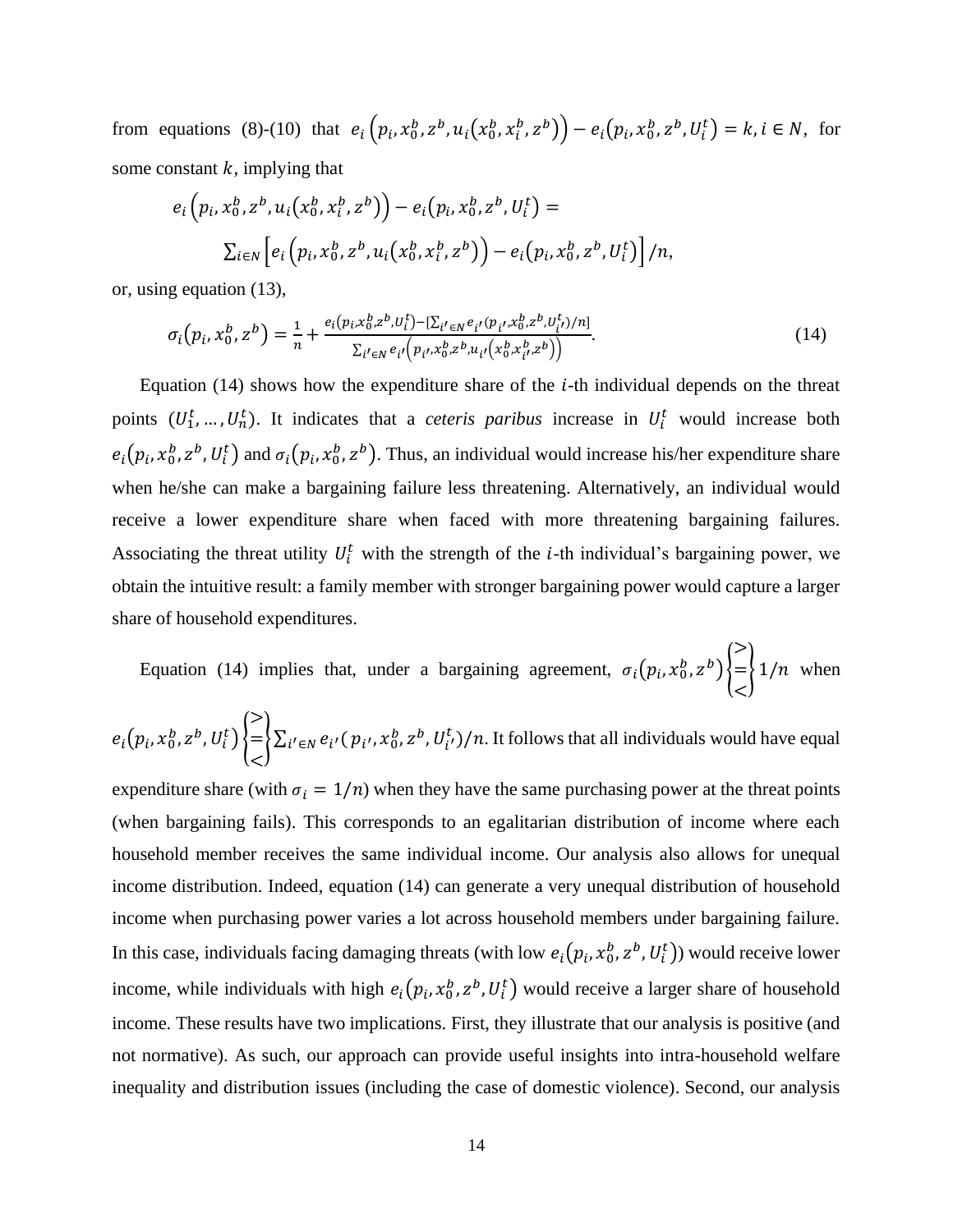from equations (8)-(10) that $e_i\left(p_i, x_0^b, z^b, u_i\left(x_0^b, x_i^b, z^b\right)\right) - e_i\left(p_i, x_0^b, z^b, U_i^t\right) = k, i \in N$, for some constant $k$, implying that

$$e_i\left(p_i, x_0^b, z^b, u_i\left(x_0^b, x_i^b, z^b\right)\right) - e_i\left(p_i, x_0^b, z^b, U_i^t\right) =$$

$$\sum_{i \in N}\left[e_i\left(p_i, x_0^b, z^b, u_i\left(x_0^b, x_i^b, z^b\right)\right) - e_i\left(p_i, x_0^b, z^b, U_i^t\right)\right]/n,$$

or, using equation (13),

$$\sigma_i\left(p_i, x_0^b, z^b\right) = \frac{1}{n} + \frac{e_i\left(p_i, x_0^b, z^b, U_i^t\right) - \left[\sum_{i' \in N} e_{i'}\left(p_{i'}, x_0^b, z^b, U_{i'}^t\right)/n\right]}{\sum_{i' \in N} e_{i'}\left(p_{i'}, x_0^b, z^b, u_{i'}\left(x_0^b, x_{i'}^b, z^b\right)\right)}. \tag{14}$$

Equation (14) shows how the expenditure share of the $i$-th individual depends on the threat points $(U_1^t, \ldots, U_n^t)$. It indicates that a *ceteris paribus* increase in $U_i^t$ would increase both $e_i\left(p_i, x_0^b, z^b, U_i^t\right)$ and $\sigma_i\left(p_i, x_0^b, z^b\right)$. Thus, an individual would increase his/her expenditure share when he/she can make a bargaining failure less threatening. Alternatively, an individual would receive a lower expenditure share when faced with more threatening bargaining failures. Associating the threat utility $U_i^t$ with the strength of the $i$-th individual's bargaining power, we obtain the intuitive result: a family member with stronger bargaining power would capture a larger share of household expenditures.

Equation (14) implies that, under a bargaining agreement, $\sigma_i\left(p_i, x_0^b, z^b\right)\begin{Bmatrix} > \\ = \\ < \end{Bmatrix} 1/n$ when $e_i\left(p_i, x_0^b, z^b, U_i^t\right)\begin{Bmatrix} > \\ = \\ < \end{Bmatrix} \sum_{i' \in N} e_{i'}\left(p_{i'}, x_0^b, z^b, U_{i'}^t\right)/n$. It follows that all individuals would have equal expenditure share (with $\sigma_i = 1/n$) when they have the same purchasing power at the threat points (when bargaining fails). This corresponds to an egalitarian distribution of income where each household member receives the same individual income. Our analysis also allows for unequal income distribution. Indeed, equation (14) can generate a very unequal distribution of household income when purchasing power varies a lot across household members under bargaining failure. In this case, individuals facing damaging threats (with low $e_i\left(p_i, x_0^b, z^b, U_i^t\right)$) would receive lower income, while individuals with high $e_i\left(p_i, x_0^b, z^b, U_i^t\right)$ would receive a larger share of household income. These results have two implications. First, they illustrate that our analysis is positive (and not normative). As such, our approach can provide useful insights into intra-household welfare inequality and distribution issues (including the case of domestic violence). Second, our analysis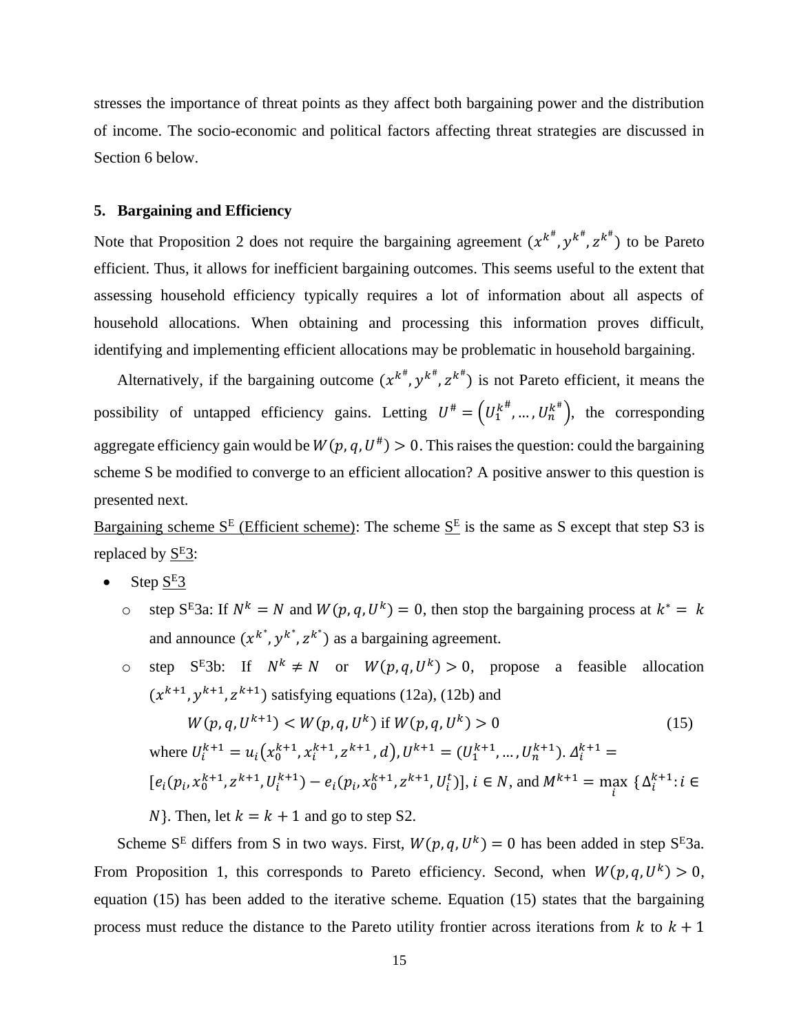stresses the importance of threat points as they affect both bargaining power and the distribution of income. The socio-economic and political factors affecting threat strategies are discussed in Section 6 below.

## 5. Bargaining and Efficiency

Note that Proposition 2 does not require the bargaining agreement $(x^{k^\#}, y^{k^\#}, z^{k^\#})$ to be Pareto efficient. Thus, it allows for inefficient bargaining outcomes. This seems useful to the extent that assessing household efficiency typically requires a lot of information about all aspects of household allocations. When obtaining and processing this information proves difficult, identifying and implementing efficient allocations may be problematic in household bargaining.

Alternatively, if the bargaining outcome $(x^{k^\#}, y^{k^\#}, z^{k^\#})$ is not Pareto efficient, it means the possibility of untapped efficiency gains. Letting $U^\# = \left(U_1^{k^\#}, \dots, U_n^{k^\#}\right)$, the corresponding aggregate efficiency gain would be $W(p, q, U^\#) > 0$. This raises the question: could the bargaining scheme S be modified to converge to an efficient allocation? A positive answer to this question is presented next.

<u>Bargaining scheme S^E (Efficient scheme)</u>: The scheme <u>S^E</u> is the same as S except that step S3 is replaced by <u>S^E3</u>:

- Step <u>S^E3</u>
  - step S^E3a: If $N^k = N$ and $W(p, q, U^k) = 0$, then stop the bargaining process at $k^* = k$ and announce $(x^{k^*}, y^{k^*}, z^{k^*})$ as a bargaining agreement.
  - step S^E3b: If $N^k \neq N$ or $W(p, q, U^k) > 0$, propose a feasible allocation $(x^{k+1}, y^{k+1}, z^{k+1})$ satisfying equations (12a), (12b) and

$$W(p, q, U^{k+1}) < W(p, q, U^k) \text{ if } W(p, q, U^k) > 0 \tag{15}$$

where $U_i^{k+1} = u_i\left(x_0^{k+1}, x_i^{k+1}, z^{k+1}, d\right)$, $U^{k+1} = (U_1^{k+1}, \dots, U_n^{k+1})$. $\Delta_i^{k+1} = [e_i(p_i, x_0^{k+1}, z^{k+1}, U_i^{k+1}) - e_i(p_i, x_0^{k+1}, z^{k+1}, U_i^t)]$, $i \in N$, and $M^{k+1} = \max_i \{\Delta_i^{k+1} : i \in N\}$. Then, let $k = k + 1$ and go to step S2.

Scheme S^E differs from S in two ways. First, $W(p, q, U^k) = 0$ has been added in step S^E3a. From Proposition 1, this corresponds to Pareto efficiency. Second, when $W(p, q, U^k) > 0$, equation (15) has been added to the iterative scheme. Equation (15) states that the bargaining process must reduce the distance to the Pareto utility frontier across iterations from $k$ to $k + 1$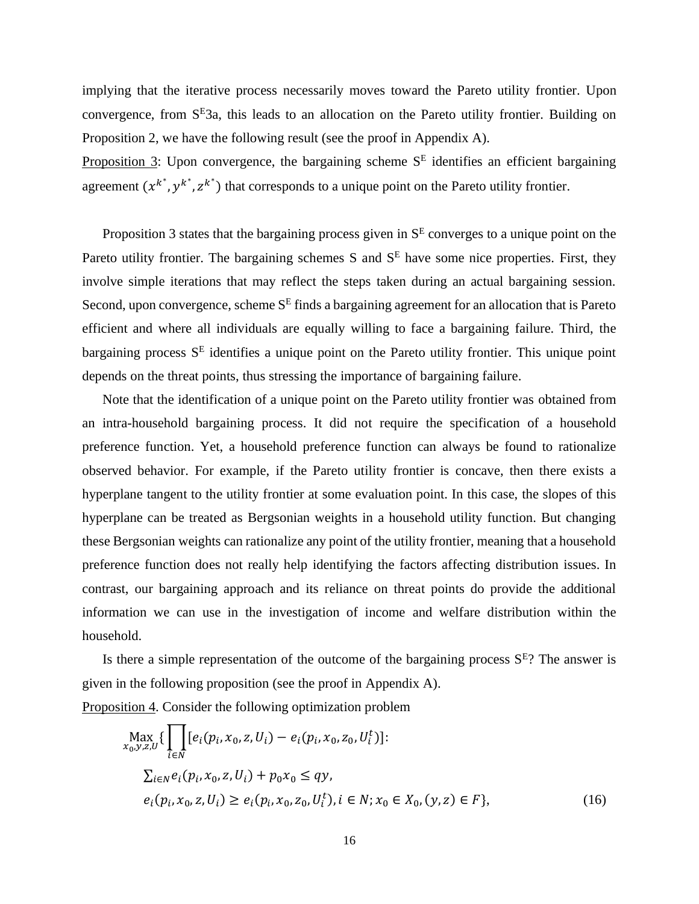implying that the iterative process necessarily moves toward the Pareto utility frontier. Upon convergence, from $S^E3a$, this leads to an allocation on the Pareto utility frontier. Building on Proposition 2, we have the following result (see the proof in Appendix A).

Proposition 3: Upon convergence, the bargaining scheme $S^E$ identifies an efficient bargaining agreement $(x^{k^*}, y^{k^*}, z^{k^*})$ that corresponds to a unique point on the Pareto utility frontier.

Proposition 3 states that the bargaining process given in $S^E$ converges to a unique point on the Pareto utility frontier. The bargaining schemes S and $S^E$ have some nice properties. First, they involve simple iterations that may reflect the steps taken during an actual bargaining session. Second, upon convergence, scheme $S^E$ finds a bargaining agreement for an allocation that is Pareto efficient and where all individuals are equally willing to face a bargaining failure. Third, the bargaining process $S^E$ identifies a unique point on the Pareto utility frontier. This unique point depends on the threat points, thus stressing the importance of bargaining failure.

Note that the identification of a unique point on the Pareto utility frontier was obtained from an intra-household bargaining process. It did not require the specification of a household preference function. Yet, a household preference function can always be found to rationalize observed behavior. For example, if the Pareto utility frontier is concave, then there exists a hyperplane tangent to the utility frontier at some evaluation point. In this case, the slopes of this hyperplane can be treated as Bergsonian weights in a household utility function. But changing these Bergsonian weights can rationalize any point of the utility frontier, meaning that a household preference function does not really help identifying the factors affecting distribution issues. In contrast, our bargaining approach and its reliance on threat points do provide the additional information we can use in the investigation of income and welfare distribution within the household.

Is there a simple representation of the outcome of the bargaining process $S^E$? The answer is given in the following proposition (see the proof in Appendix A).

Proposition 4. Consider the following optimization problem

$$
\begin{aligned}
&\operatorname*{Max}_{x_0, y, z, U} \{ \prod_{i \in N} [e_i(p_i, x_0, z, U_i) - e_i(p_i, x_0, z_0, U_i^t)]: \\
&\quad \textstyle\sum_{i \in N} e_i(p_i, x_0, z, U_i) + p_0 x_0 \leq q y, \\
&\quad e_i(p_i, x_0, z, U_i) \geq e_i(p_i, x_0, z_0, U_i^t), i \in N; x_0 \in X_0, (y, z) \in F\},
\end{aligned} \tag{16}
$$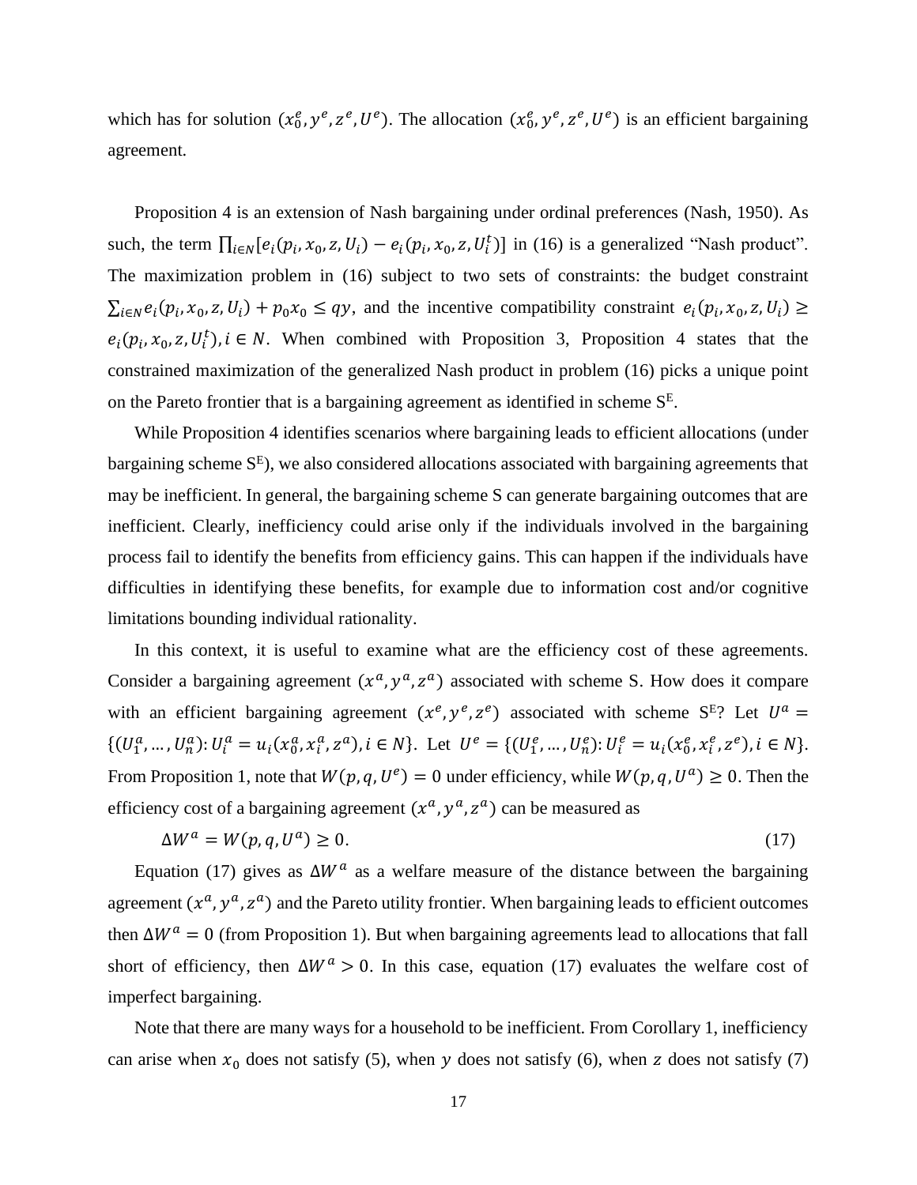which has for solution $(x_0^e, y^e, z^e, U^e)$. The allocation $(x_0^e, y^e, z^e, U^e)$ is an efficient bargaining agreement.

Proposition 4 is an extension of Nash bargaining under ordinal preferences (Nash, 1950). As such, the term $\prod_{i \in N}[e_i(p_i, x_0, z, U_i) - e_i(p_i, x_0, z, U_i^t)]$ in (16) is a generalized "Nash product". The maximization problem in (16) subject to two sets of constraints: the budget constraint $\sum_{i \in N} e_i(p_i, x_0, z, U_i) + p_0 x_0 \leq qy$, and the incentive compatibility constraint $e_i(p_i, x_0, z, U_i) \geq e_i(p_i, x_0, z, U_i^t), i \in N$. When combined with Proposition 3, Proposition 4 states that the constrained maximization of the generalized Nash product in problem (16) picks a unique point on the Pareto frontier that is a bargaining agreement as identified in scheme S$^{E}$.

While Proposition 4 identifies scenarios where bargaining leads to efficient allocations (under bargaining scheme S$^{E}$), we also considered allocations associated with bargaining agreements that may be inefficient. In general, the bargaining scheme S can generate bargaining outcomes that are inefficient. Clearly, inefficiency could arise only if the individuals involved in the bargaining process fail to identify the benefits from efficiency gains. This can happen if the individuals have difficulties in identifying these benefits, for example due to information cost and/or cognitive limitations bounding individual rationality.

In this context, it is useful to examine what are the efficiency cost of these agreements. Consider a bargaining agreement $(x^a, y^a, z^a)$ associated with scheme S. How does it compare with an efficient bargaining agreement $(x^e, y^e, z^e)$ associated with scheme S$^{E}$? Let $U^a = \{(U_1^a, \dots, U_n^a): U_i^a = u_i(x_0^a, x_i^a, z^a), i \in N\}$. Let $U^e = \{(U_1^e, \dots, U_n^e): U_i^e = u_i(x_0^e, x_i^e, z^e), i \in N\}$. From Proposition 1, note that $W(p, q, U^e) = 0$ under efficiency, while $W(p, q, U^a) \geq 0$. Then the efficiency cost of a bargaining agreement $(x^a, y^a, z^a)$ can be measured as

$$\Delta W^a = W(p, q, U^a) \geq 0. \tag{17}$$

Equation (17) gives as $\Delta W^a$ as a welfare measure of the distance between the bargaining agreement $(x^a, y^a, z^a)$ and the Pareto utility frontier. When bargaining leads to efficient outcomes then $\Delta W^a = 0$ (from Proposition 1). But when bargaining agreements lead to allocations that fall short of efficiency, then $\Delta W^a > 0$. In this case, equation (17) evaluates the welfare cost of imperfect bargaining.

Note that there are many ways for a household to be inefficient. From Corollary 1, inefficiency can arise when $x_0$ does not satisfy (5), when $y$ does not satisfy (6), when $z$ does not satisfy (7)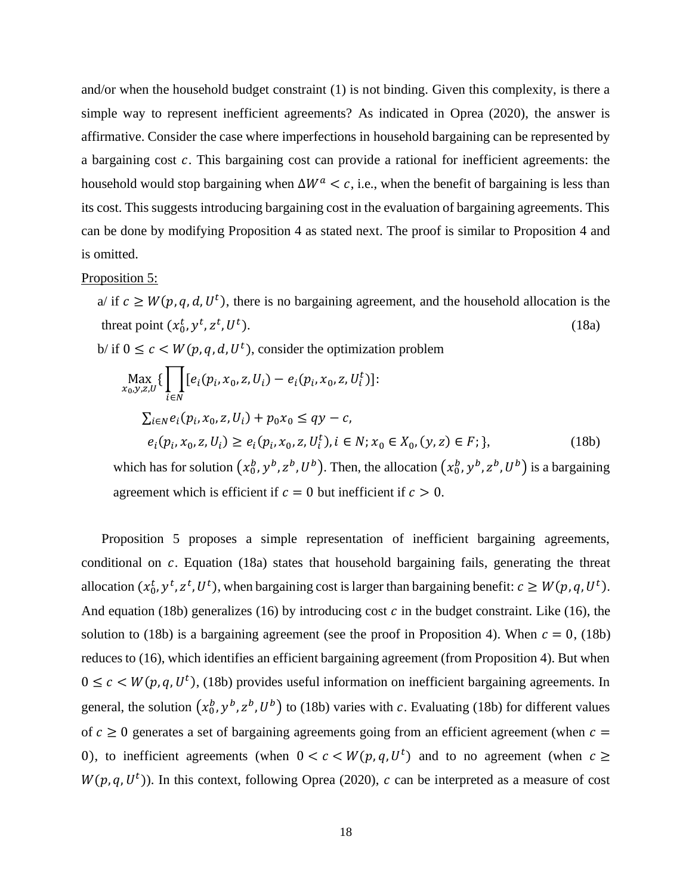and/or when the household budget constraint (1) is not binding. Given this complexity, is there a simple way to represent inefficient agreements? As indicated in Oprea (2020), the answer is affirmative. Consider the case where imperfections in household bargaining can be represented by a bargaining cost $c$. This bargaining cost can provide a rational for inefficient agreements: the household would stop bargaining when $\Delta W^a < c$, i.e., when the benefit of bargaining is less than its cost. This suggests introducing bargaining cost in the evaluation of bargaining agreements. This can be done by modifying Proposition 4 as stated next. The proof is similar to Proposition 4 and is omitted.

Proposition 5:

a/ if $c \geq W(p, q, d, U^t)$, there is no bargaining agreement, and the household allocation is the threat point $(x_0^t, y^t, z^t, U^t)$. (18a)

b/ if $0 \leq c < W(p, q, d, U^t)$, consider the optimization problem

$$\underset{x_0, y, z, U}{\text{Max}} \{ \prod_{i \in N} [e_i(p_i, x_0, z, U_i) - e_i(p_i, x_0, z, U_i^t)]:$$

$$\sum_{i \in N} e_i(p_i, x_0, z, U_i) + p_0 x_0 \leq qy - c,$$

$$e_i(p_i, x_0, z, U_i) \geq e_i(p_i, x_0, z, U_i^t), i \in N; x_0 \in X_0, (y, z) \in F; \}, \quad (18b)$$

which has for solution $(x_0^b, y^b, z^b, U^b)$. Then, the allocation $(x_0^b, y^b, z^b, U^b)$ is a bargaining agreement which is efficient if $c = 0$ but inefficient if $c > 0$.

Proposition 5 proposes a simple representation of inefficient bargaining agreements, conditional on $c$. Equation (18a) states that household bargaining fails, generating the threat allocation $(x_0^t, y^t, z^t, U^t)$, when bargaining cost is larger than bargaining benefit: $c \geq W(p, q, U^t)$. And equation (18b) generalizes (16) by introducing cost $c$ in the budget constraint. Like (16), the solution to (18b) is a bargaining agreement (see the proof in Proposition 4). When $c = 0$, (18b) reduces to (16), which identifies an efficient bargaining agreement (from Proposition 4). But when $0 \leq c < W(p, q, U^t)$, (18b) provides useful information on inefficient bargaining agreements. In general, the solution $(x_0^b, y^b, z^b, U^b)$ to (18b) varies with $c$. Evaluating (18b) for different values of $c \geq 0$ generates a set of bargaining agreements going from an efficient agreement (when $c = 0$), to inefficient agreements (when $0 < c < W(p, q, U^t)$ and to no agreement (when $c \geq W(p, q, U^t)$). In this context, following Oprea (2020), $c$ can be interpreted as a measure of cost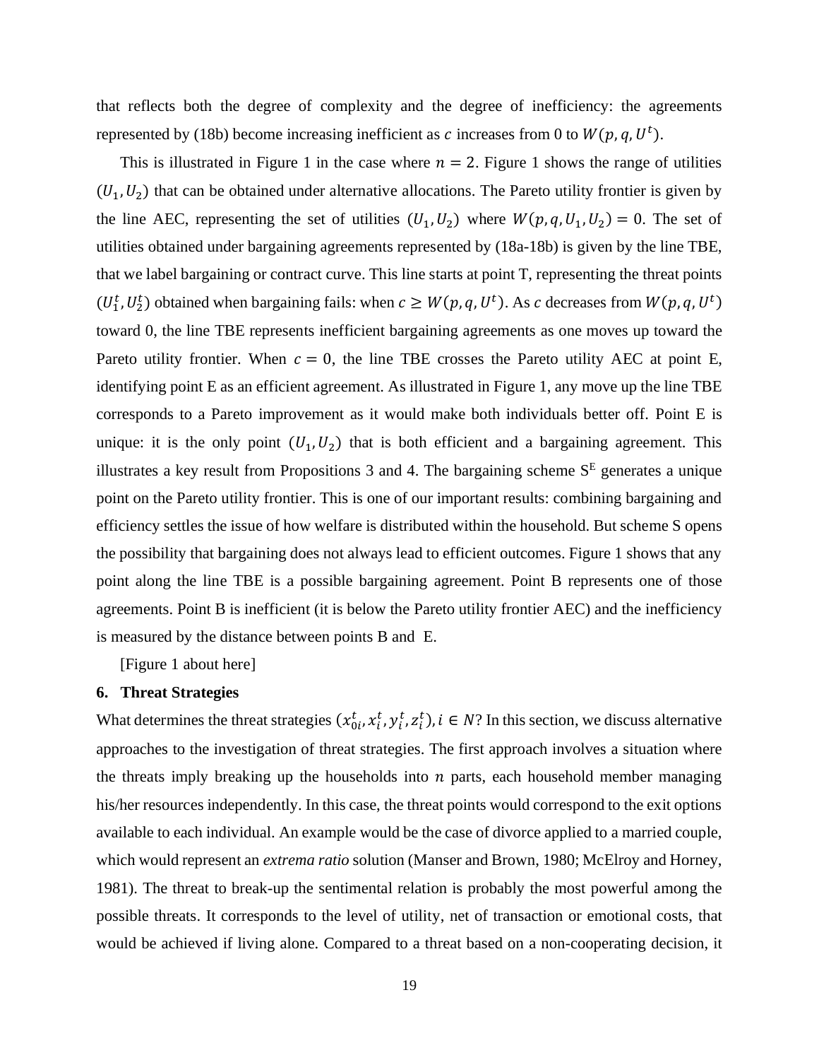that reflects both the degree of complexity and the degree of inefficiency: the agreements represented by (18b) become increasing inefficient as $c$ increases from 0 to $W(p, q, U^t)$.

This is illustrated in Figure 1 in the case where $n = 2$. Figure 1 shows the range of utilities $(U_1, U_2)$ that can be obtained under alternative allocations. The Pareto utility frontier is given by the line AEC, representing the set of utilities $(U_1, U_2)$ where $W(p, q, U_1, U_2) = 0$. The set of utilities obtained under bargaining agreements represented by (18a-18b) is given by the line TBE, that we label bargaining or contract curve. This line starts at point T, representing the threat points $(U_1^t, U_2^t)$ obtained when bargaining fails: when $c \geq W(p, q, U^t)$. As $c$ decreases from $W(p, q, U^t)$ toward 0, the line TBE represents inefficient bargaining agreements as one moves up toward the Pareto utility frontier. When $c = 0$, the line TBE crosses the Pareto utility AEC at point E, identifying point E as an efficient agreement. As illustrated in Figure 1, any move up the line TBE corresponds to a Pareto improvement as it would make both individuals better off. Point E is unique: it is the only point $(U_1, U_2)$ that is both efficient and a bargaining agreement. This illustrates a key result from Propositions 3 and 4. The bargaining scheme $S^E$ generates a unique point on the Pareto utility frontier. This is one of our important results: combining bargaining and efficiency settles the issue of how welfare is distributed within the household. But scheme S opens the possibility that bargaining does not always lead to efficient outcomes. Figure 1 shows that any point along the line TBE is a possible bargaining agreement. Point B represents one of those agreements. Point B is inefficient (it is below the Pareto utility frontier AEC) and the inefficiency is measured by the distance between points B and E.

[Figure 1 about here]

## 6. Threat Strategies

What determines the threat strategies $(x_{0i}^t, x_i^t, y_i^t, z_i^t), i \in N$? In this section, we discuss alternative approaches to the investigation of threat strategies. The first approach involves a situation where the threats imply breaking up the households into $n$ parts, each household member managing his/her resources independently. In this case, the threat points would correspond to the exit options available to each individual. An example would be the case of divorce applied to a married couple, which would represent an *extrema ratio* solution (Manser and Brown, 1980; McElroy and Horney, 1981). The threat to break-up the sentimental relation is probably the most powerful among the possible threats. It corresponds to the level of utility, net of transaction or emotional costs, that would be achieved if living alone. Compared to a threat based on a non-cooperating decision, it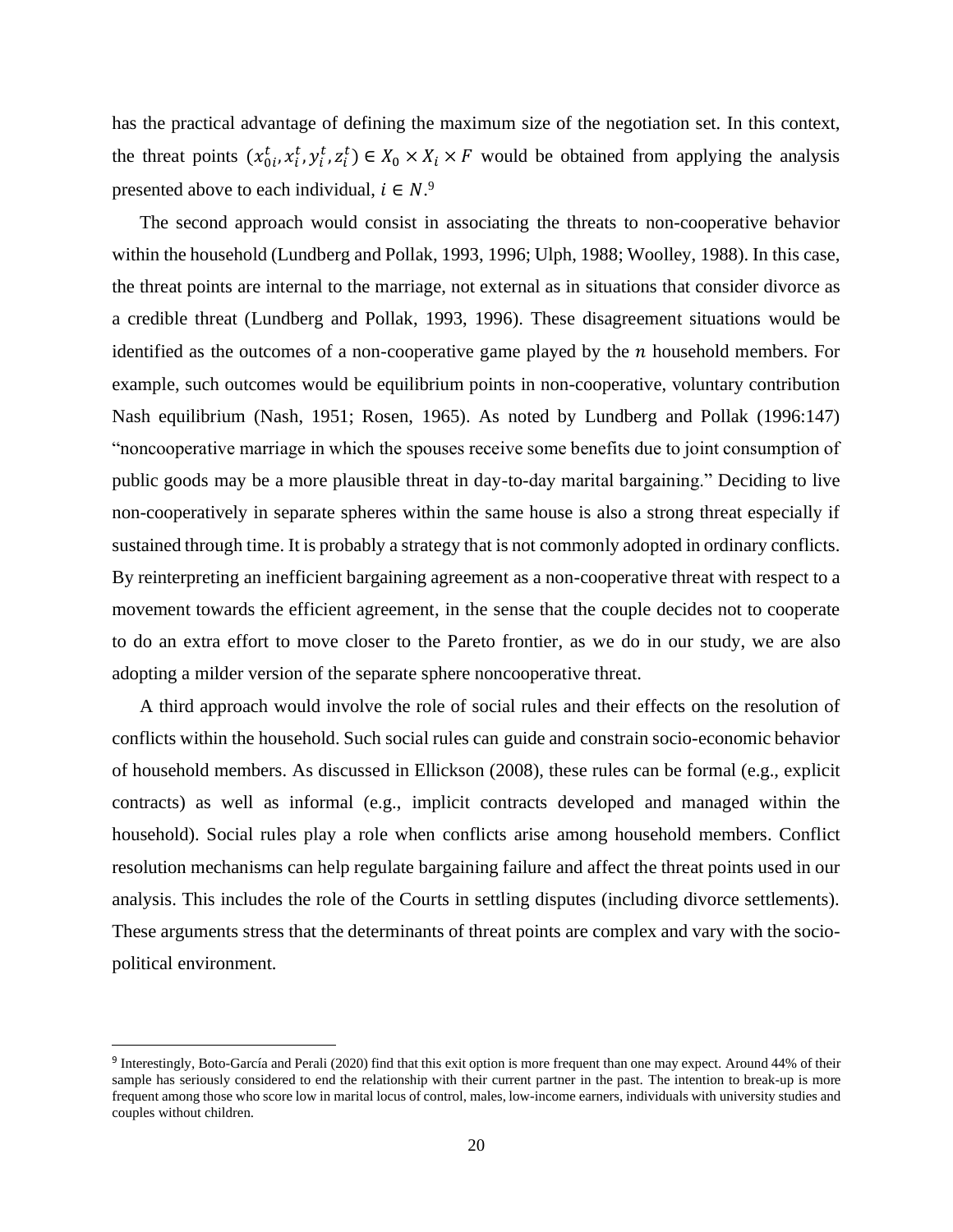has the practical advantage of defining the maximum size of the negotiation set. In this context, the threat points $(x_{0i}^t, x_i^t, y_i^t, z_i^t) \in X_0 \times X_i \times F$ would be obtained from applying the analysis presented above to each individual, $i \in N$.[9]

The second approach would consist in associating the threats to non-cooperative behavior within the household (Lundberg and Pollak, 1993, 1996; Ulph, 1988; Woolley, 1988). In this case, the threat points are internal to the marriage, not external as in situations that consider divorce as a credible threat (Lundberg and Pollak, 1993, 1996). These disagreement situations would be identified as the outcomes of a non-cooperative game played by the $n$ household members. For example, such outcomes would be equilibrium points in non-cooperative, voluntary contribution Nash equilibrium (Nash, 1951; Rosen, 1965). As noted by Lundberg and Pollak (1996:147) "noncooperative marriage in which the spouses receive some benefits due to joint consumption of public goods may be a more plausible threat in day-to-day marital bargaining." Deciding to live non-cooperatively in separate spheres within the same house is also a strong threat especially if sustained through time. It is probably a strategy that is not commonly adopted in ordinary conflicts. By reinterpreting an inefficient bargaining agreement as a non-cooperative threat with respect to a movement towards the efficient agreement, in the sense that the couple decides not to cooperate to do an extra effort to move closer to the Pareto frontier, as we do in our study, we are also adopting a milder version of the separate sphere noncooperative threat.

A third approach would involve the role of social rules and their effects on the resolution of conflicts within the household. Such social rules can guide and constrain socio-economic behavior of household members. As discussed in Ellickson (2008), these rules can be formal (e.g., explicit contracts) as well as informal (e.g., implicit contracts developed and managed within the household). Social rules play a role when conflicts arise among household members. Conflict resolution mechanisms can help regulate bargaining failure and affect the threat points used in our analysis. This includes the role of the Courts in settling disputes (including divorce settlements). These arguments stress that the determinants of threat points are complex and vary with the socio-political environment.

[9] Interestingly, Boto-García and Perali (2020) find that this exit option is more frequent than one may expect. Around 44% of their sample has seriously considered to end the relationship with their current partner in the past. The intention to break-up is more frequent among those who score low in marital locus of control, males, low-income earners, individuals with university studies and couples without children.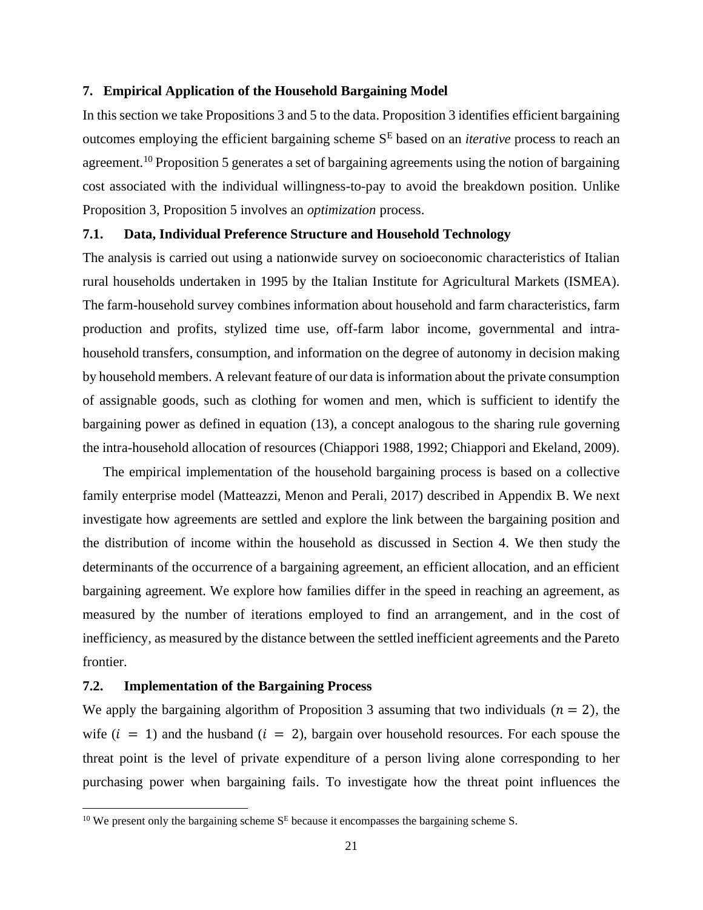## 7. Empirical Application of the Household Bargaining Model

In this section we take Propositions 3 and 5 to the data. Proposition 3 identifies efficient bargaining outcomes employing the efficient bargaining scheme $S^E$ based on an *iterative* process to reach an agreement.[10] Proposition 5 generates a set of bargaining agreements using the notion of bargaining cost associated with the individual willingness-to-pay to avoid the breakdown position. Unlike Proposition 3, Proposition 5 involves an *optimization* process.

### 7.1. Data, Individual Preference Structure and Household Technology

The analysis is carried out using a nationwide survey on socioeconomic characteristics of Italian rural households undertaken in 1995 by the Italian Institute for Agricultural Markets (ISMEA). The farm-household survey combines information about household and farm characteristics, farm production and profits, stylized time use, off-farm labor income, governmental and intra-household transfers, consumption, and information on the degree of autonomy in decision making by household members. A relevant feature of our data is information about the private consumption of assignable goods, such as clothing for women and men, which is sufficient to identify the bargaining power as defined in equation (13), a concept analogous to the sharing rule governing the intra-household allocation of resources (Chiappori 1988, 1992; Chiappori and Ekeland, 2009).

The empirical implementation of the household bargaining process is based on a collective family enterprise model (Matteazzi, Menon and Perali, 2017) described in Appendix B. We next investigate how agreements are settled and explore the link between the bargaining position and the distribution of income within the household as discussed in Section 4. We then study the determinants of the occurrence of a bargaining agreement, an efficient allocation, and an efficient bargaining agreement. We explore how families differ in the speed in reaching an agreement, as measured by the number of iterations employed to find an arrangement, and in the cost of inefficiency, as measured by the distance between the settled inefficient agreements and the Pareto frontier.

### 7.2. Implementation of the Bargaining Process

We apply the bargaining algorithm of Proposition 3 assuming that two individuals ($n = 2$), the wife ($i = 1$) and the husband ($i = 2$), bargain over household resources. For each spouse the threat point is the level of private expenditure of a person living alone corresponding to her purchasing power when bargaining fails. To investigate how the threat point influences the

[10] We present only the bargaining scheme $S^E$ because it encompasses the bargaining scheme S.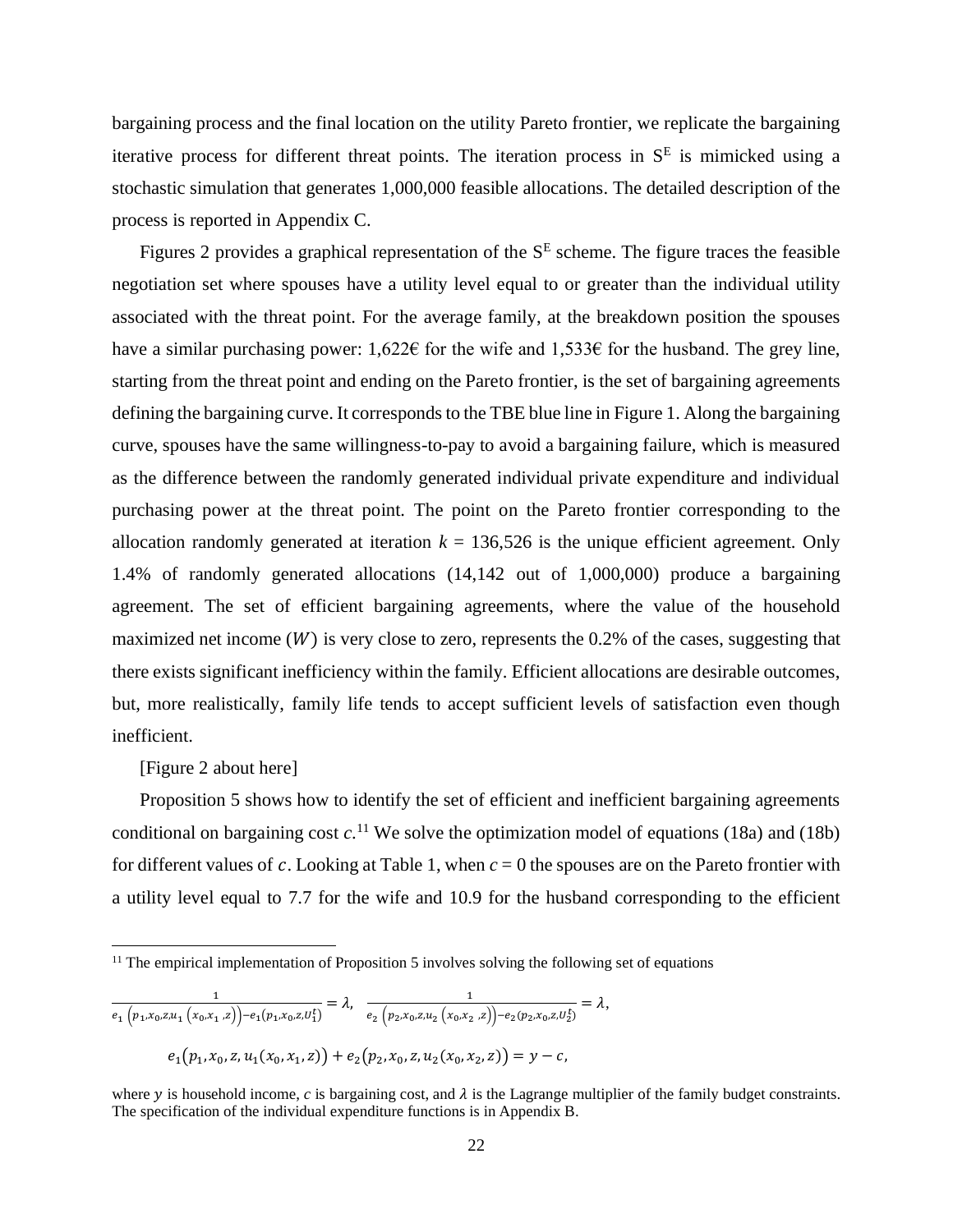bargaining process and the final location on the utility Pareto frontier, we replicate the bargaining iterative process for different threat points. The iteration process in $S^E$ is mimicked using a stochastic simulation that generates 1,000,000 feasible allocations. The detailed description of the process is reported in Appendix C.

Figures 2 provides a graphical representation of the $S^E$ scheme. The figure traces the feasible negotiation set where spouses have a utility level equal to or greater than the individual utility associated with the threat point. For the average family, at the breakdown position the spouses have a similar purchasing power: 1,622€ for the wife and 1,533€ for the husband. The grey line, starting from the threat point and ending on the Pareto frontier, is the set of bargaining agreements defining the bargaining curve. It corresponds to the TBE blue line in Figure 1. Along the bargaining curve, spouses have the same willingness-to-pay to avoid a bargaining failure, which is measured as the difference between the randomly generated individual private expenditure and individual purchasing power at the threat point. The point on the Pareto frontier corresponding to the allocation randomly generated at iteration $k = 136{,}526$ is the unique efficient agreement. Only 1.4% of randomly generated allocations (14,142 out of 1,000,000) produce a bargaining agreement. The set of efficient bargaining agreements, where the value of the household maximized net income ($W$) is very close to zero, represents the 0.2% of the cases, suggesting that there exists significant inefficiency within the family. Efficient allocations are desirable outcomes, but, more realistically, family life tends to accept sufficient levels of satisfaction even though inefficient.

[Figure 2 about here]

Proposition 5 shows how to identify the set of efficient and inefficient bargaining agreements conditional on bargaining cost $c$.[11] We solve the optimization model of equations (18a) and (18b) for different values of $c$. Looking at Table 1, when $c = 0$ the spouses are on the Pareto frontier with a utility level equal to 7.7 for the wife and 10.9 for the husband corresponding to the efficient

[11] The empirical implementation of Proposition 5 involves solving the following set of equations

$$\frac{1}{e_1\left(p_1, x_0, z, u_1\left(x_0, x_1, z\right)\right) - e_1(p_1, x_0, z, U_1^t)} = \lambda, \quad \frac{1}{e_2\left(p_2, x_0, z, u_2\left(x_0, x_2, z\right)\right) - e_2(p_2, x_0, z, U_2^t)} = \lambda,$$

$$e_1\left(p_1, x_0, z, u_1(x_0, x_1, z)\right) + e_2\left(p_2, x_0, z, u_2(x_0, x_2, z)\right) = y - c,$$

where $y$ is household income, $c$ is bargaining cost, and $\lambda$ is the Lagrange multiplier of the family budget constraints. The specification of the individual expenditure functions is in Appendix B.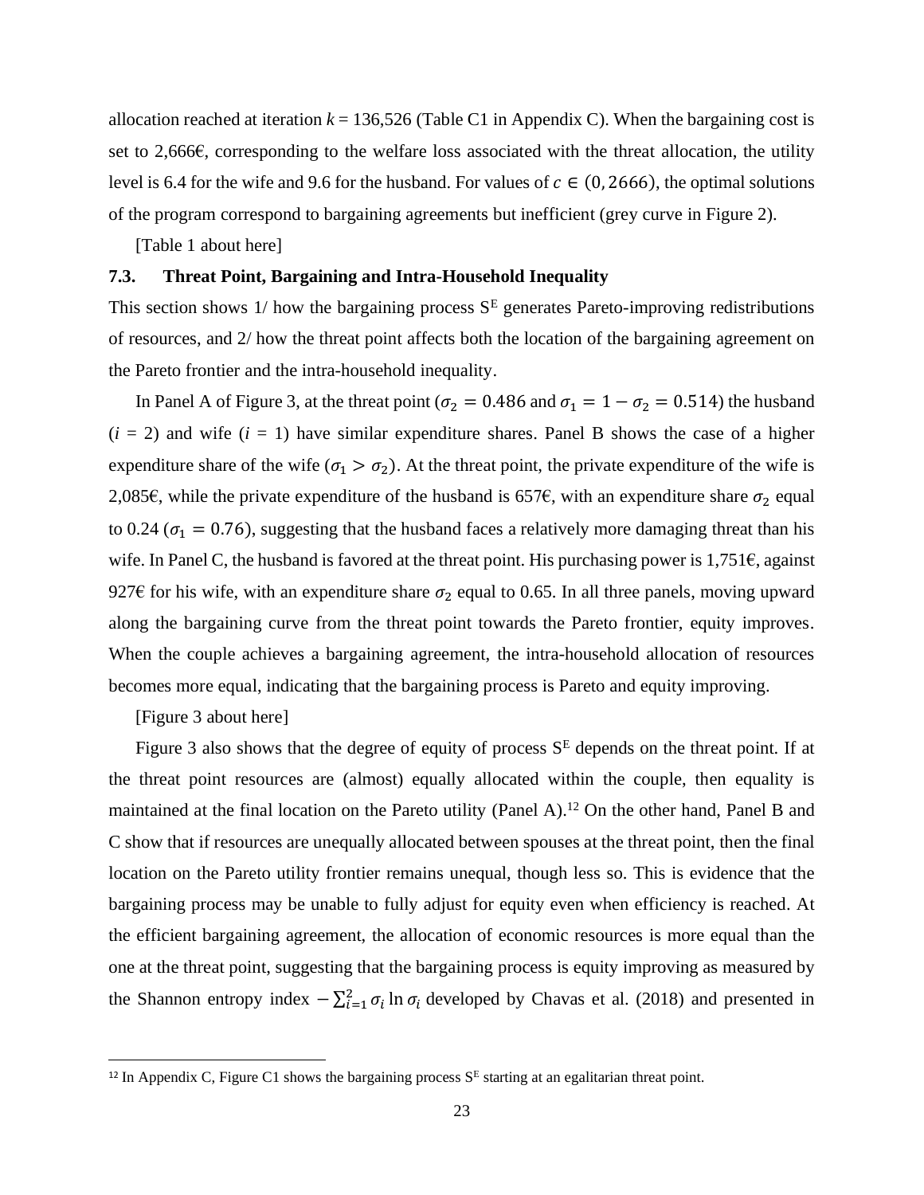allocation reached at iteration $k$ = 136,526 (Table C1 in Appendix C). When the bargaining cost is set to 2,666€, corresponding to the welfare loss associated with the threat allocation, the utility level is 6.4 for the wife and 9.6 for the husband. For values of $c \in (0, 2666)$, the optimal solutions of the program correspond to bargaining agreements but inefficient (grey curve in Figure 2).

[Table 1 about here]

### 7.3. Threat Point, Bargaining and Intra-Household Inequality

This section shows 1/ how the bargaining process $S^E$ generates Pareto-improving redistributions of resources, and 2/ how the threat point affects both the location of the bargaining agreement on the Pareto frontier and the intra-household inequality.

In Panel A of Figure 3, at the threat point ($\sigma_2 = 0.486$ and $\sigma_1 = 1 - \sigma_2 = 0.514$) the husband ($i$ = 2) and wife ($i$ = 1) have similar expenditure shares. Panel B shows the case of a higher expenditure share of the wife ($\sigma_1 > \sigma_2$). At the threat point, the private expenditure of the wife is 2,085€, while the private expenditure of the husband is 657€, with an expenditure share $\sigma_2$ equal to 0.24 ($\sigma_1 = 0.76$), suggesting that the husband faces a relatively more damaging threat than his wife. In Panel C, the husband is favored at the threat point. His purchasing power is 1,751€, against 927€ for his wife, with an expenditure share $\sigma_2$ equal to 0.65. In all three panels, moving upward along the bargaining curve from the threat point towards the Pareto frontier, equity improves. When the couple achieves a bargaining agreement, the intra-household allocation of resources becomes more equal, indicating that the bargaining process is Pareto and equity improving.

[Figure 3 about here]

Figure 3 also shows that the degree of equity of process $S^E$ depends on the threat point. If at the threat point resources are (almost) equally allocated within the couple, then equality is maintained at the final location on the Pareto utility (Panel A).[12] On the other hand, Panel B and C show that if resources are unequally allocated between spouses at the threat point, then the final location on the Pareto utility frontier remains unequal, though less so. This is evidence that the bargaining process may be unable to fully adjust for equity even when efficiency is reached. At the efficient bargaining agreement, the allocation of economic resources is more equal than the one at the threat point, suggesting that the bargaining process is equity improving as measured by the Shannon entropy index $-\sum_{i=1}^{2} \sigma_i \ln \sigma_i$ developed by Chavas et al. (2018) and presented in

[12] In Appendix C, Figure C1 shows the bargaining process $S^E$ starting at an egalitarian threat point.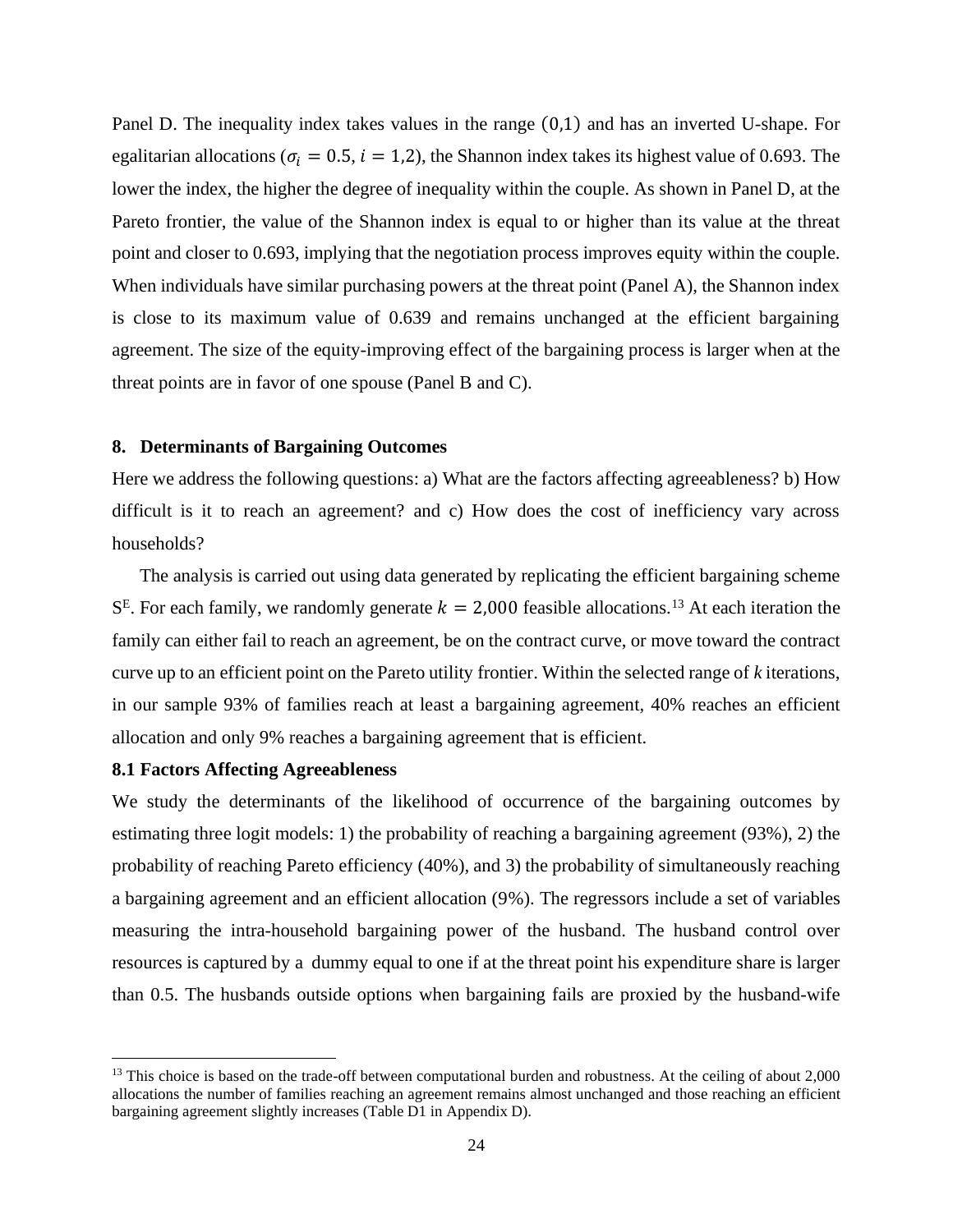Panel D. The inequality index takes values in the range $(0,1)$ and has an inverted U-shape. For egalitarian allocations ($\sigma_i = 0.5, i = 1,2$), the Shannon index takes its highest value of 0.693. The lower the index, the higher the degree of inequality within the couple. As shown in Panel D, at the Pareto frontier, the value of the Shannon index is equal to or higher than its value at the threat point and closer to 0.693, implying that the negotiation process improves equity within the couple. When individuals have similar purchasing powers at the threat point (Panel A), the Shannon index is close to its maximum value of 0.639 and remains unchanged at the efficient bargaining agreement. The size of the equity-improving effect of the bargaining process is larger when at the threat points are in favor of one spouse (Panel B and C).

## 8. Determinants of Bargaining Outcomes

Here we address the following questions: a) What are the factors affecting agreeableness? b) How difficult is it to reach an agreement? and c) How does the cost of inefficiency vary across households?

The analysis is carried out using data generated by replicating the efficient bargaining scheme $S^E$. For each family, we randomly generate $k = 2{,}000$ feasible allocations.[13] At each iteration the family can either fail to reach an agreement, be on the contract curve, or move toward the contract curve up to an efficient point on the Pareto utility frontier. Within the selected range of *k* iterations, in our sample 93% of families reach at least a bargaining agreement, 40% reaches an efficient allocation and only 9% reaches a bargaining agreement that is efficient.

### 8.1 Factors Affecting Agreeableness

We study the determinants of the likelihood of occurrence of the bargaining outcomes by estimating three logit models: 1) the probability of reaching a bargaining agreement (93%), 2) the probability of reaching Pareto efficiency (40%), and 3) the probability of simultaneously reaching a bargaining agreement and an efficient allocation (9%). The regressors include a set of variables measuring the intra-household bargaining power of the husband. The husband control over resources is captured by a dummy equal to one if at the threat point his expenditure share is larger than 0.5. The husbands outside options when bargaining fails are proxied by the husband-wife

[13] This choice is based on the trade-off between computational burden and robustness. At the ceiling of about 2,000 allocations the number of families reaching an agreement remains almost unchanged and those reaching an efficient bargaining agreement slightly increases (Table D1 in Appendix D).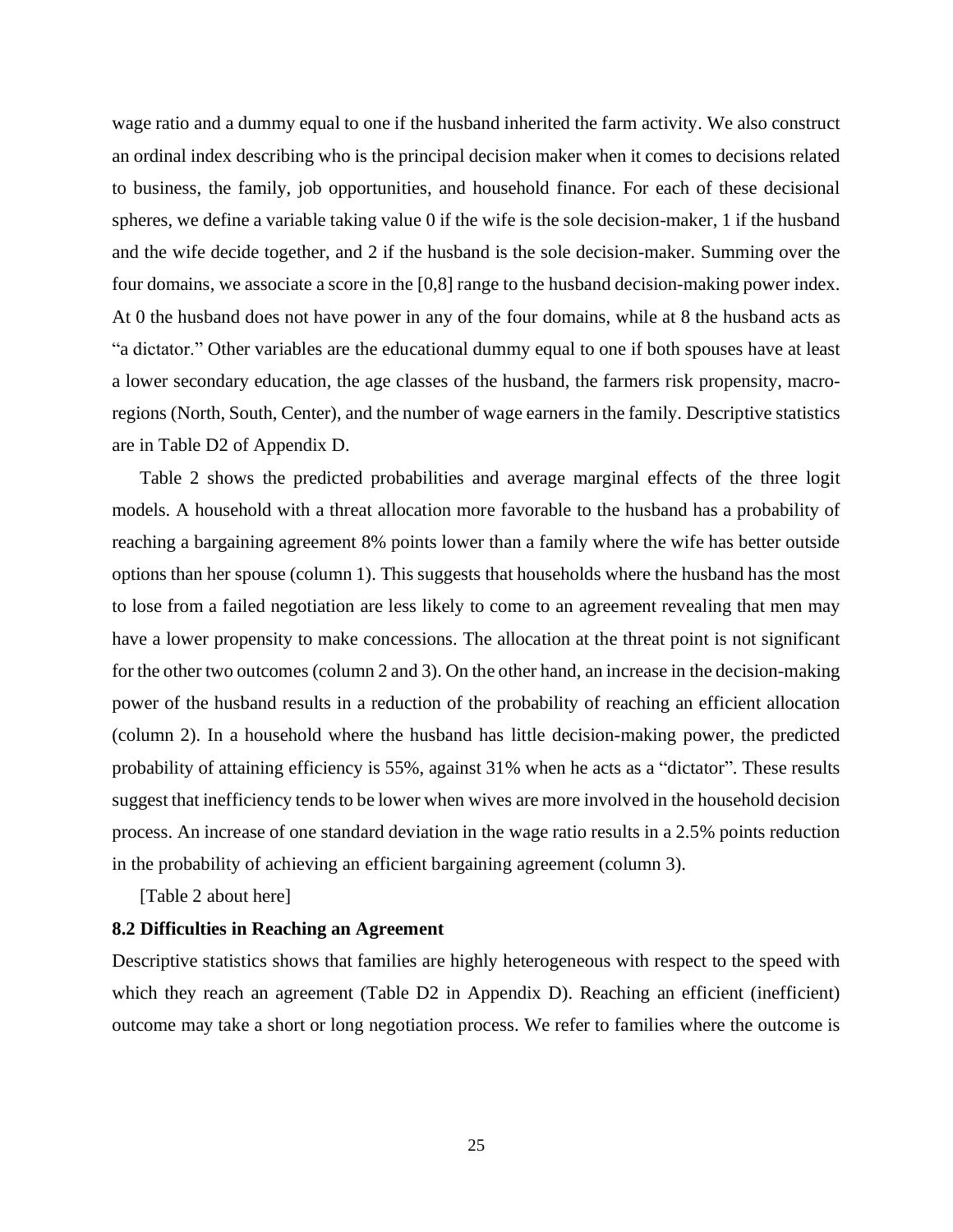wage ratio and a dummy equal to one if the husband inherited the farm activity. We also construct an ordinal index describing who is the principal decision maker when it comes to decisions related to business, the family, job opportunities, and household finance. For each of these decisional spheres, we define a variable taking value 0 if the wife is the sole decision-maker, 1 if the husband and the wife decide together, and 2 if the husband is the sole decision-maker. Summing over the four domains, we associate a score in the [0,8] range to the husband decision-making power index. At 0 the husband does not have power in any of the four domains, while at 8 the husband acts as "a dictator." Other variables are the educational dummy equal to one if both spouses have at least a lower secondary education, the age classes of the husband, the farmers risk propensity, macro-regions (North, South, Center), and the number of wage earners in the family. Descriptive statistics are in Table D2 of Appendix D.

Table 2 shows the predicted probabilities and average marginal effects of the three logit models. A household with a threat allocation more favorable to the husband has a probability of reaching a bargaining agreement 8% points lower than a family where the wife has better outside options than her spouse (column 1). This suggests that households where the husband has the most to lose from a failed negotiation are less likely to come to an agreement revealing that men may have a lower propensity to make concessions. The allocation at the threat point is not significant for the other two outcomes (column 2 and 3). On the other hand, an increase in the decision-making power of the husband results in a reduction of the probability of reaching an efficient allocation (column 2). In a household where the husband has little decision-making power, the predicted probability of attaining efficiency is 55%, against 31% when he acts as a "dictator". These results suggest that inefficiency tends to be lower when wives are more involved in the household decision process. An increase of one standard deviation in the wage ratio results in a 2.5% points reduction in the probability of achieving an efficient bargaining agreement (column 3).

[Table 2 about here]

### 8.2 Difficulties in Reaching an Agreement

Descriptive statistics shows that families are highly heterogeneous with respect to the speed with which they reach an agreement (Table D2 in Appendix D). Reaching an efficient (inefficient) outcome may take a short or long negotiation process. We refer to families where the outcome is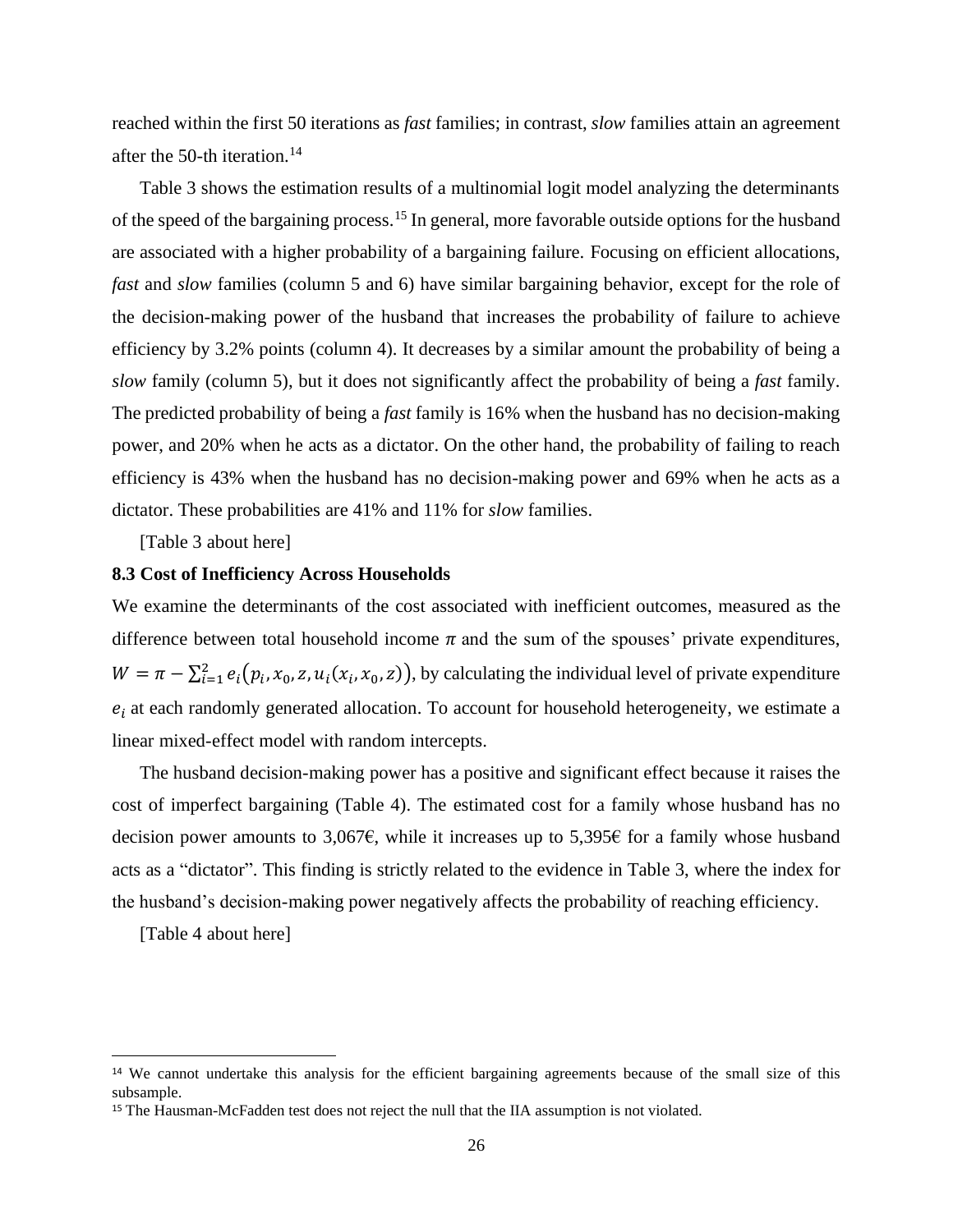reached within the first 50 iterations as *fast* families; in contrast, *slow* families attain an agreement after the 50-th iteration.[14]

Table 3 shows the estimation results of a multinomial logit model analyzing the determinants of the speed of the bargaining process.[15] In general, more favorable outside options for the husband are associated with a higher probability of a bargaining failure. Focusing on efficient allocations, *fast* and *slow* families (column 5 and 6) have similar bargaining behavior, except for the role of the decision-making power of the husband that increases the probability of failure to achieve efficiency by 3.2% points (column 4). It decreases by a similar amount the probability of being a *slow* family (column 5), but it does not significantly affect the probability of being a *fast* family. The predicted probability of being a *fast* family is 16% when the husband has no decision-making power, and 20% when he acts as a dictator. On the other hand, the probability of failing to reach efficiency is 43% when the husband has no decision-making power and 69% when he acts as a dictator. These probabilities are 41% and 11% for *slow* families.

[Table 3 about here]

### 8.3 Cost of Inefficiency Across Households

We examine the determinants of the cost associated with inefficient outcomes, measured as the difference between total household income $\pi$ and the sum of the spouses' private expenditures, $W = \pi - \sum_{i=1}^{2} e_i\big(p_i, x_0, z, u_i(x_i, x_0, z)\big)$, by calculating the individual level of private expenditure $e_i$ at each randomly generated allocation. To account for household heterogeneity, we estimate a linear mixed-effect model with random intercepts.

The husband decision-making power has a positive and significant effect because it raises the cost of imperfect bargaining (Table 4). The estimated cost for a family whose husband has no decision power amounts to 3,067€, while it increases up to 5,395€ for a family whose husband acts as a "dictator". This finding is strictly related to the evidence in Table 3, where the index for the husband's decision-making power negatively affects the probability of reaching efficiency.

[Table 4 about here]

---

[14] We cannot undertake this analysis for the efficient bargaining agreements because of the small size of this subsample.

[15] The Hausman-McFadden test does not reject the null that the IIA assumption is not violated.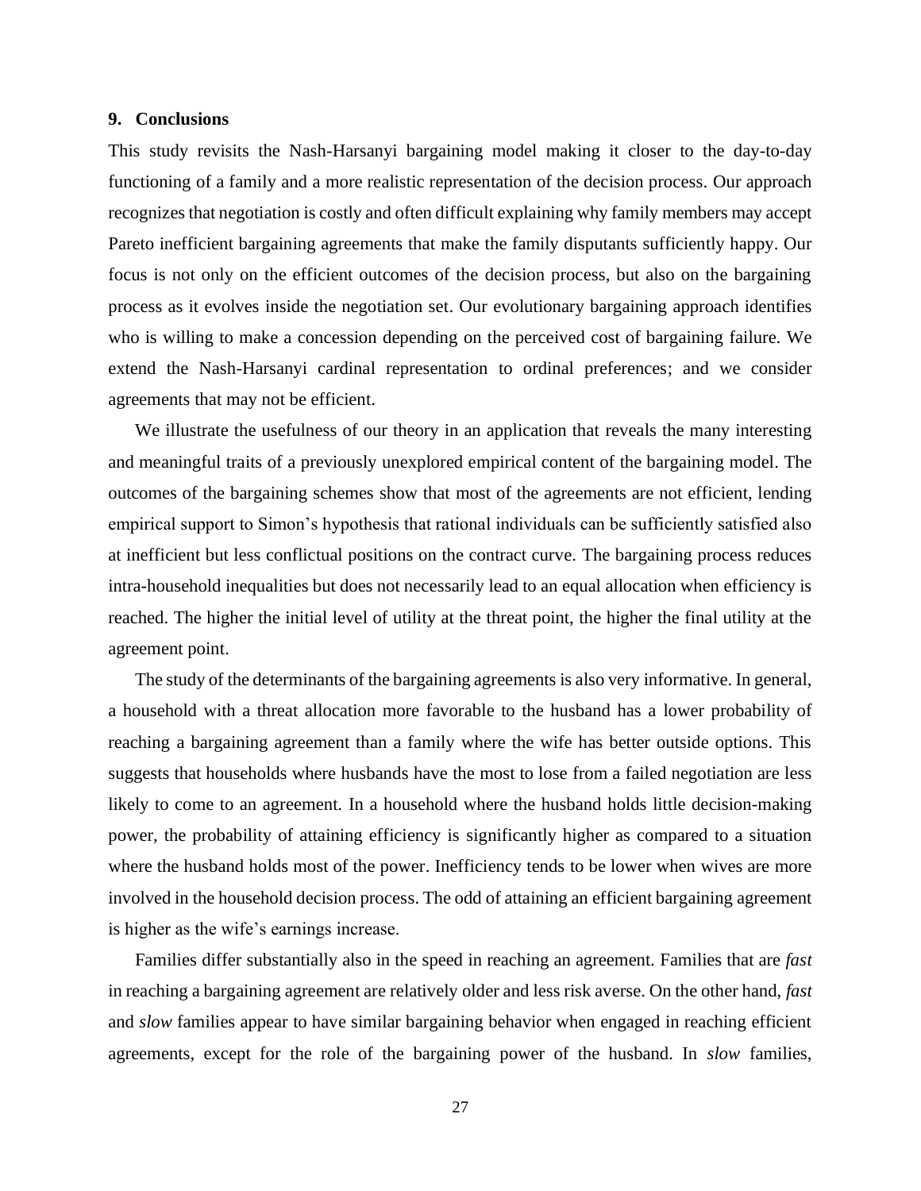## 9. Conclusions

This study revisits the Nash-Harsanyi bargaining model making it closer to the day-to-day functioning of a family and a more realistic representation of the decision process. Our approach recognizes that negotiation is costly and often difficult explaining why family members may accept Pareto inefficient bargaining agreements that make the family disputants sufficiently happy. Our focus is not only on the efficient outcomes of the decision process, but also on the bargaining process as it evolves inside the negotiation set. Our evolutionary bargaining approach identifies who is willing to make a concession depending on the perceived cost of bargaining failure. We extend the Nash-Harsanyi cardinal representation to ordinal preferences; and we consider agreements that may not be efficient.

We illustrate the usefulness of our theory in an application that reveals the many interesting and meaningful traits of a previously unexplored empirical content of the bargaining model. The outcomes of the bargaining schemes show that most of the agreements are not efficient, lending empirical support to Simon's hypothesis that rational individuals can be sufficiently satisfied also at inefficient but less conflictual positions on the contract curve. The bargaining process reduces intra-household inequalities but does not necessarily lead to an equal allocation when efficiency is reached. The higher the initial level of utility at the threat point, the higher the final utility at the agreement point.

The study of the determinants of the bargaining agreements is also very informative. In general, a household with a threat allocation more favorable to the husband has a lower probability of reaching a bargaining agreement than a family where the wife has better outside options. This suggests that households where husbands have the most to lose from a failed negotiation are less likely to come to an agreement. In a household where the husband holds little decision-making power, the probability of attaining efficiency is significantly higher as compared to a situation where the husband holds most of the power. Inefficiency tends to be lower when wives are more involved in the household decision process. The odd of attaining an efficient bargaining agreement is higher as the wife's earnings increase.

Families differ substantially also in the speed in reaching an agreement. Families that are *fast* in reaching a bargaining agreement are relatively older and less risk averse. On the other hand, *fast* and *slow* families appear to have similar bargaining behavior when engaged in reaching efficient agreements, except for the role of the bargaining power of the husband. In *slow* families,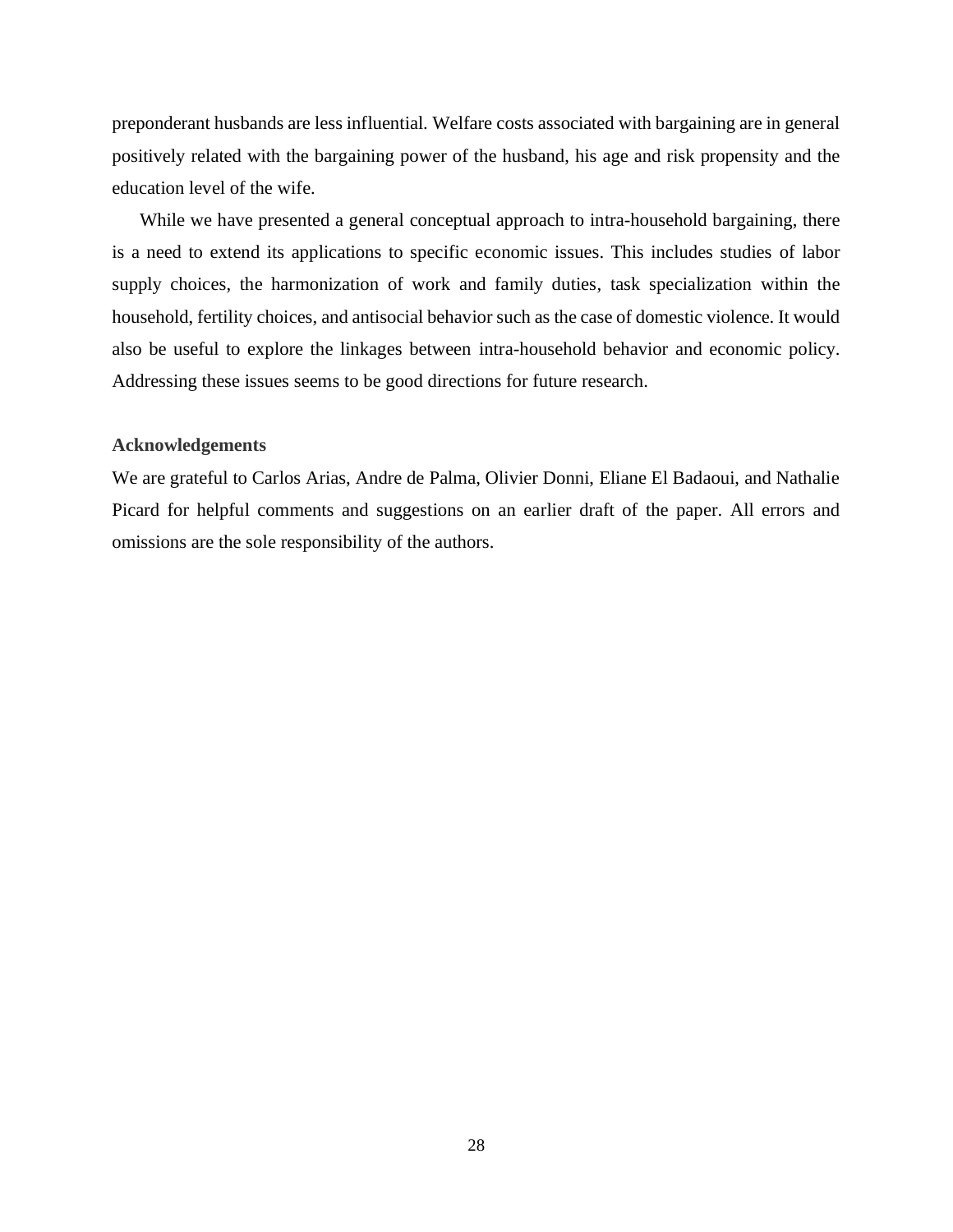preponderant husbands are less influential. Welfare costs associated with bargaining are in general positively related with the bargaining power of the husband, his age and risk propensity and the education level of the wife.

While we have presented a general conceptual approach to intra-household bargaining, there is a need to extend its applications to specific economic issues. This includes studies of labor supply choices, the harmonization of work and family duties, task specialization within the household, fertility choices, and antisocial behavior such as the case of domestic violence. It would also be useful to explore the linkages between intra-household behavior and economic policy. Addressing these issues seems to be good directions for future research.

### Acknowledgements

We are grateful to Carlos Arias, Andre de Palma, Olivier Donni, Eliane El Badaoui, and Nathalie Picard for helpful comments and suggestions on an earlier draft of the paper. All errors and omissions are the sole responsibility of the authors.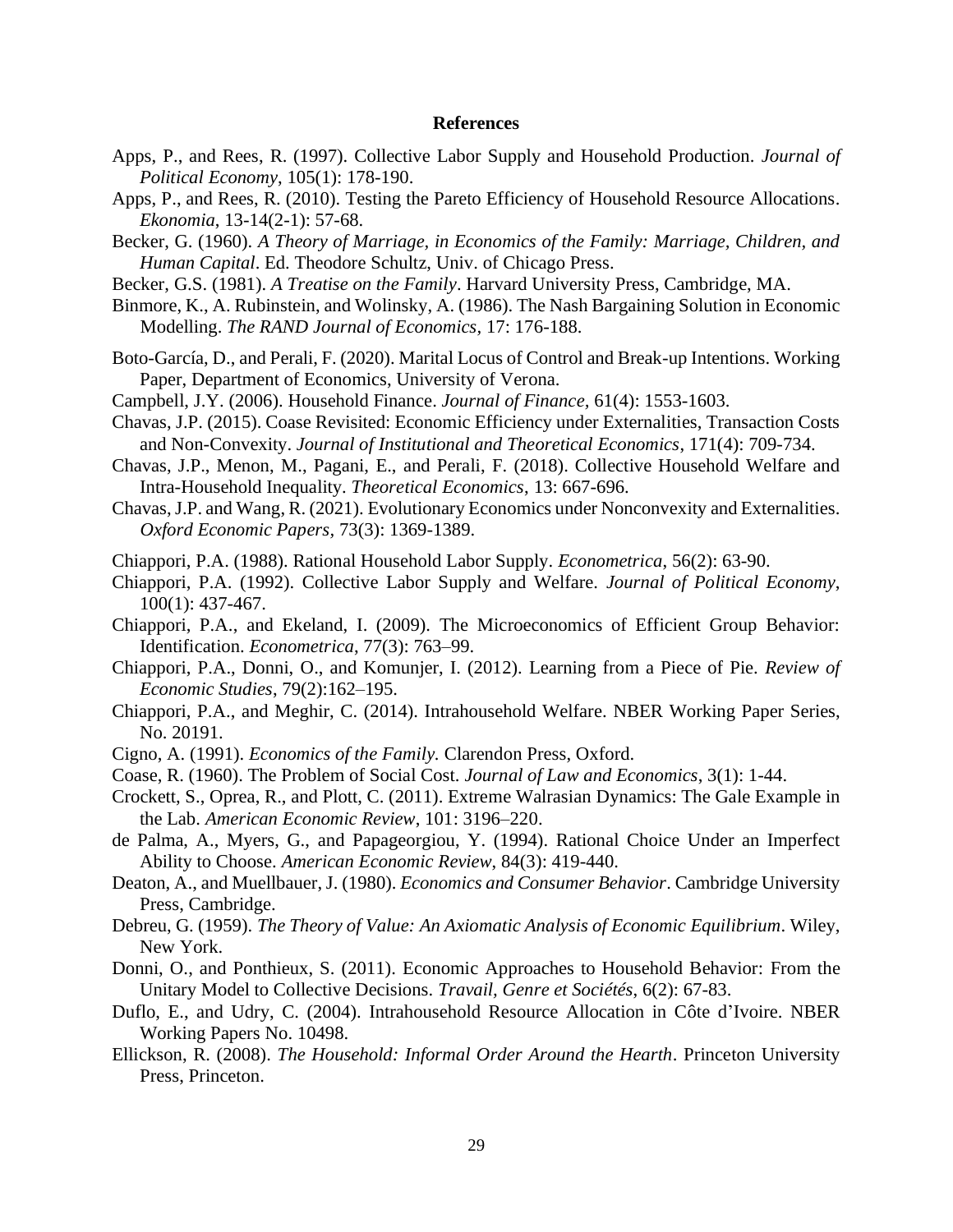## References

Apps, P., and Rees, R. (1997). Collective Labor Supply and Household Production. *Journal of Political Economy*, 105(1): 178-190.

Apps, P., and Rees, R. (2010). Testing the Pareto Efficiency of Household Resource Allocations. *Ekonomia*, 13-14(2-1): 57-68.

Becker, G. (1960). *A Theory of Marriage, in Economics of the Family: Marriage, Children, and Human Capital*. Ed. Theodore Schultz, Univ. of Chicago Press.

Becker, G.S. (1981). *A Treatise on the Family*. Harvard University Press, Cambridge, MA.

Binmore, K., A. Rubinstein, and Wolinsky, A. (1986). The Nash Bargaining Solution in Economic Modelling. *The RAND Journal of Economics*, 17: 176-188.

Boto-García, D., and Perali, F. (2020). Marital Locus of Control and Break-up Intentions. Working Paper, Department of Economics, University of Verona.

Campbell, J.Y. (2006). Household Finance. *Journal of Finance*, 61(4): 1553-1603.

Chavas, J.P. (2015). Coase Revisited: Economic Efficiency under Externalities, Transaction Costs and Non-Convexity. *Journal of Institutional and Theoretical Economics*, 171(4): 709-734.

Chavas, J.P., Menon, M., Pagani, E., and Perali, F. (2018). Collective Household Welfare and Intra-Household Inequality. *Theoretical Economics*, 13: 667-696.

Chavas, J.P. and Wang, R. (2021). Evolutionary Economics under Nonconvexity and Externalities. *Oxford Economic Papers*, 73(3): 1369-1389.

Chiappori, P.A. (1988). Rational Household Labor Supply. *Econometrica*, 56(2): 63-90.

Chiappori, P.A. (1992). Collective Labor Supply and Welfare. *Journal of Political Economy*, 100(1): 437-467.

Chiappori, P.A., and Ekeland, I. (2009). The Microeconomics of Efficient Group Behavior: Identification. *Econometrica*, 77(3): 763–99.

Chiappori, P.A., Donni, O., and Komunjer, I. (2012). Learning from a Piece of Pie. *Review of Economic Studies*, 79(2):162–195.

Chiappori, P.A., and Meghir, C. (2014). Intrahousehold Welfare. NBER Working Paper Series, No. 20191.

Cigno, A. (1991). *Economics of the Family.* Clarendon Press, Oxford.

Coase, R. (1960). The Problem of Social Cost. *Journal of Law and Economics*, 3(1): 1-44.

Crockett, S., Oprea, R., and Plott, C. (2011). Extreme Walrasian Dynamics: The Gale Example in the Lab. *American Economic Review*, 101: 3196–220.

de Palma, A., Myers, G., and Papageorgiou, Y. (1994). Rational Choice Under an Imperfect Ability to Choose. *American Economic Review*, 84(3): 419-440.

Deaton, A., and Muellbauer, J. (1980). *Economics and Consumer Behavior*. Cambridge University Press, Cambridge.

Debreu, G. (1959). *The Theory of Value: An Axiomatic Analysis of Economic Equilibrium*. Wiley, New York.

Donni, O., and Ponthieux, S. (2011). Economic Approaches to Household Behavior: From the Unitary Model to Collective Decisions. *Travail, Genre et Sociétés*, 6(2): 67-83.

Duflo, E., and Udry, C. (2004). Intrahousehold Resource Allocation in Côte d'Ivoire. NBER Working Papers No. 10498.

Ellickson, R. (2008). *The Household: Informal Order Around the Hearth*. Princeton University Press, Princeton.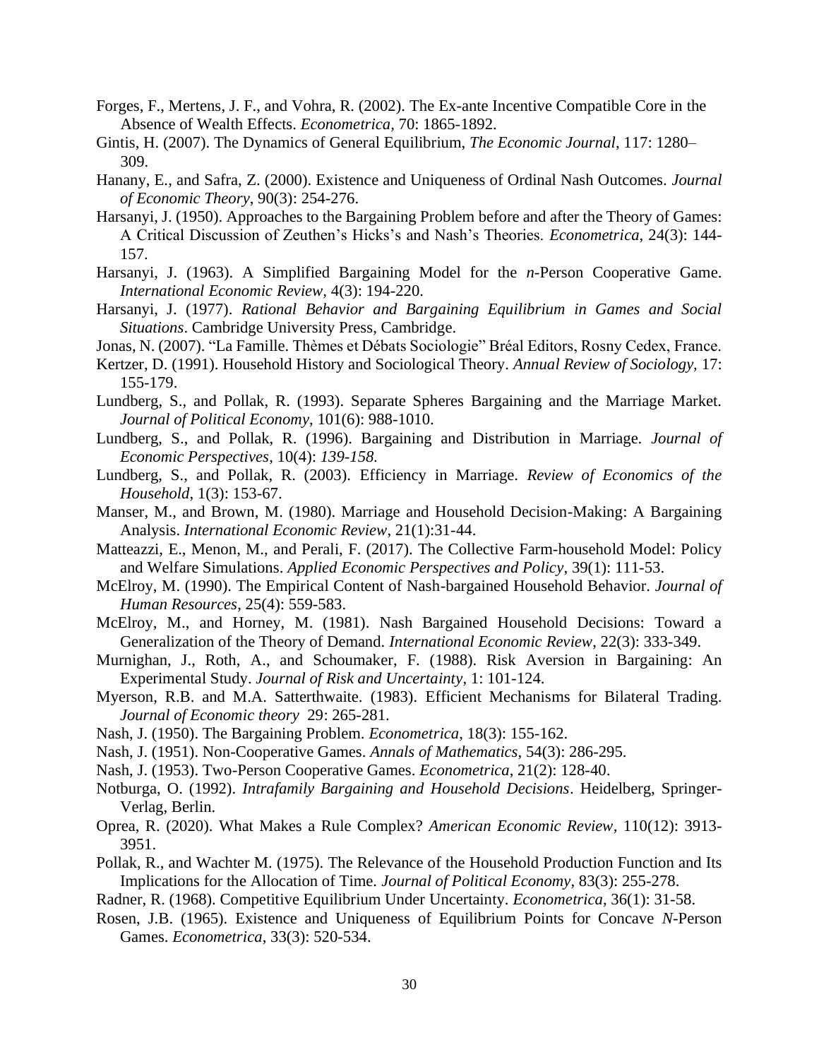Forges, F., Mertens, J. F., and Vohra, R. (2002). The Ex-ante Incentive Compatible Core in the Absence of Wealth Effects. *Econometrica*, 70: 1865-1892.

Gintis, H. (2007). The Dynamics of General Equilibrium, *The Economic Journal*, 117: 1280–309.

Hanany, E., and Safra, Z. (2000). Existence and Uniqueness of Ordinal Nash Outcomes. *Journal of Economic Theory*, 90(3): 254-276.

Harsanyi, J. (1950). Approaches to the Bargaining Problem before and after the Theory of Games: A Critical Discussion of Zeuthen's Hicks's and Nash's Theories. *Econometrica*, 24(3): 144-157.

Harsanyi, J. (1963). A Simplified Bargaining Model for the *n*-Person Cooperative Game. *International Economic Review*, 4(3): 194-220.

Harsanyi, J. (1977). *Rational Behavior and Bargaining Equilibrium in Games and Social Situations*. Cambridge University Press, Cambridge.

Jonas, N. (2007). "La Famille. Thèmes et Débats Sociologie" Bréal Editors, Rosny Cedex, France.

Kertzer, D. (1991). Household History and Sociological Theory. *Annual Review of Sociology,* 17: 155-179.

Lundberg, S., and Pollak, R. (1993). Separate Spheres Bargaining and the Marriage Market. *Journal of Political Economy*, 101(6): 988-1010.

Lundberg, S., and Pollak, R. (1996). Bargaining and Distribution in Marriage. *Journal of Economic Perspectives*, 10(4): *139-158.*

Lundberg, S., and Pollak, R. (2003). Efficiency in Marriage. *Review of Economics of the Household*, 1(3): 153-67.

Manser, M., and Brown, M. (1980). Marriage and Household Decision-Making: A Bargaining Analysis. *International Economic Review*, 21(1):31-44.

Matteazzi, E., Menon, M., and Perali, F. (2017). The Collective Farm-household Model: Policy and Welfare Simulations. *Applied Economic Perspectives and Policy*, 39(1): 111-53.

McElroy, M. (1990). The Empirical Content of Nash-bargained Household Behavior. *Journal of Human Resources*, 25(4): 559-583.

McElroy, M., and Horney, M. (1981). Nash Bargained Household Decisions: Toward a Generalization of the Theory of Demand. *International Economic Review*, 22(3): 333-349.

Murnighan, J., Roth, A., and Schoumaker, F. (1988). Risk Aversion in Bargaining: An Experimental Study. *Journal of Risk and Uncertainty,* 1: 101-124.

Myerson, R.B. and M.A. Satterthwaite. (1983). Efficient Mechanisms for Bilateral Trading. *Journal of Economic theory* 29: 265-281.

Nash, J. (1950). The Bargaining Problem. *Econometrica*, 18(3): 155-162.

Nash, J. (1951). Non-Cooperative Games. *Annals of Mathematics*, 54(3): 286-295.

Nash, J. (1953). Two-Person Cooperative Games. *Econometrica*, 21(2): 128-40.

Notburga, O. (1992). *Intrafamily Bargaining and Household Decisions*. Heidelberg, Springer-Verlag, Berlin.

Oprea, R. (2020). What Makes a Rule Complex? *American Economic Review,* 110(12): 3913-3951.

Pollak, R., and Wachter M. (1975). The Relevance of the Household Production Function and Its Implications for the Allocation of Time. *Journal of Political Economy*, 83(3): 255-278.

Radner, R. (1968). Competitive Equilibrium Under Uncertainty. *Econometrica*, 36(1): 31-58.

Rosen, J.B. (1965). Existence and Uniqueness of Equilibrium Points for Concave *N*-Person Games. *Econometrica*, 33(3): 520-534.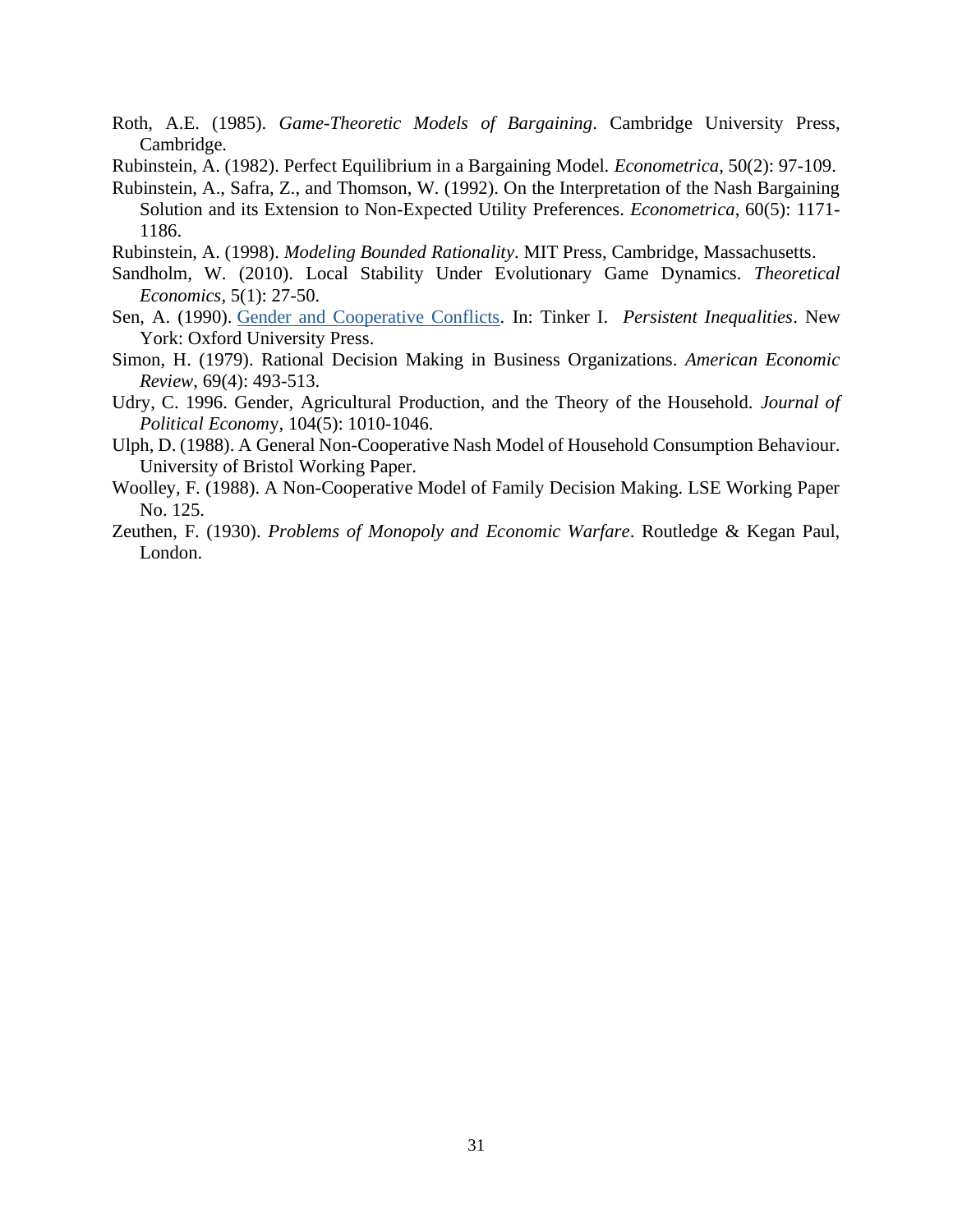Roth, A.E. (1985). *Game-Theoretic Models of Bargaining*. Cambridge University Press, Cambridge.

Rubinstein, A. (1982). Perfect Equilibrium in a Bargaining Model. *Econometrica*, 50(2): 97-109.

Rubinstein, A., Safra, Z., and Thomson, W. (1992). On the Interpretation of the Nash Bargaining Solution and its Extension to Non-Expected Utility Preferences. *Econometrica*, 60(5): 1171-1186.

Rubinstein, A. (1998). *Modeling Bounded Rationality*. MIT Press, Cambridge, Massachusetts.

Sandholm, W. (2010). Local Stability Under Evolutionary Game Dynamics. *Theoretical Economics*, 5(1): 27-50.

Sen, A. (1990). Gender and Cooperative Conflicts. In: Tinker I. *Persistent Inequalities*. New York: Oxford University Press.

Simon, H. (1979). Rational Decision Making in Business Organizations. *American Economic Review*, 69(4): 493-513.

Udry, C. 1996. Gender, Agricultural Production, and the Theory of the Household. *Journal of Political Economy*, 104(5): 1010-1046.

Ulph, D. (1988). A General Non-Cooperative Nash Model of Household Consumption Behaviour. University of Bristol Working Paper.

Woolley, F. (1988). A Non-Cooperative Model of Family Decision Making. LSE Working Paper No. 125.

Zeuthen, F. (1930). *Problems of Monopoly and Economic Warfare*. Routledge & Kegan Paul, London.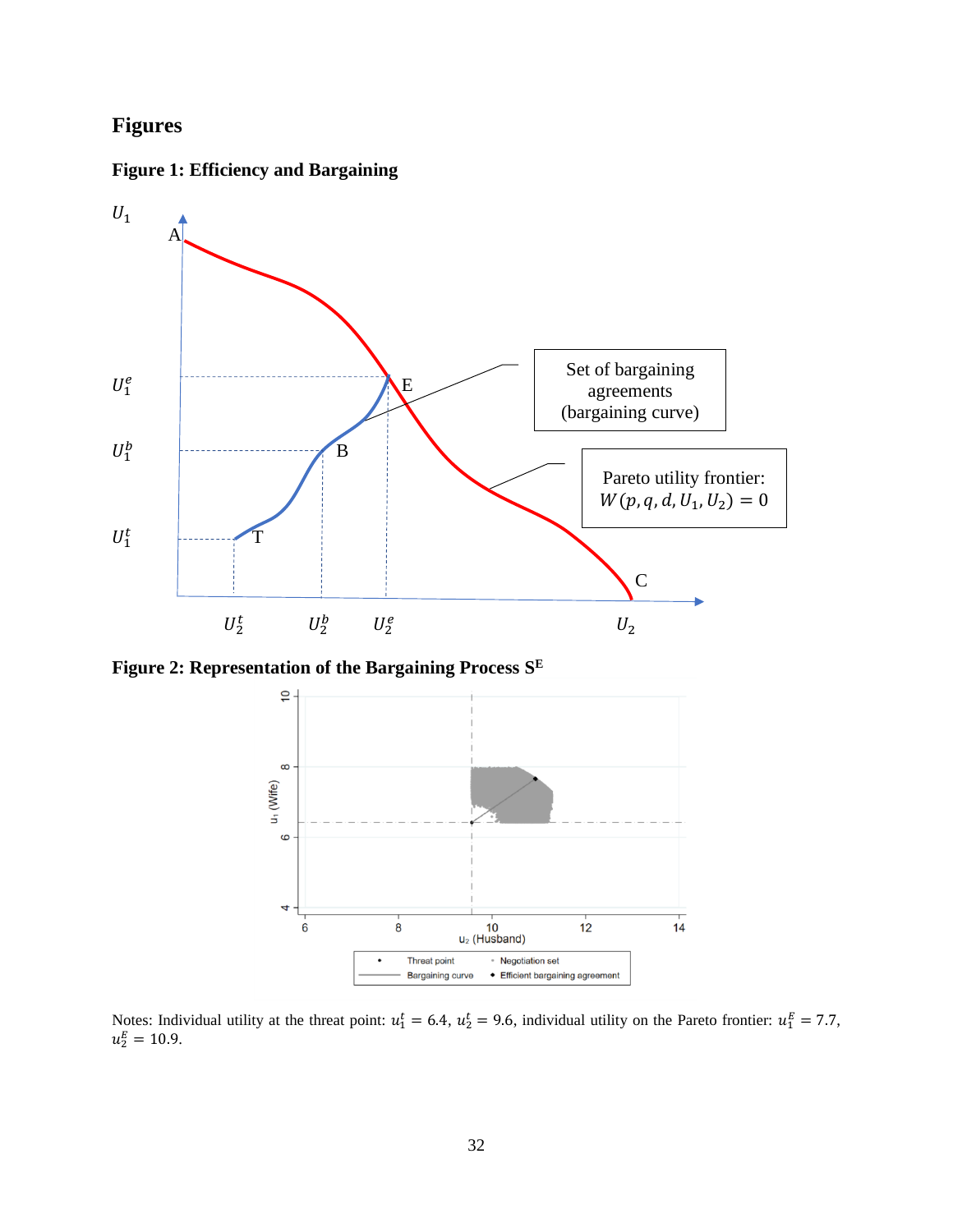# Figures

**Figure 1: Efficiency and Bargaining**

**Figure 2: Representation of the Bargaining Process $S^E$**

Notes: Individual utility at the threat point: $u_1^t = 6.4$, $u_2^t = 9.6$, individual utility on the Pareto frontier: $u_1^E = 7.7$, $u_2^E = 10.9$.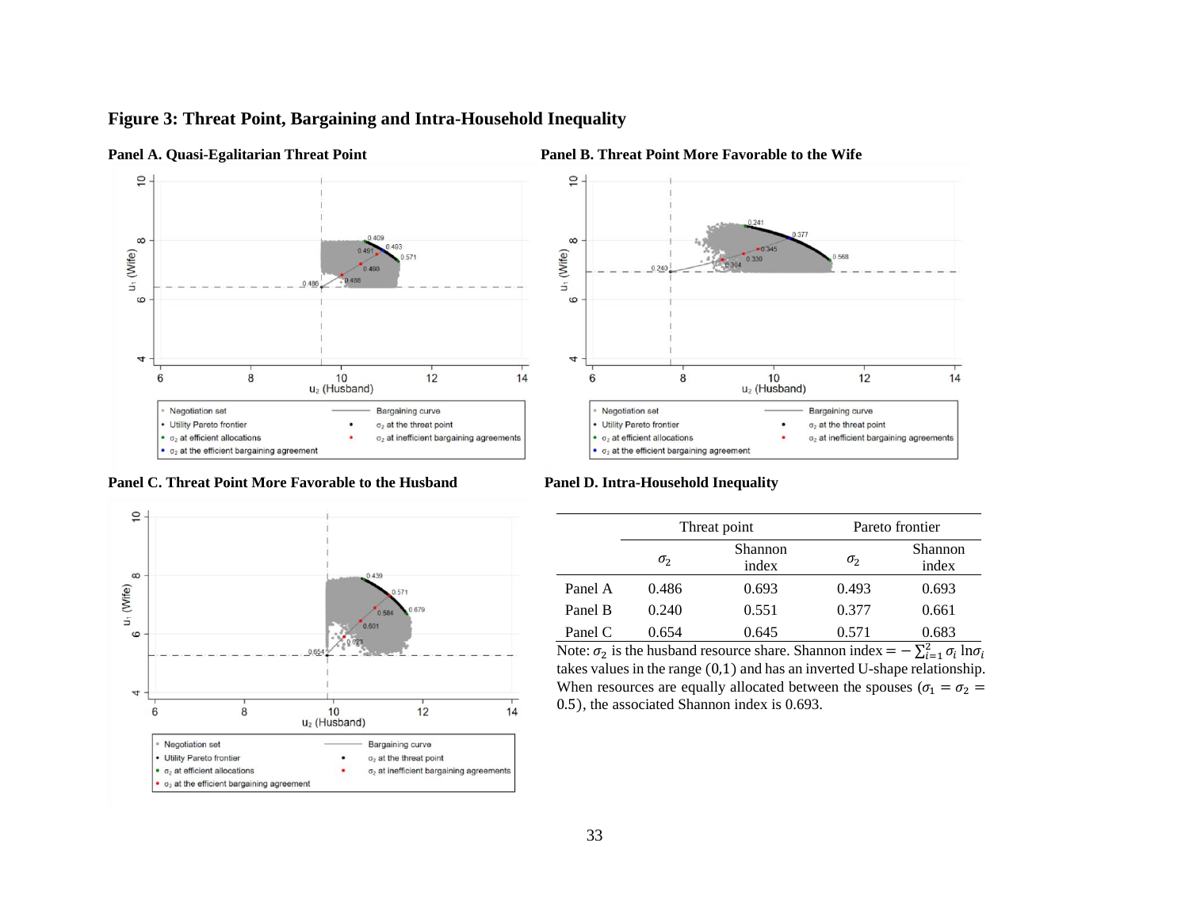# Figure 3: Threat Point, Bargaining and Intra-Household Inequality

**Panel A. Quasi-Egalitarian Threat Point**

**Panel B. Threat Point More Favorable to the Wife**

**Panel C. Threat Point More Favorable to the Husband**

**Panel D. Intra-Household Inequality**

| | Threat point | | Pareto frontier | |
|---|---|---|---|---|
| | $\sigma_2$ | Shannon index | $\sigma_2$ | Shannon index |
| Panel A | 0.486 | 0.693 | 0.493 | 0.693 |
| Panel B | 0.240 | 0.551 | 0.377 | 0.661 |
| Panel C | 0.654 | 0.645 | 0.571 | 0.683 |

Note: $\sigma_2$ is the husband resource share. Shannon index $= -\sum_{i=1}^{2} \sigma_i \ln\sigma_i$ takes values in the range (0,1) and has an inverted U-shape relationship. When resources are equally allocated between the spouses ($\sigma_1 = \sigma_2 = 0.5$), the associated Shannon index is 0.693.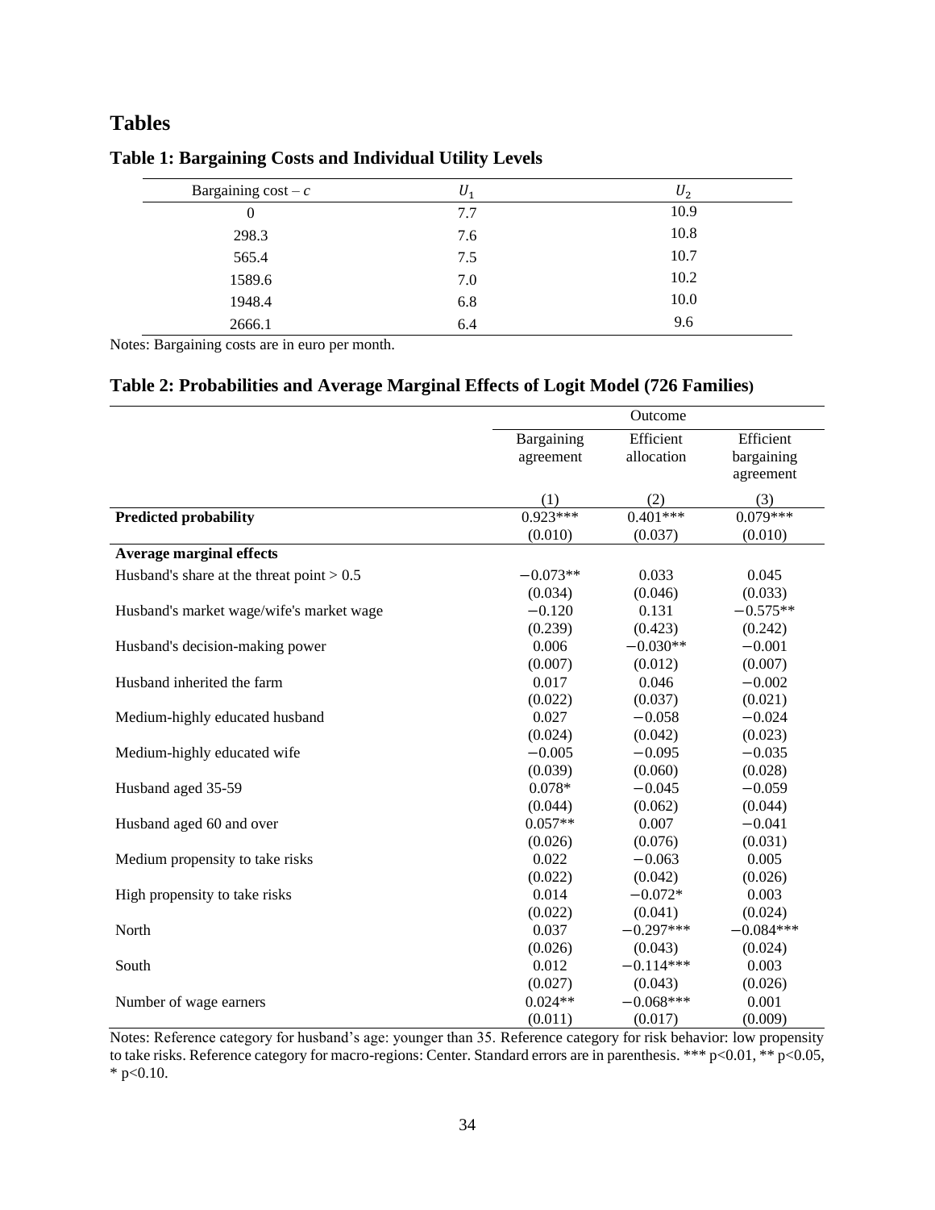# Tables

### Table 1: Bargaining Costs and Individual Utility Levels

| Bargaining cost – $c$ | $U_1$ | $U_2$ |
|---|---|---|
| 0 | 7.7 | 10.9 |
| 298.3 | 7.6 | 10.8 |
| 565.4 | 7.5 | 10.7 |
| 1589.6 | 7.0 | 10.2 |
| 1948.4 | 6.8 | 10.0 |
| 2666.1 | 6.4 | 9.6 |

Notes: Bargaining costs are in euro per month.

### Table 2: Probabilities and Average Marginal Effects of Logit Model (726 Families)

| | Outcome | | |
|---|---|---|---|
| | Bargaining agreement | Efficient allocation | Efficient bargaining agreement |
| | (1) | (2) | (3) |
| **Predicted probability** | 0.923*** | 0.401*** | 0.079*** |
| | (0.010) | (0.037) | (0.010) |
| **Average marginal effects** | | | |
| Husband's share at the threat point > 0.5 | −0.073** | 0.033 | 0.045 |
| | (0.034) | (0.046) | (0.033) |
| Husband's market wage/wife's market wage | −0.120 | 0.131 | −0.575** |
| | (0.239) | (0.423) | (0.242) |
| Husband's decision-making power | 0.006 | −0.030** | −0.001 |
| | (0.007) | (0.012) | (0.007) |
| Husband inherited the farm | 0.017 | 0.046 | −0.002 |
| | (0.022) | (0.037) | (0.021) |
| Medium-highly educated husband | 0.027 | −0.058 | −0.024 |
| | (0.024) | (0.042) | (0.023) |
| Medium-highly educated wife | −0.005 | −0.095 | −0.035 |
| | (0.039) | (0.060) | (0.028) |
| Husband aged 35-59 | 0.078* | −0.045 | −0.059 |
| | (0.044) | (0.062) | (0.044) |
| Husband aged 60 and over | 0.057** | 0.007 | −0.041 |
| | (0.026) | (0.076) | (0.031) |
| Medium propensity to take risks | 0.022 | −0.063 | 0.005 |
| | (0.022) | (0.042) | (0.026) |
| High propensity to take risks | 0.014 | −0.072* | 0.003 |
| | (0.022) | (0.041) | (0.024) |
| North | 0.037 | −0.297*** | −0.084*** |
| | (0.026) | (0.043) | (0.024) |
| South | 0.012 | −0.114*** | 0.003 |
| | (0.027) | (0.043) | (0.026) |
| Number of wage earners | 0.024** | −0.068*** | 0.001 |
| | (0.011) | (0.017) | (0.009) |

Notes: Reference category for husband's age: younger than 35. Reference category for risk behavior: low propensity to take risks. Reference category for macro-regions: Center. Standard errors are in parenthesis. *** $p<0.01$, ** $p<0.05$, * $p<0.10$.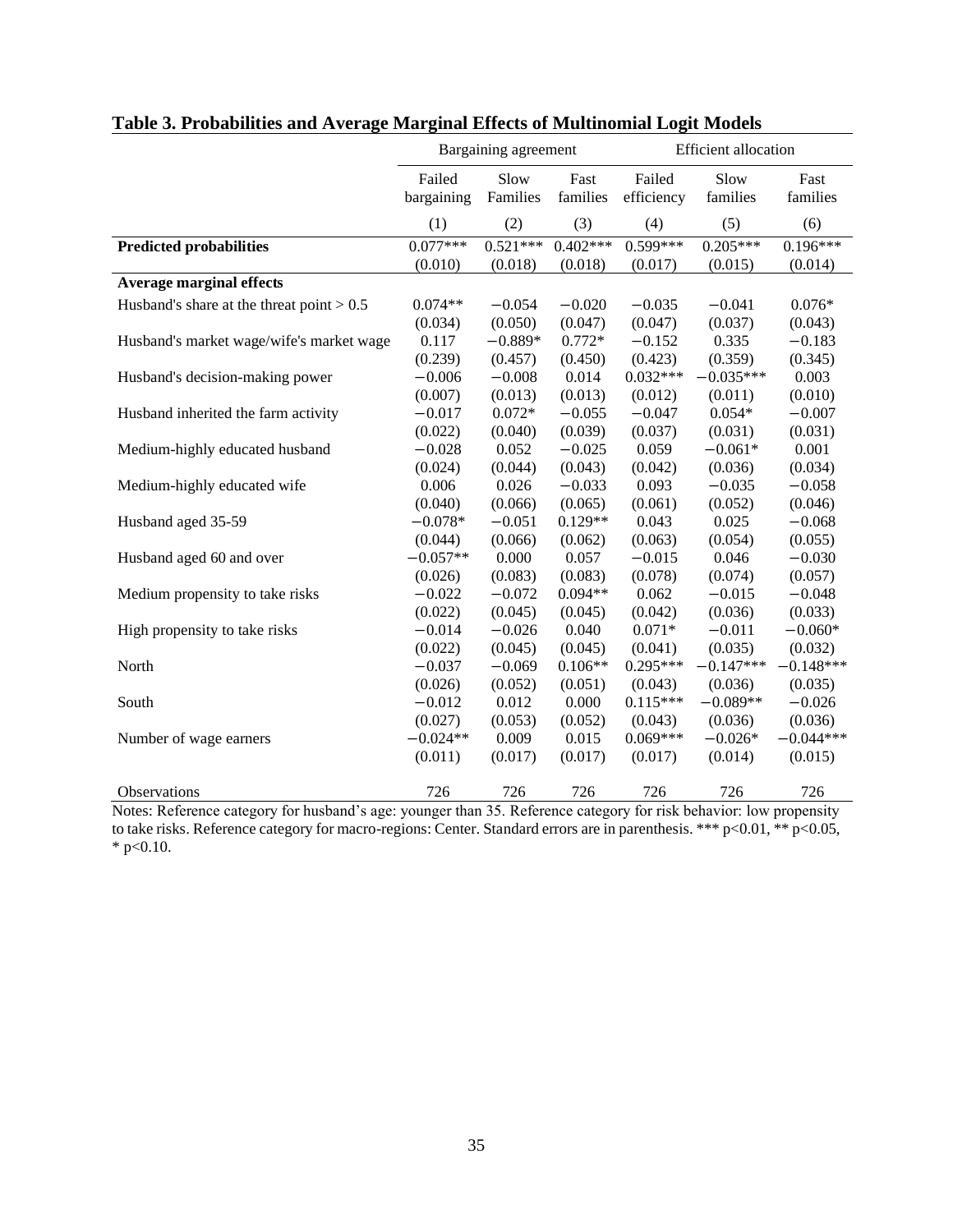**Table 3. Probabilities and Average Marginal Effects of Multinomial Logit Models**

| | Bargaining agreement | | | Efficient allocation | | |
|---|---|---|---|---|---|---|
| | Failed bargaining | Slow Families | Fast families | Failed efficiency | Slow families | Fast families |
| | (1) | (2) | (3) | (4) | (5) | (6) |
| **Predicted probabilities** | 0.077*** | 0.521*** | 0.402*** | 0.599*** | 0.205*** | 0.196*** |
| | (0.010) | (0.018) | (0.018) | (0.017) | (0.015) | (0.014) |
| **Average marginal effects** | | | | | | |
| Husband's share at the threat point > 0.5 | 0.074** | −0.054 | −0.020 | −0.035 | −0.041 | 0.076* |
| | (0.034) | (0.050) | (0.047) | (0.047) | (0.037) | (0.043) |
| Husband's market wage/wife's market wage | 0.117 | −0.889* | 0.772* | −0.152 | 0.335 | −0.183 |
| | (0.239) | (0.457) | (0.450) | (0.423) | (0.359) | (0.345) |
| Husband's decision-making power | −0.006 | −0.008 | 0.014 | 0.032*** | −0.035*** | 0.003 |
| | (0.007) | (0.013) | (0.013) | (0.012) | (0.011) | (0.010) |
| Husband inherited the farm activity | −0.017 | 0.072* | −0.055 | −0.047 | 0.054* | −0.007 |
| | (0.022) | (0.040) | (0.039) | (0.037) | (0.031) | (0.031) |
| Medium-highly educated husband | −0.028 | 0.052 | −0.025 | 0.059 | −0.061* | 0.001 |
| | (0.024) | (0.044) | (0.043) | (0.042) | (0.036) | (0.034) |
| Medium-highly educated wife | 0.006 | 0.026 | −0.033 | 0.093 | −0.035 | −0.058 |
| | (0.040) | (0.066) | (0.065) | (0.061) | (0.052) | (0.046) |
| Husband aged 35-59 | −0.078* | −0.051 | 0.129** | 0.043 | 0.025 | −0.068 |
| | (0.044) | (0.066) | (0.062) | (0.063) | (0.054) | (0.055) |
| Husband aged 60 and over | −0.057** | 0.000 | 0.057 | −0.015 | 0.046 | −0.030 |
| | (0.026) | (0.083) | (0.083) | (0.078) | (0.074) | (0.057) |
| Medium propensity to take risks | −0.022 | −0.072 | 0.094** | 0.062 | −0.015 | −0.048 |
| | (0.022) | (0.045) | (0.045) | (0.042) | (0.036) | (0.033) |
| High propensity to take risks | −0.014 | −0.026 | 0.040 | 0.071* | −0.011 | −0.060* |
| | (0.022) | (0.045) | (0.045) | (0.041) | (0.035) | (0.032) |
| North | −0.037 | −0.069 | 0.106** | 0.295*** | −0.147*** | −0.148*** |
| | (0.026) | (0.052) | (0.051) | (0.043) | (0.036) | (0.035) |
| South | −0.012 | 0.012 | 0.000 | 0.115*** | −0.089** | −0.026 |
| | (0.027) | (0.053) | (0.052) | (0.043) | (0.036) | (0.036) |
| Number of wage earners | −0.024** | 0.009 | 0.015 | 0.069*** | −0.026* | −0.044*** |
| | (0.011) | (0.017) | (0.017) | (0.017) | (0.014) | (0.015) |
| Observations | 726 | 726 | 726 | 726 | 726 | 726 |

Notes: Reference category for husband's age: younger than 35. Reference category for risk behavior: low propensity to take risks. Reference category for macro-regions: Center. Standard errors are in parenthesis. *** p<0.01, ** p<0.05, * p<0.10.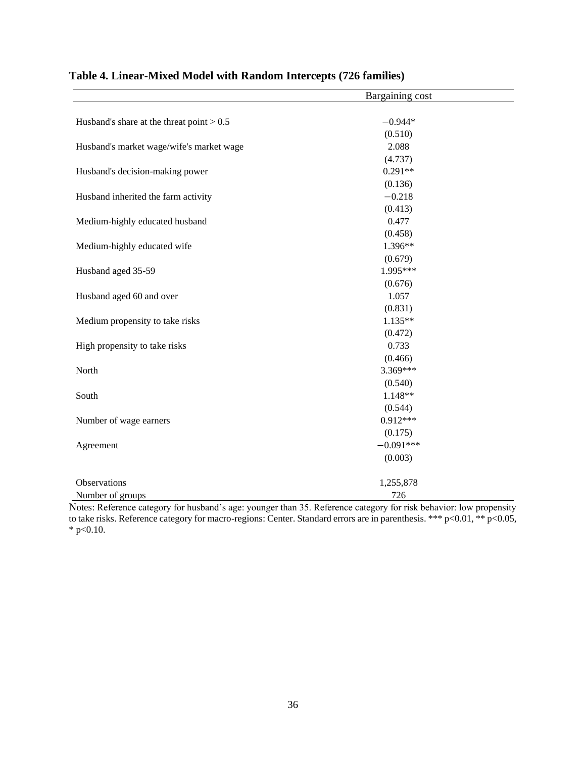**Table 4. Linear-Mixed Model with Random Intercepts (726 families)**

| | Bargaining cost |
|---|---|
| Husband's share at the threat point > 0.5 | −0.944* |
| | (0.510) |
| Husband's market wage/wife's market wage | 2.088 |
| | (4.737) |
| Husband's decision-making power | 0.291** |
| | (0.136) |
| Husband inherited the farm activity | −0.218 |
| | (0.413) |
| Medium-highly educated husband | 0.477 |
| | (0.458) |
| Medium-highly educated wife | 1.396** |
| | (0.679) |
| Husband aged 35-59 | 1.995*** |
| | (0.676) |
| Husband aged 60 and over | 1.057 |
| | (0.831) |
| Medium propensity to take risks | 1.135** |
| | (0.472) |
| High propensity to take risks | 0.733 |
| | (0.466) |
| North | 3.369*** |
| | (0.540) |
| South | 1.148** |
| | (0.544) |
| Number of wage earners | 0.912*** |
| | (0.175) |
| Agreement | −0.091*** |
| | (0.003) |
| Observations | 1,255,878 |
| Number of groups | 726 |

Notes: Reference category for husband's age: younger than 35. Reference category for risk behavior: low propensity to take risks. Reference category for macro-regions: Center. Standard errors are in parenthesis. *** p<0.01, ** p<0.05, * p<0.10.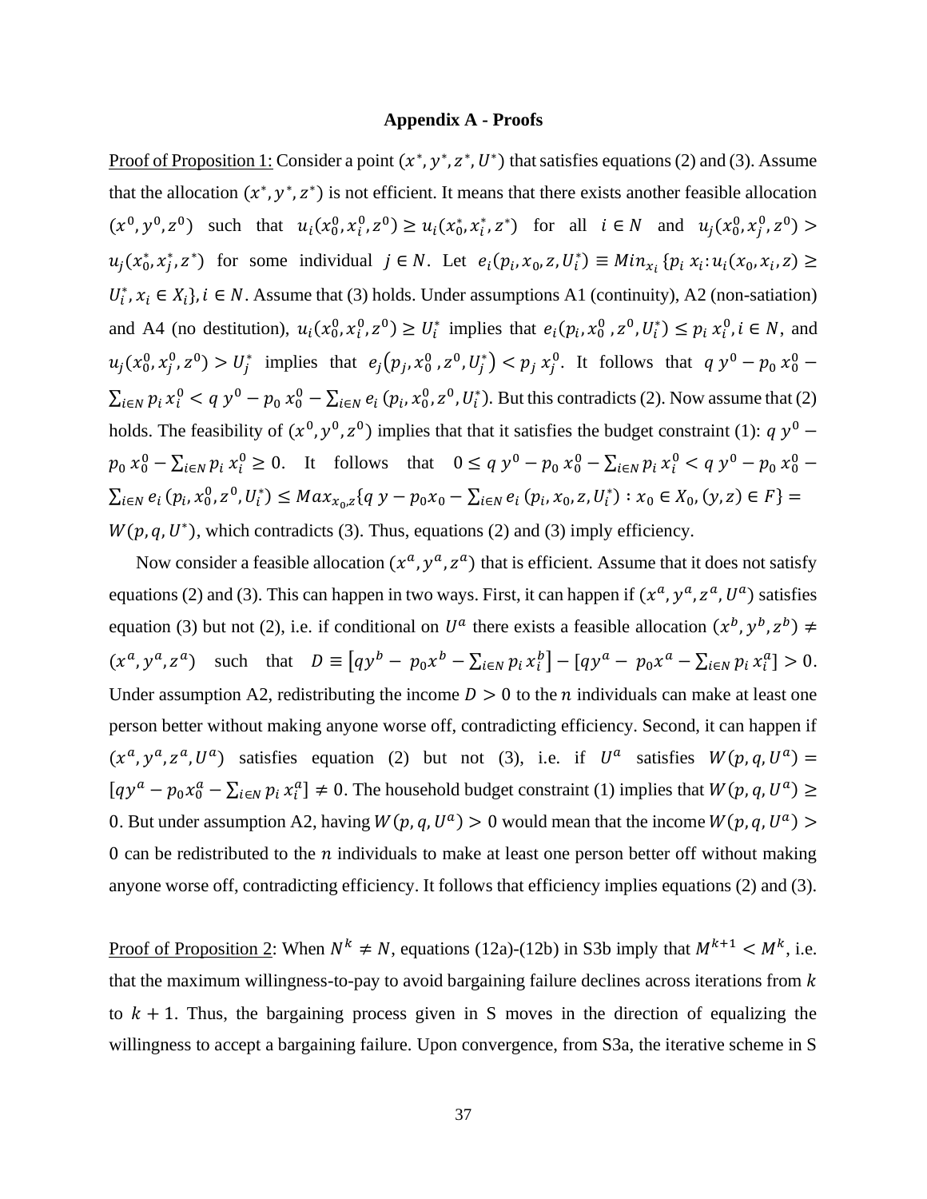**Appendix A - Proofs**

Proof of Proposition 1: Consider a point $(x^*, y^*, z^*, U^*)$ that satisfies equations (2) and (3). Assume that the allocation $(x^*, y^*, z^*)$ is not efficient. It means that there exists another feasible allocation $(x^0, y^0, z^0)$ such that $u_i(x_0^0, x_i^0, z^0) \geq u_i(x_0^*, x_i^*, z^*)$ for all $i \in N$ and $u_j(x_0^0, x_j^0, z^0) > u_j(x_0^*, x_j^*, z^*)$ for some individual $j \in N$. Let $e_i(p_i, x_0, z, U_i^*) \equiv Min_{x_i} \{p_i\, x_i : u_i(x_0, x_i, z) \geq U_i^*, x_i \in X_i\}, i \in N$. Assume that (3) holds. Under assumptions A1 (continuity), A2 (non-satiation) and A4 (no destitution), $u_i(x_0^0, x_i^0, z^0) \geq U_i^*$ implies that $e_i(p_i, x_0^0, z^0, U_i^*) \leq p_i\, x_i^0, i \in N$, and $u_j(x_0^0, x_j^0, z^0) > U_j^*$ implies that $e_j(p_j, x_0^0, z^0, U_j^*) < p_j\, x_j^0$. It follows that $q\, y^0 - p_0\, x_0^0 - \sum_{i \in N} p_i\, x_i^0 < q\, y^0 - p_0\, x_0^0 - \sum_{i \in N} e_i\,(p_i, x_0^0, z^0, U_i^*)$. But this contradicts (2). Now assume that (2) holds. The feasibility of $(x^0, y^0, z^0)$ implies that that it satisfies the budget constraint (1): $q\, y^0 - p_0\, x_0^0 - \sum_{i \in N} p_i\, x_i^0 \geq 0$. It follows that $0 \leq q\, y^0 - p_0\, x_0^0 - \sum_{i \in N} p_i\, x_i^0 < q\, y^0 - p_0\, x_0^0 - \sum_{i \in N} e_i\,(p_i, x_0^0, z^0, U_i^*) \leq Max_{x_0, z}\{q\, y - p_0 x_0 - \sum_{i \in N} e_i\,(p_i, x_0, z, U_i^*) : x_0 \in X_0, (y, z) \in F\} = W(p, q, U^*)$, which contradicts (3). Thus, equations (2) and (3) imply efficiency.

Now consider a feasible allocation $(x^a, y^a, z^a)$ that is efficient. Assume that it does not satisfy equations (2) and (3). This can happen in two ways. First, it can happen if $(x^a, y^a, z^a, U^a)$ satisfies equation (3) but not (2), i.e. if conditional on $U^a$ there exists a feasible allocation $(x^b, y^b, z^b) \neq (x^a, y^a, z^a)$ such that $D \equiv [qy^b - p_0 x^b - \sum_{i \in N} p_i\, x_i^b] - [qy^a - p_0 x^a - \sum_{i \in N} p_i\, x_i^a] > 0$. Under assumption A2, redistributing the income $D > 0$ to the $n$ individuals can make at least one person better without making anyone worse off, contradicting efficiency. Second, it can happen if $(x^a, y^a, z^a, U^a)$ satisfies equation (2) but not (3), i.e. if $U^a$ satisfies $W(p, q, U^a) = [qy^a - p_0 x_0^a - \sum_{i \in N} p_i\, x_i^a] \neq 0$. The household budget constraint (1) implies that $W(p, q, U^a) \geq 0$. But under assumption A2, having $W(p, q, U^a) > 0$ would mean that the income $W(p, q, U^a) > 0$ can be redistributed to the $n$ individuals to make at least one person better off without making anyone worse off, contradicting efficiency. It follows that efficiency implies equations (2) and (3).

Proof of Proposition 2: When $N^k \neq N$, equations (12a)-(12b) in S3b imply that $M^{k+1} < M^k$, i.e. that the maximum willingness-to-pay to avoid bargaining failure declines across iterations from $k$ to $k + 1$. Thus, the bargaining process given in S moves in the direction of equalizing the willingness to accept a bargaining failure. Upon convergence, from S3a, the iterative scheme in S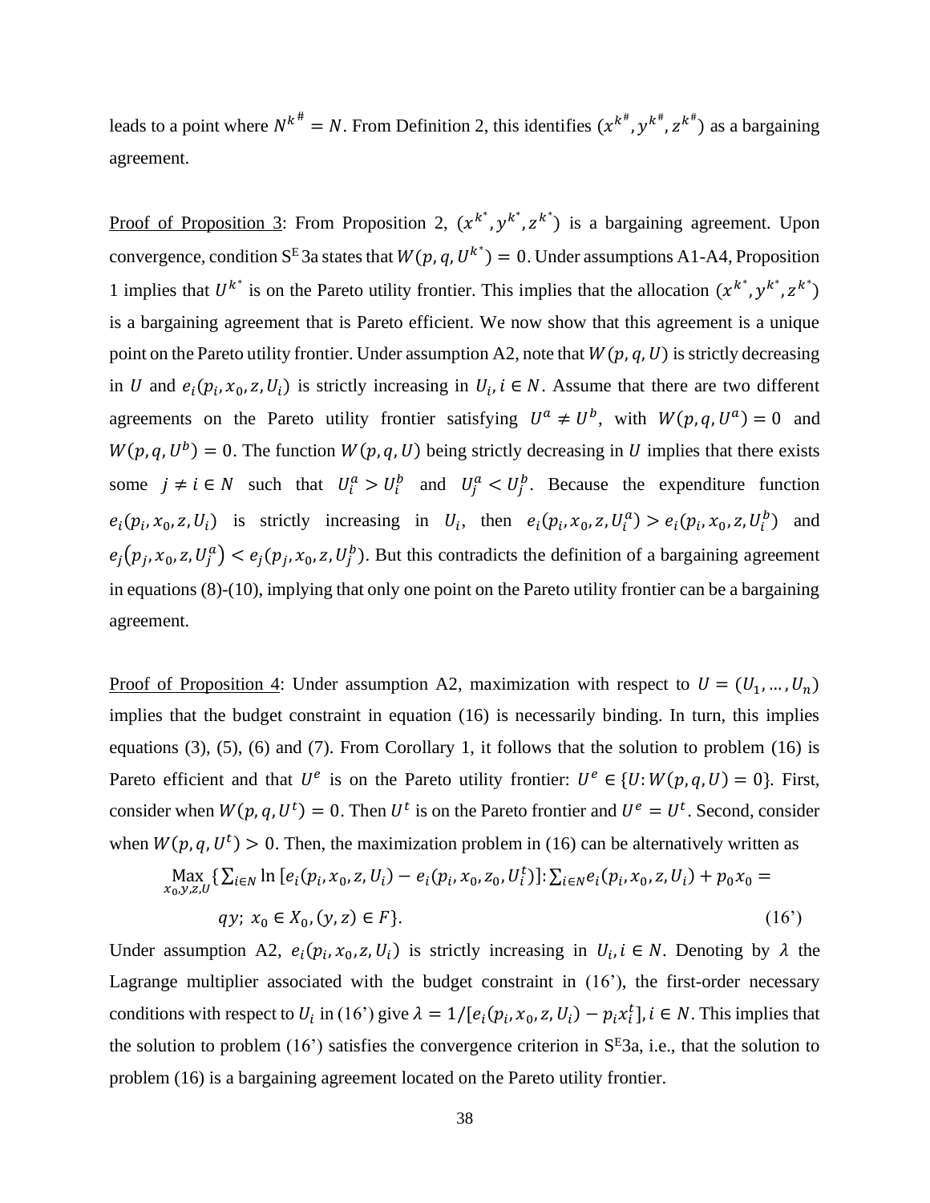leads to a point where $N^{k^{\#}} = N$. From Definition 2, this identifies $(x^{k^{\#}}, y^{k^{\#}}, z^{k^{\#}})$ as a bargaining agreement.

<u>Proof of Proposition 3</u>: From Proposition 2, $(x^{k^*}, y^{k^*}, z^{k^*})$ is a bargaining agreement. Upon convergence, condition $S^E$3a states that $W(p, q, U^{k^*}) = 0$. Under assumptions A1-A4, Proposition 1 implies that $U^{k^*}$ is on the Pareto utility frontier. This implies that the allocation $(x^{k^*}, y^{k^*}, z^{k^*})$ is a bargaining agreement that is Pareto efficient. We now show that this agreement is a unique point on the Pareto utility frontier. Under assumption A2, note that $W(p, q, U)$ is strictly decreasing in $U$ and $e_i(p_i, x_0, z, U_i)$ is strictly increasing in $U_i, i \in N$. Assume that there are two different agreements on the Pareto utility frontier satisfying $U^a \neq U^b$, with $W(p, q, U^a) = 0$ and $W(p, q, U^b) = 0$. The function $W(p, q, U)$ being strictly decreasing in $U$ implies that there exists some $j \neq i \in N$ such that $U_i^a > U_i^b$ and $U_j^a < U_j^b$. Because the expenditure function $e_i(p_i, x_0, z, U_i)$ is strictly increasing in $U_i$, then $e_i(p_i, x_0, z, U_i^a) > e_i(p_i, x_0, z, U_i^b)$ and $e_j(p_j, x_0, z, U_j^a) < e_j(p_j, x_0, z, U_j^b)$. But this contradicts the definition of a bargaining agreement in equations (8)-(10), implying that only one point on the Pareto utility frontier can be a bargaining agreement.

<u>Proof of Proposition 4</u>: Under assumption A2, maximization with respect to $U = (U_1, \dots, U_n)$ implies that the budget constraint in equation (16) is necessarily binding. In turn, this implies equations (3), (5), (6) and (7). From Corollary 1, it follows that the solution to problem (16) is Pareto efficient and that $U^e$ is on the Pareto utility frontier: $U^e \in \{U: W(p, q, U) = 0\}$. First, consider when $W(p, q, U^t) = 0$. Then $U^t$ is on the Pareto frontier and $U^e = U^t$. Second, consider when $W(p, q, U^t) > 0$. Then, the maximization problem in (16) can be alternatively written as

$$\underset{x_0, y, z, U}{\text{Max}} \{ \sum_{i \in N} \ln [e_i(p_i, x_0, z, U_i) - e_i(p_i, x_0, z_0, U_i^t)] : \sum_{i \in N} e_i(p_i, x_0, z, U_i) + p_0 x_0 = qy;\ x_0 \in X_0, (y, z) \in F \}. \tag{16'}$$

Under assumption A2, $e_i(p_i, x_0, z, U_i)$ is strictly increasing in $U_i, i \in N$. Denoting by $\lambda$ the Lagrange multiplier associated with the budget constraint in (16'), the first-order necessary conditions with respect to $U_i$ in (16') give $\lambda = 1/[e_i(p_i, x_0, z, U_i) - p_i x_i^t], i \in N$. This implies that the solution to problem (16') satisfies the convergence criterion in $S^E$3a, i.e., that the solution to problem (16) is a bargaining agreement located on the Pareto utility frontier.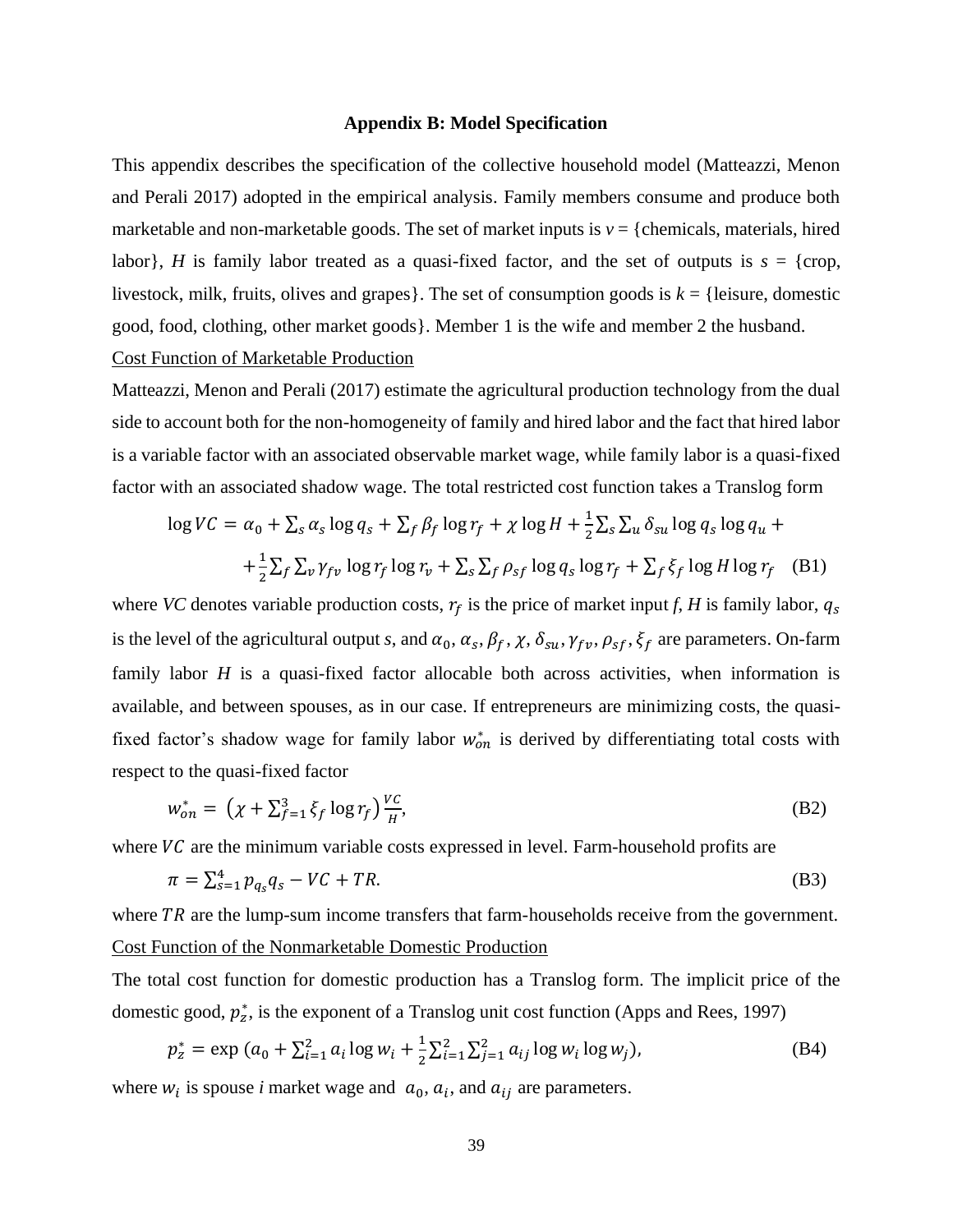**Appendix B: Model Specification**

This appendix describes the specification of the collective household model (Matteazzi, Menon and Perali 2017) adopted in the empirical analysis. Family members consume and produce both marketable and non-marketable goods. The set of market inputs is $v$ = {chemicals, materials, hired labor}, $H$ is family labor treated as a quasi-fixed factor, and the set of outputs is $s$ = {crop, livestock, milk, fruits, olives and grapes}. The set of consumption goods is $k$ = {leisure, domestic good, food, clothing, other market goods}. Member 1 is the wife and member 2 the husband.

Cost Function of Marketable Production

Matteazzi, Menon and Perali (2017) estimate the agricultural production technology from the dual side to account both for the non-homogeneity of family and hired labor and the fact that hired labor is a variable factor with an associated observable market wage, while family labor is a quasi-fixed factor with an associated shadow wage. The total restricted cost function takes a Translog form

$$\log VC = \alpha_0 + \sum_s \alpha_s \log q_s + \sum_f \beta_f \log r_f + \chi \log H + \frac{1}{2}\sum_s \sum_u \delta_{su} \log q_s \log q_u + \\ + \frac{1}{2}\sum_f \sum_v \gamma_{fv} \log r_f \log r_v + \sum_s \sum_f \rho_{sf} \log q_s \log r_f + \sum_f \xi_f \log H \log r_f \quad \text{(B1)}$$

where *VC* denotes variable production costs, $r_f$ is the price of market input *f*, *H* is family labor, $q_s$ is the level of the agricultural output *s*, and $\alpha_0, \alpha_s, \beta_f, \chi, \delta_{su}, \gamma_{fv}, \rho_{sf}, \xi_f$ are parameters. On-farm family labor *H* is a quasi-fixed factor allocable both across activities, when information is available, and between spouses, as in our case. If entrepreneurs are minimizing costs, the quasi-fixed factor's shadow wage for family labor $w_{on}^*$ is derived by differentiating total costs with respect to the quasi-fixed factor

$$w_{on}^* = \left(\chi + \sum_{f=1}^{3} \xi_f \log r_f\right) \frac{VC}{H}, \quad \text{(B2)}$$

where $VC$ are the minimum variable costs expressed in level. Farm-household profits are

$$\pi = \sum_{s=1}^{4} p_{q_s} q_s - VC + TR. \quad \text{(B3)}$$

where $TR$ are the lump-sum income transfers that farm-households receive from the government.

Cost Function of the Nonmarketable Domestic Production

The total cost function for domestic production has a Translog form. The implicit price of the domestic good, $p_z^*$, is the exponent of a Translog unit cost function (Apps and Rees, 1997)

$$p_z^* = \exp\left(a_0 + \sum_{i=1}^{2} a_i \log w_i + \frac{1}{2}\sum_{i=1}^{2}\sum_{j=1}^{2} a_{ij} \log w_i \log w_j\right), \quad \text{(B4)}$$

where $w_i$ is spouse *i* market wage and $a_0$, $a_i$, and $a_{ij}$ are parameters.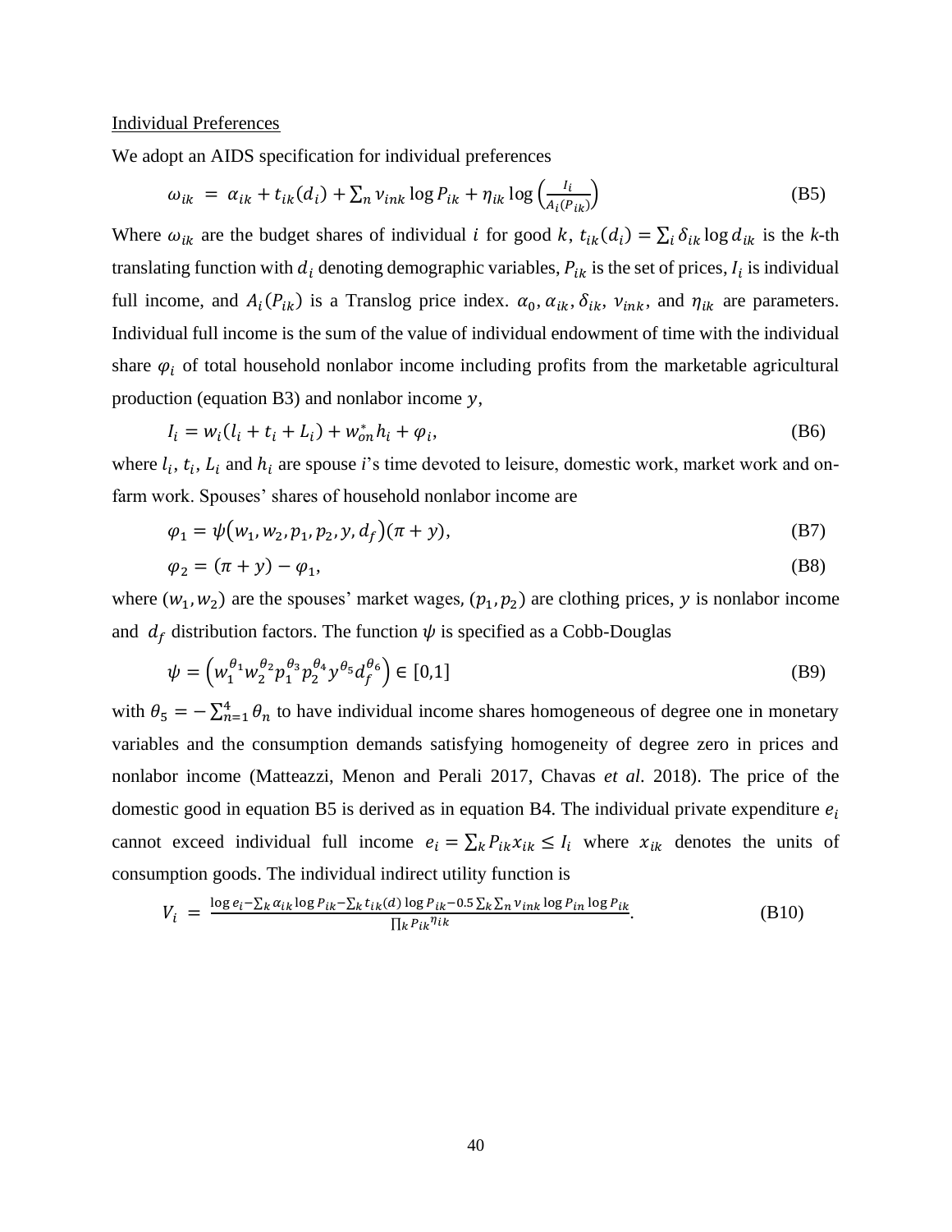Individual Preferences

We adopt an AIDS specification for individual preferences

$$\omega_{ik} = \alpha_{ik} + t_{ik}(d_i) + \sum_n \nu_{ink} \log P_{ik} + \eta_{ik} \log\left(\frac{I_i}{A_i(P_{ik})}\right) \tag{B5}$$

Where $\omega_{ik}$ are the budget shares of individual $i$ for good $k$, $t_{ik}(d_i) = \sum_i \delta_{ik} \log d_{ik}$ is the $k$-th translating function with $d_i$ denoting demographic variables, $P_{ik}$ is the set of prices, $I_i$ is individual full income, and $A_i(P_{ik})$ is a Translog price index. $\alpha_0$, $\alpha_{ik}$, $\delta_{ik}$, $\nu_{ink}$, and $\eta_{ik}$ are parameters. Individual full income is the sum of the value of individual endowment of time with the individual share $\varphi_i$ of total household nonlabor income including profits from the marketable agricultural production (equation B3) and nonlabor income $y$,

$$I_i = w_i(l_i + t_i + L_i) + w_{on}^* h_i + \varphi_i, \tag{B6}$$

where $l_i$, $t_i$, $L_i$ and $h_i$ are spouse $i$'s time devoted to leisure, domestic work, market work and on-farm work. Spouses' shares of household nonlabor income are

$$\varphi_1 = \psi(w_1, w_2, p_1, p_2, y, d_f)(\pi + y), \tag{B7}$$

$$\varphi_2 = (\pi + y) - \varphi_1, \tag{B8}$$

where $(w_1, w_2)$ are the spouses' market wages, $(p_1, p_2)$ are clothing prices, $y$ is nonlabor income and $d_f$ distribution factors. The function $\psi$ is specified as a Cobb-Douglas

$$\psi = \left(w_1^{\theta_1} w_2^{\theta_2} p_1^{\theta_3} p_2^{\theta_4} y^{\theta_5} d_f^{\theta_6}\right) \in [0,1] \tag{B9}$$

with $\theta_5 = -\sum_{n=1}^{4} \theta_n$ to have individual income shares homogeneous of degree one in monetary variables and the consumption demands satisfying homogeneity of degree zero in prices and nonlabor income (Matteazzi, Menon and Perali 2017, Chavas *et al*. 2018). The price of the domestic good in equation B5 is derived as in equation B4. The individual private expenditure $e_i$ cannot exceed individual full income $e_i = \sum_k P_{ik} x_{ik} \leq I_i$ where $x_{ik}$ denotes the units of consumption goods. The individual indirect utility function is

$$V_i = \frac{\log e_i - \sum_k \alpha_{ik} \log P_{ik} - \sum_k t_{ik}(d) \log P_{ik} - 0.5 \sum_k \sum_n \nu_{ink} \log P_{in} \log P_{ik}}{\prod_k P_{ik}^{\eta_{ik}}}. \tag{B10}$$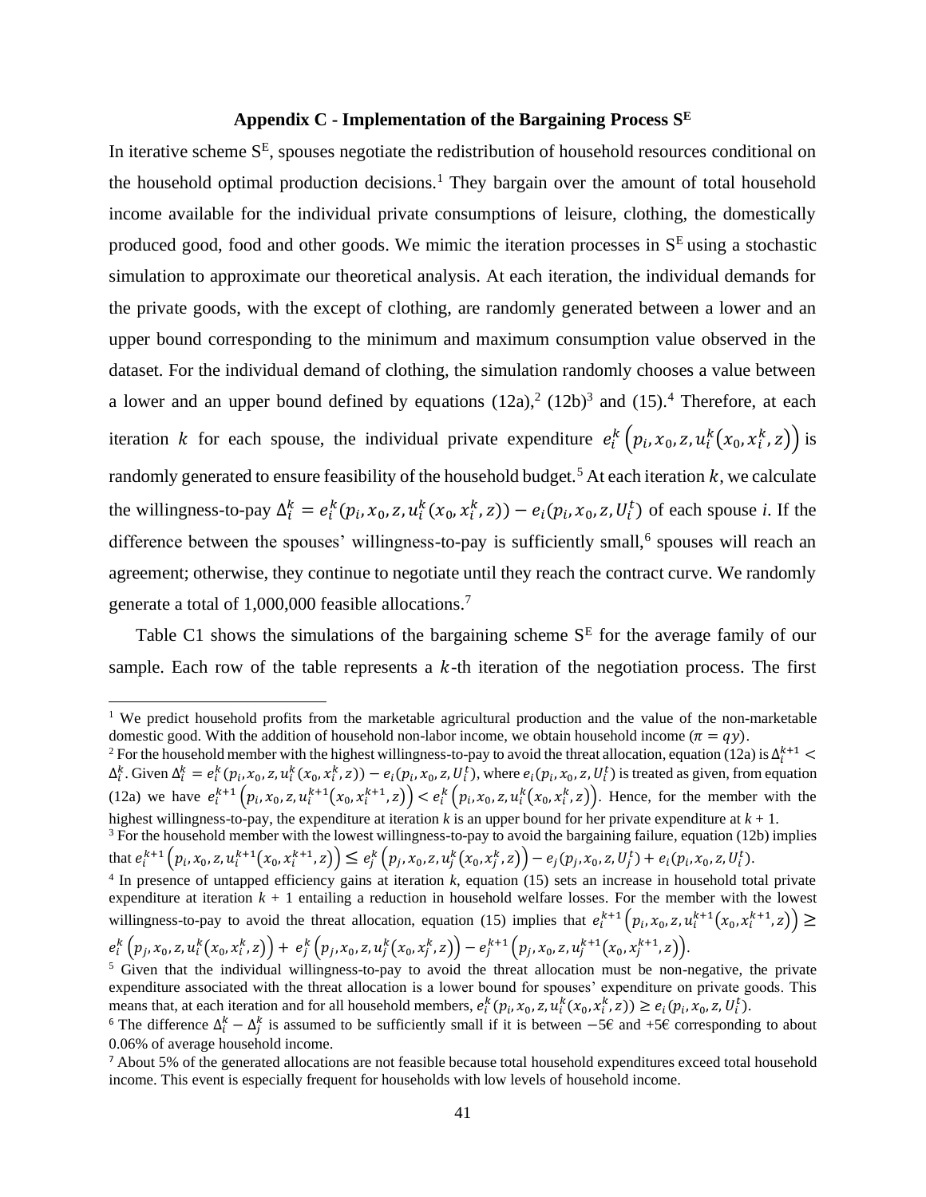### Appendix C - Implementation of the Bargaining Process $S^E$

In iterative scheme $S^E$, spouses negotiate the redistribution of household resources conditional on the household optimal production decisions.[1] They bargain over the amount of total household income available for the individual private consumptions of leisure, clothing, the domestically produced good, food and other goods. We mimic the iteration processes in $S^E$ using a stochastic simulation to approximate our theoretical analysis. At each iteration, the individual demands for the private goods, with the except of clothing, are randomly generated between a lower and an upper bound corresponding to the minimum and maximum consumption value observed in the dataset. For the individual demand of clothing, the simulation randomly chooses a value between a lower and an upper bound defined by equations (12a),[2] (12b)[3] and (15).[4] Therefore, at each iteration $k$ for each spouse, the individual private expenditure $e_i^k\left(p_i, x_0, z, u_i^k(x_0, x_i^k, z)\right)$ is randomly generated to ensure feasibility of the household budget.[5] At each iteration $k$, we calculate the willingness-to-pay $\Delta_i^k = e_i^k(p_i, x_0, z, u_i^k(x_0, x_i^k, z)) - e_i(p_i, x_0, z, U_i^t)$ of each spouse $i$. If the difference between the spouses' willingness-to-pay is sufficiently small,[6] spouses will reach an agreement; otherwise, they continue to negotiate until they reach the contract curve. We randomly generate a total of 1,000,000 feasible allocations.[7]

Table C1 shows the simulations of the bargaining scheme $S^E$ for the average family of our sample. Each row of the table represents a $k$-th iteration of the negotiation process. The first

---

[1] We predict household profits from the marketable agricultural production and the value of the non-marketable domestic good. With the addition of household non-labor income, we obtain household income ($\pi = qy$).

[2] For the household member with the highest willingness-to-pay to avoid the threat allocation, equation (12a) is $\Delta_i^{k+1} < \Delta_i^k$. Given $\Delta_i^k = e_i^k(p_i, x_0, z, u_i^k(x_0, x_i^k, z)) - e_i(p_i, x_0, z, U_i^t)$, where $e_i(p_i, x_0, z, U_i^t)$ is treated as given, from equation (12a) we have $e_i^{k+1}\left(p_i, x_0, z, u_i^{k+1}(x_0, x_i^{k+1}, z)\right) < e_i^k\left(p_i, x_0, z, u_i^k(x_0, x_i^k, z)\right)$. Hence, for the member with the highest willingness-to-pay, the expenditure at iteration $k$ is an upper bound for her private expenditure at $k + 1$.

[3] For the household member with the lowest willingness-to-pay to avoid the bargaining failure, equation (12b) implies that $e_i^{k+1}\left(p_i, x_0, z, u_i^{k+1}(x_0, x_i^{k+1}, z)\right) \leq e_j^k\left(p_j, x_0, z, u_j^k(x_0, x_j^k, z)\right) - e_j(p_j, x_0, z, U_j^t) + e_i(p_i, x_0, z, U_i^t)$.

[4] In presence of untapped efficiency gains at iteration $k$, equation (15) sets an increase in household total private expenditure at iteration $k + 1$ entailing a reduction in household welfare losses. For the member with the lowest willingness-to-pay to avoid the threat allocation, equation (15) implies that $e_i^{k+1}\left(p_i, x_0, z, u_i^{k+1}(x_0, x_i^{k+1}, z)\right) \geq e_i^k\left(p_j, x_0, z, u_i^k(x_0, x_i^k, z)\right) + e_j^k\left(p_j, x_0, z, u_j^k(x_0, x_j^k, z)\right) - e_j^{k+1}\left(p_j, x_0, z, u_j^{k+1}(x_0, x_j^{k+1}, z)\right)$.

[5] Given that the individual willingness-to-pay to avoid the threat allocation must be non-negative, the private expenditure associated with the threat allocation is a lower bound for spouses' expenditure on private goods. This means that, at each iteration and for all household members, $e_i^k(p_i, x_0, z, u_i^k(x_0, x_i^k, z)) \geq e_i(p_i, x_0, z, U_i^t)$.

[6] The difference $\Delta_i^k - \Delta_j^k$ is assumed to be sufficiently small if it is between −5€ and +5€ corresponding to about 0.06% of average household income.

[7] About 5% of the generated allocations are not feasible because total household expenditures exceed total household income. This event is especially frequent for households with low levels of household income.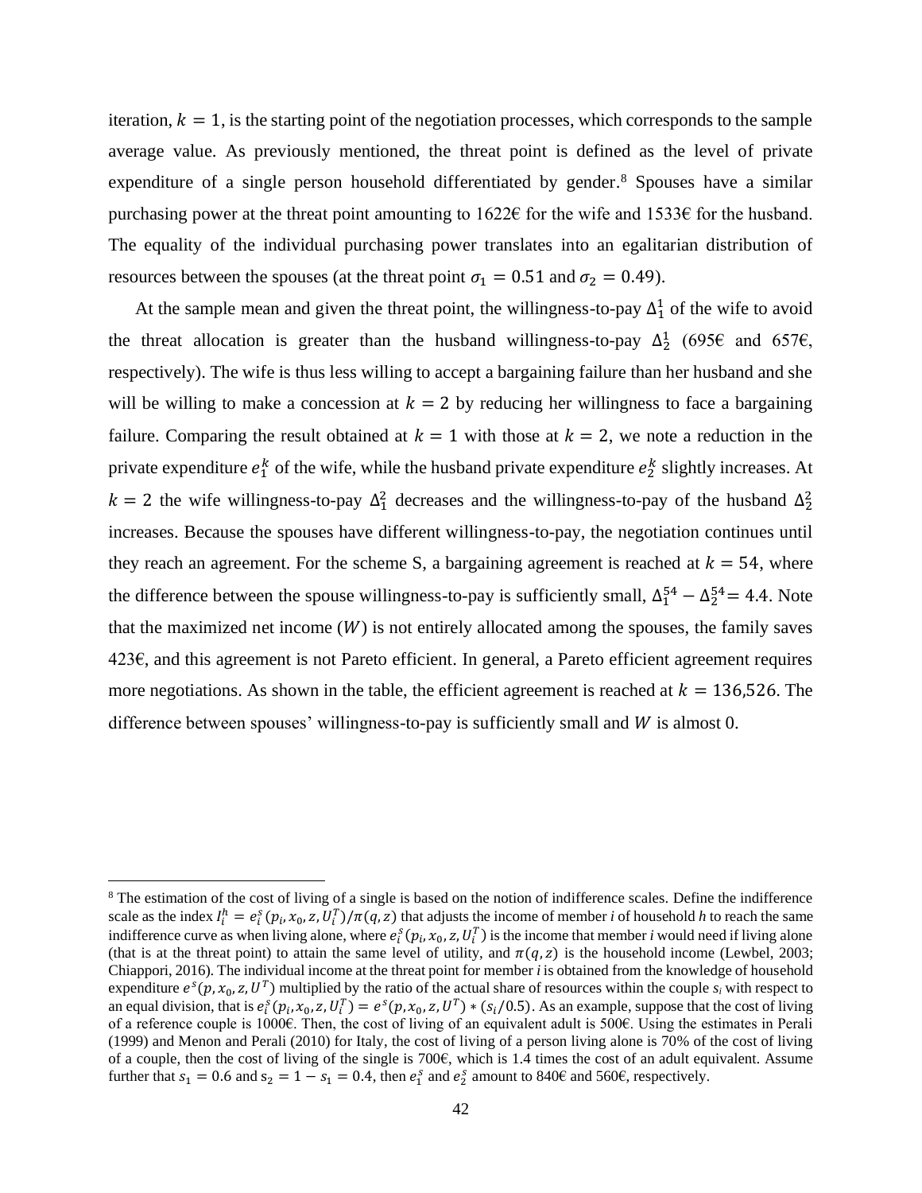iteration, $k = 1$, is the starting point of the negotiation processes, which corresponds to the sample average value. As previously mentioned, the threat point is defined as the level of private expenditure of a single person household differentiated by gender.[8] Spouses have a similar purchasing power at the threat point amounting to 1622€ for the wife and 1533€ for the husband. The equality of the individual purchasing power translates into an egalitarian distribution of resources between the spouses (at the threat point $\sigma_1 = 0.51$ and $\sigma_2 = 0.49$).

At the sample mean and given the threat point, the willingness-to-pay $\Delta_1^1$ of the wife to avoid the threat allocation is greater than the husband willingness-to-pay $\Delta_2^1$ (695€ and 657€, respectively). The wife is thus less willing to accept a bargaining failure than her husband and she will be willing to make a concession at $k = 2$ by reducing her willingness to face a bargaining failure. Comparing the result obtained at $k = 1$ with those at $k = 2$, we note a reduction in the private expenditure $e_1^k$ of the wife, while the husband private expenditure $e_2^k$ slightly increases. At $k = 2$ the wife willingness-to-pay $\Delta_1^2$ decreases and the willingness-to-pay of the husband $\Delta_2^2$ increases. Because the spouses have different willingness-to-pay, the negotiation continues until they reach an agreement. For the scheme S, a bargaining agreement is reached at $k = 54$, where the difference between the spouse willingness-to-pay is sufficiently small, $\Delta_1^{54} - \Delta_2^{54} = 4.4$. Note that the maximized net income ($W$) is not entirely allocated among the spouses, the family saves 423€, and this agreement is not Pareto efficient. In general, a Pareto efficient agreement requires more negotiations. As shown in the table, the efficient agreement is reached at $k = 136{,}526$. The difference between spouses' willingness-to-pay is sufficiently small and $W$ is almost 0.

[8] The estimation of the cost of living of a single is based on the notion of indifference scales. Define the indifference scale as the index $I_i^h = e_i^s(p_i, x_0, z, U_i^T)/\pi(q, z)$ that adjusts the income of member *i* of household *h* to reach the same indifference curve as when living alone, where $e_i^s(p_i, x_0, z, U_i^T)$ is the income that member *i* would need if living alone (that is at the threat point) to attain the same level of utility, and $\pi(q, z)$ is the household income (Lewbel, 2003; Chiappori, 2016). The individual income at the threat point for member *i* is obtained from the knowledge of household expenditure $e^s(p, x_0, z, U^T)$ multiplied by the ratio of the actual share of resources within the couple $s_i$ with respect to an equal division, that is $e_i^s(p_i, x_0, z, U_i^T) = e^s(p, x_0, z, U^T) * (s_i/0.5)$. As an example, suppose that the cost of living of a reference couple is 1000€. Then, the cost of living of an equivalent adult is 500€. Using the estimates in Perali (1999) and Menon and Perali (2010) for Italy, the cost of living of a person living alone is 70% of the cost of living of a couple, then the cost of living of the single is 700€, which is 1.4 times the cost of an adult equivalent. Assume further that $s_1 = 0.6$ and $s_2 = 1 - s_1 = 0.4$, then $e_1^s$ and $e_2^s$ amount to 840€ and 560€, respectively.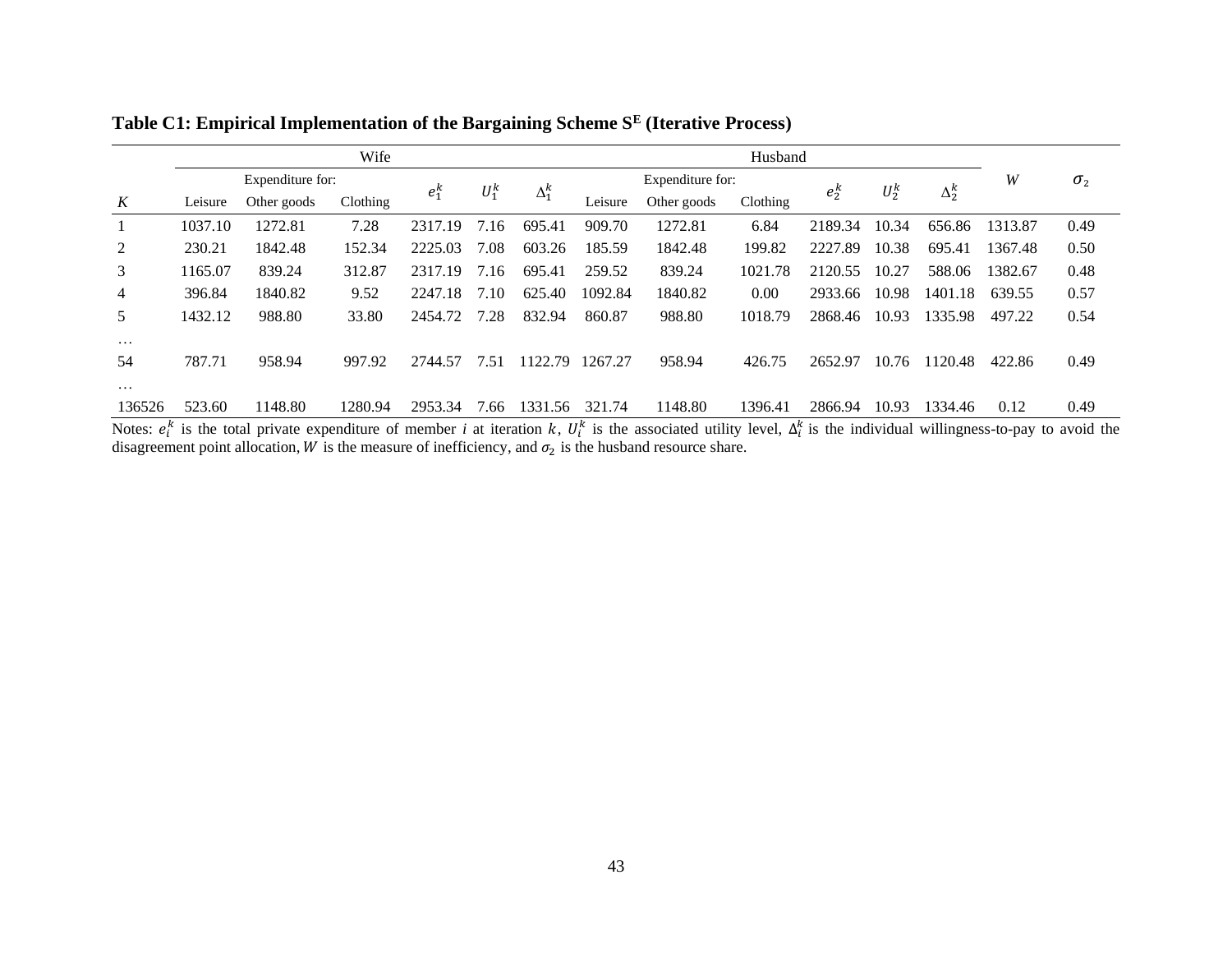**Table C1: Empirical Implementation of the Bargaining Scheme S[E] (Iterative Process)**

| | Wife | | | | | | Husband | | | | | | | |
|---|---|---|---|---|---|---|---|---|---|---|---|---|---|---|
| | Expenditure for: | | | | | | Expenditure for: | | | | | | | |
| $K$ | Leisure | Other goods | Clothing | $e_1^k$ | $U_1^k$ | $\Delta_1^k$ | Leisure | Other goods | Clothing | $e_2^k$ | $U_2^k$ | $\Delta_2^k$ | $W$ | $\sigma_2$ |
| 1 | 1037.10 | 1272.81 | 7.28 | 2317.19 | 7.16 | 695.41 | 909.70 | 1272.81 | 6.84 | 2189.34 | 10.34 | 656.86 | 1313.87 | 0.49 |
| 2 | 230.21 | 1842.48 | 152.34 | 2225.03 | 7.08 | 603.26 | 185.59 | 1842.48 | 199.82 | 2227.89 | 10.38 | 695.41 | 1367.48 | 0.50 |
| 3 | 1165.07 | 839.24 | 312.87 | 2317.19 | 7.16 | 695.41 | 259.52 | 839.24 | 1021.78 | 2120.55 | 10.27 | 588.06 | 1382.67 | 0.48 |
| 4 | 396.84 | 1840.82 | 9.52 | 2247.18 | 7.10 | 625.40 | 1092.84 | 1840.82 | 0.00 | 2933.66 | 10.98 | 1401.18 | 639.55 | 0.57 |
| 5 | 1432.12 | 988.80 | 33.80 | 2454.72 | 7.28 | 832.94 | 860.87 | 988.80 | 1018.79 | 2868.46 | 10.93 | 1335.98 | 497.22 | 0.54 |
| … | | | | | | | | | | | | | | |
| 54 | 787.71 | 958.94 | 997.92 | 2744.57 | 7.51 | 1122.79 | 1267.27 | 958.94 | 426.75 | 2652.97 | 10.76 | 1120.48 | 422.86 | 0.49 |
| … | | | | | | | | | | | | | | |
| 136526 | 523.60 | 1148.80 | 1280.94 | 2953.34 | 7.66 | 1331.56 | 321.74 | 1148.80 | 1396.41 | 2866.94 | 10.93 | 1334.46 | 0.12 | 0.49 |

Notes: $e_i^k$ is the total private expenditure of member $i$ at iteration $k$, $U_i^k$ is the associated utility level, $\Delta_i^k$ is the individual willingness-to-pay to avoid the disagreement point allocation, $W$ is the measure of inefficiency, and $\sigma_2$ is the husband resource share.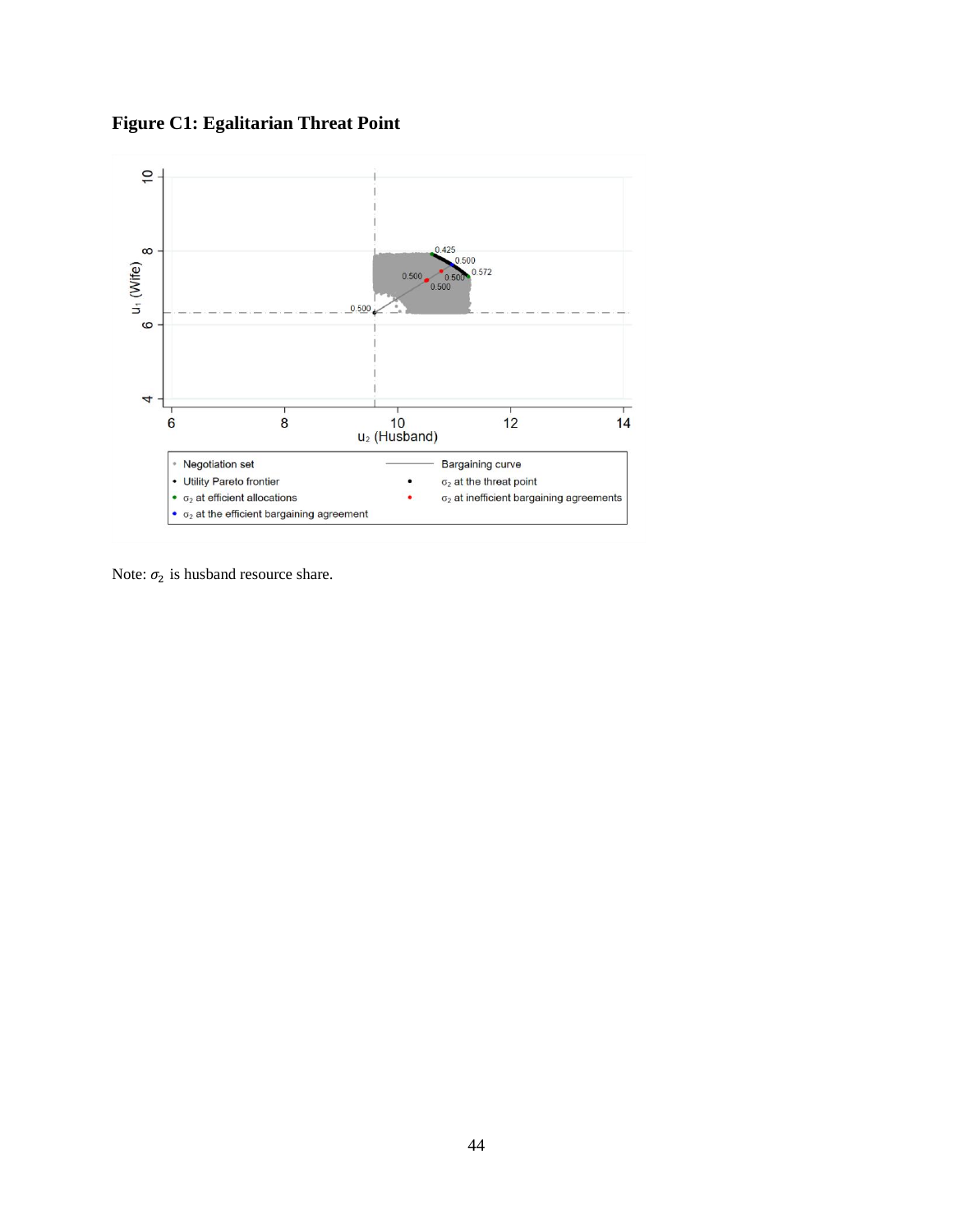**Figure C1: Egalitarian Threat Point**

Note: $\sigma_2$ is husband resource share.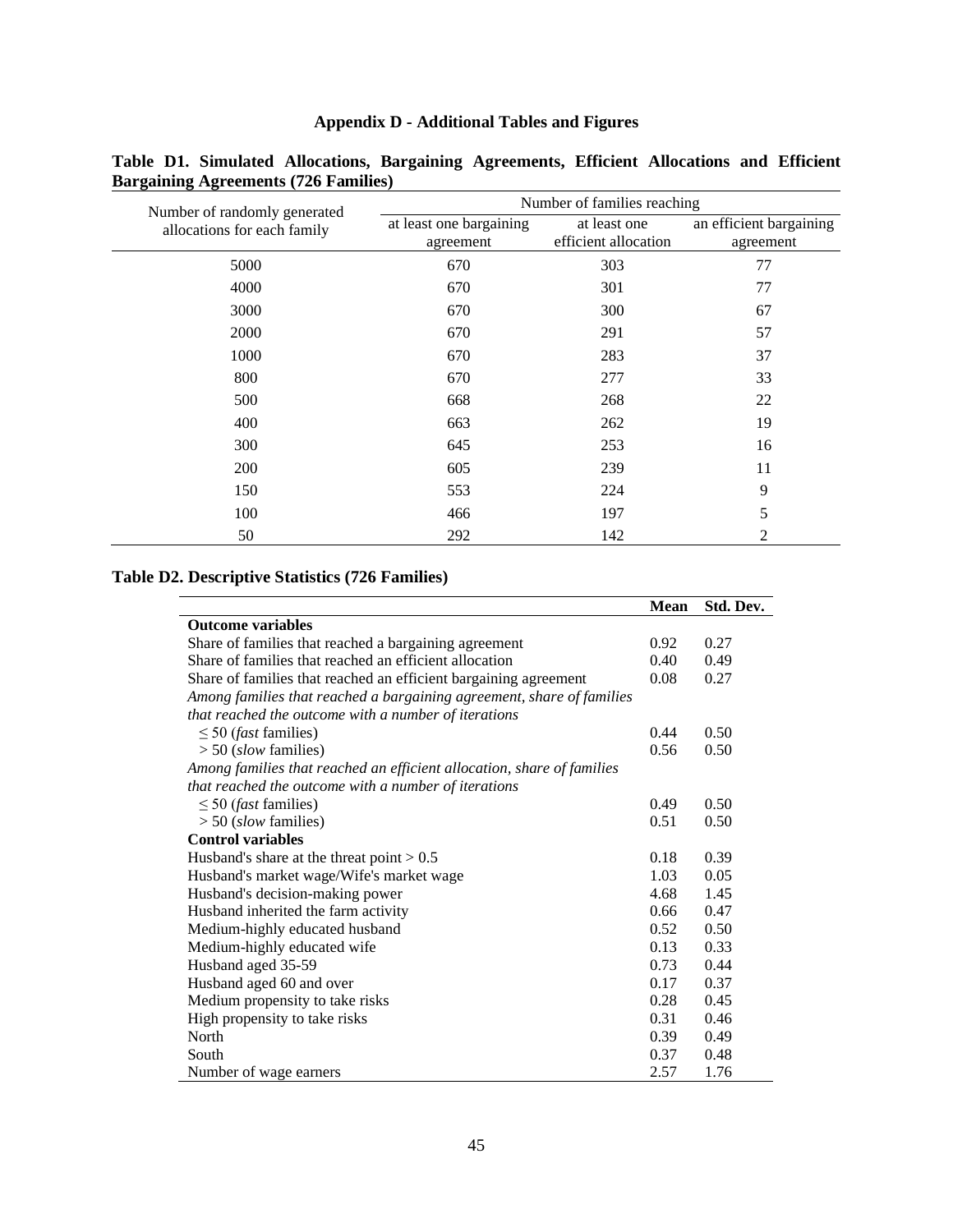## Appendix D - Additional Tables and Figures

**Table D1. Simulated Allocations, Bargaining Agreements, Efficient Allocations and Efficient Bargaining Agreements (726 Families)**

| Number of randomly generated allocations for each family | Number of families reaching | | |
|---|---|---|---|
| | at least one bargaining agreement | at least one efficient allocation | an efficient bargaining agreement |
| 5000 | 670 | 303 | 77 |
| 4000 | 670 | 301 | 77 |
| 3000 | 670 | 300 | 67 |
| 2000 | 670 | 291 | 57 |
| 1000 | 670 | 283 | 37 |
| 800 | 670 | 277 | 33 |
| 500 | 668 | 268 | 22 |
| 400 | 663 | 262 | 19 |
| 300 | 645 | 253 | 16 |
| 200 | 605 | 239 | 11 |
| 150 | 553 | 224 | 9 |
| 100 | 466 | 197 | 5 |
| 50 | 292 | 142 | 2 |

**Table D2. Descriptive Statistics (726 Families)**

| | **Mean** | **Std. Dev.** |
|---|---|---|
| **Outcome variables** | | |
| Share of families that reached a bargaining agreement | 0.92 | 0.27 |
| Share of families that reached an efficient allocation | 0.40 | 0.49 |
| Share of families that reached an efficient bargaining agreement | 0.08 | 0.27 |
| *Among families that reached a bargaining agreement, share of families that reached the outcome with a number of iterations* | | |
| $\leq 50$ (*fast* families) | 0.44 | 0.50 |
| $> 50$ (*slow* families) | 0.56 | 0.50 |
| *Among families that reached an efficient allocation, share of families that reached the outcome with a number of iterations* | | |
| $\leq 50$ (*fast* families) | 0.49 | 0.50 |
| $> 50$ (*slow* families) | 0.51 | 0.50 |
| **Control variables** | | |
| Husband's share at the threat point $> 0.5$ | 0.18 | 0.39 |
| Husband's market wage/Wife's market wage | 1.03 | 0.05 |
| Husband's decision-making power | 4.68 | 1.45 |
| Husband inherited the farm activity | 0.66 | 0.47 |
| Medium-highly educated husband | 0.52 | 0.50 |
| Medium-highly educated wife | 0.13 | 0.33 |
| Husband aged 35-59 | 0.73 | 0.44 |
| Husband aged 60 and over | 0.17 | 0.37 |
| Medium propensity to take risks | 0.28 | 0.45 |
| High propensity to take risks | 0.31 | 0.46 |
| North | 0.39 | 0.49 |
| South | 0.37 | 0.48 |
| Number of wage earners | 2.57 | 1.76 |